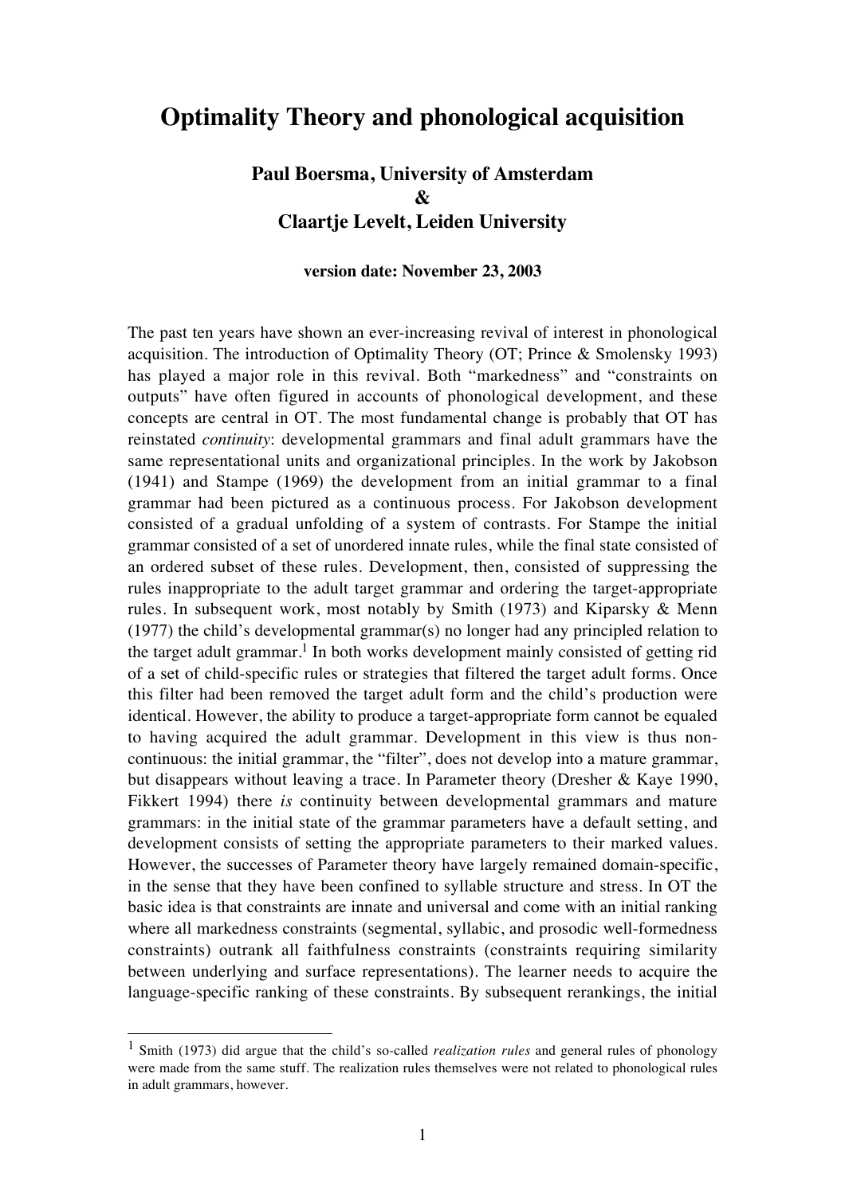# Optimality Theory and phonological acquisition

**Paul Boersma, University of Amsterdam**
**&**
**Claartje Levelt, Leiden University**

**version date: November 23, 2003**

The past ten years have shown an ever-increasing revival of interest in phonological acquisition. The introduction of Optimality Theory (OT; Prince & Smolensky 1993) has played a major role in this revival. Both "markedness" and "constraints on outputs" have often figured in accounts of phonological development, and these concepts are central in OT. The most fundamental change is probably that OT has reinstated *continuity*: developmental grammars and final adult grammars have the same representational units and organizational principles. In the work by Jakobson (1941) and Stampe (1969) the development from an initial grammar to a final grammar had been pictured as a continuous process. For Jakobson development consisted of a gradual unfolding of a system of contrasts. For Stampe the initial grammar consisted of a set of unordered innate rules, while the final state consisted of an ordered subset of these rules. Development, then, consisted of suppressing the rules inappropriate to the adult target grammar and ordering the target-appropriate rules. In subsequent work, most notably by Smith (1973) and Kiparsky & Menn (1977) the child's developmental grammar(s) no longer had any principled relation to the target adult grammar.[1] In both works development mainly consisted of getting rid of a set of child-specific rules or strategies that filtered the target adult forms. Once this filter had been removed the target adult form and the child's production were identical. However, the ability to produce a target-appropriate form cannot be equaled to having acquired the adult grammar. Development in this view is thus non-continuous: the initial grammar, the "filter", does not develop into a mature grammar, but disappears without leaving a trace. In Parameter theory (Dresher & Kaye 1990, Fikkert 1994) there *is* continuity between developmental grammars and mature grammars: in the initial state of the grammar parameters have a default setting, and development consists of setting the appropriate parameters to their marked values. However, the successes of Parameter theory have largely remained domain-specific, in the sense that they have been confined to syllable structure and stress. In OT the basic idea is that constraints are innate and universal and come with an initial ranking where all markedness constraints (segmental, syllabic, and prosodic well-formedness constraints) outrank all faithfulness constraints (constraints requiring similarity between underlying and surface representations). The learner needs to acquire the language-specific ranking of these constraints. By subsequent rerankings, the initial

[1] Smith (1973) did argue that the child's so-called *realization rules* and general rules of phonology were made from the same stuff. The realization rules themselves were not related to phonological rules in adult grammars, however.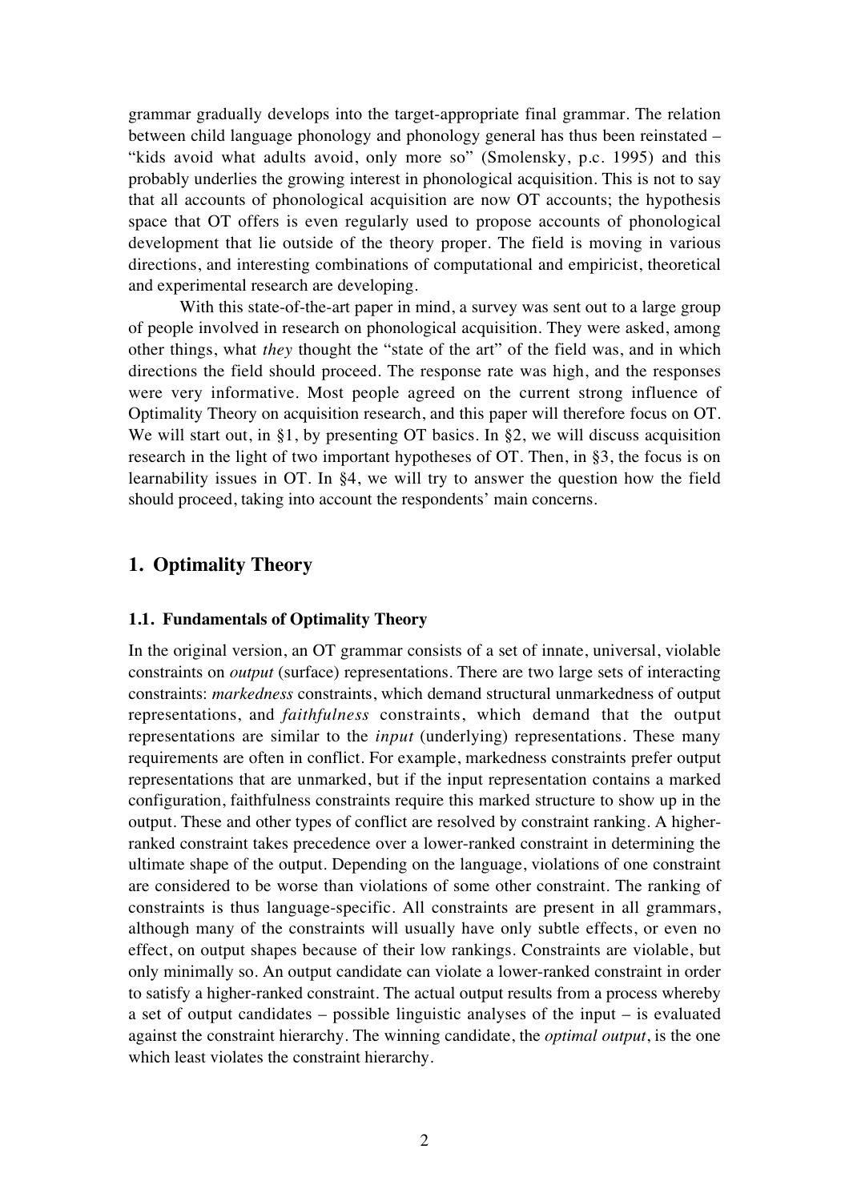grammar gradually develops into the target-appropriate final grammar. The relation between child language phonology and phonology general has thus been reinstated – "kids avoid what adults avoid, only more so" (Smolensky, p.c. 1995) and this probably underlies the growing interest in phonological acquisition. This is not to say that all accounts of phonological acquisition are now OT accounts; the hypothesis space that OT offers is even regularly used to propose accounts of phonological development that lie outside of the theory proper. The field is moving in various directions, and interesting combinations of computational and empiricist, theoretical and experimental research are developing.

With this state-of-the-art paper in mind, a survey was sent out to a large group of people involved in research on phonological acquisition. They were asked, among other things, what *they* thought the "state of the art" of the field was, and in which directions the field should proceed. The response rate was high, and the responses were very informative. Most people agreed on the current strong influence of Optimality Theory on acquisition research, and this paper will therefore focus on OT. We will start out, in §1, by presenting OT basics. In §2, we will discuss acquisition research in the light of two important hypotheses of OT. Then, in §3, the focus is on learnability issues in OT. In §4, we will try to answer the question how the field should proceed, taking into account the respondents' main concerns.

## 1. Optimality Theory

### 1.1. Fundamentals of Optimality Theory

In the original version, an OT grammar consists of a set of innate, universal, violable constraints on *output* (surface) representations. There are two large sets of interacting constraints: *markedness* constraints, which demand structural unmarkedness of output representations, and *faithfulness* constraints, which demand that the output representations are similar to the *input* (underlying) representations. These many requirements are often in conflict. For example, markedness constraints prefer output representations that are unmarked, but if the input representation contains a marked configuration, faithfulness constraints require this marked structure to show up in the output. These and other types of conflict are resolved by constraint ranking. A higher-ranked constraint takes precedence over a lower-ranked constraint in determining the ultimate shape of the output. Depending on the language, violations of one constraint are considered to be worse than violations of some other constraint. The ranking of constraints is thus language-specific. All constraints are present in all grammars, although many of the constraints will usually have only subtle effects, or even no effect, on output shapes because of their low rankings. Constraints are violable, but only minimally so. An output candidate can violate a lower-ranked constraint in order to satisfy a higher-ranked constraint. The actual output results from a process whereby a set of output candidates – possible linguistic analyses of the input – is evaluated against the constraint hierarchy. The winning candidate, the *optimal output*, is the one which least violates the constraint hierarchy.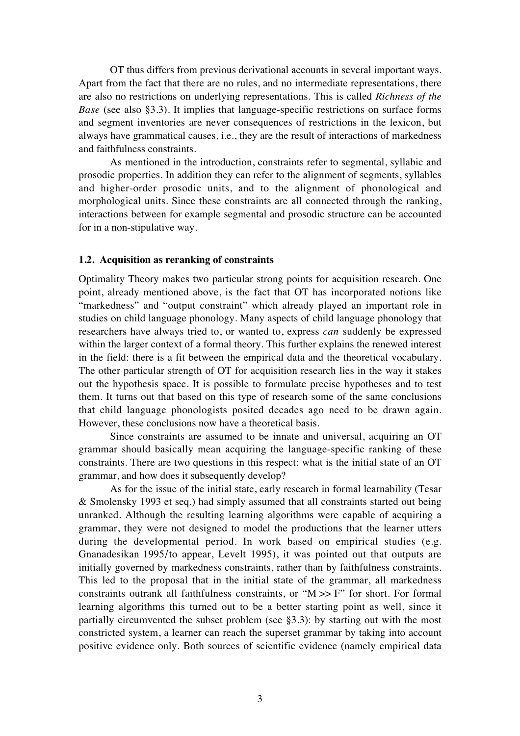OT thus differs from previous derivational accounts in several important ways. Apart from the fact that there are no rules, and no intermediate representations, there are also no restrictions on underlying representations. This is called *Richness of the Base* (see also §3.3). It implies that language-specific restrictions on surface forms and segment inventories are never consequences of restrictions in the lexicon, but always have grammatical causes, i.e., they are the result of interactions of markedness and faithfulness constraints.

As mentioned in the introduction, constraints refer to segmental, syllabic and prosodic properties. In addition they can refer to the alignment of segments, syllables and higher-order prosodic units, and to the alignment of phonological and morphological units. Since these constraints are all connected through the ranking, interactions between for example segmental and prosodic structure can be accounted for in a non-stipulative way.

### 1.2. Acquisition as reranking of constraints

Optimality Theory makes two particular strong points for acquisition research. One point, already mentioned above, is the fact that OT has incorporated notions like "markedness" and "output constraint" which already played an important role in studies on child language phonology. Many aspects of child language phonology that researchers have always tried to, or wanted to, express *can* suddenly be expressed within the larger context of a formal theory. This further explains the renewed interest in the field: there is a fit between the empirical data and the theoretical vocabulary. The other particular strength of OT for acquisition research lies in the way it stakes out the hypothesis space. It is possible to formulate precise hypotheses and to test them. It turns out that based on this type of research some of the same conclusions that child language phonologists posited decades ago need to be drawn again. However, these conclusions now have a theoretical basis.

Since constraints are assumed to be innate and universal, acquiring an OT grammar should basically mean acquiring the language-specific ranking of these constraints. There are two questions in this respect: what is the initial state of an OT grammar, and how does it subsequently develop?

As for the issue of the initial state, early research in formal learnability (Tesar & Smolensky 1993 et seq.) had simply assumed that all constraints started out being unranked. Although the resulting learning algorithms were capable of acquiring a grammar, they were not designed to model the productions that the learner utters during the developmental period. In work based on empirical studies (e.g. Gnanadesikan 1995/to appear, Levelt 1995), it was pointed out that outputs are initially governed by markedness constraints, rather than by faithfulness constraints. This led to the proposal that in the initial state of the grammar, all markedness constraints outrank all faithfulness constraints, or "M >> F" for short. For formal learning algorithms this turned out to be a better starting point as well, since it partially circumvented the subset problem (see §3.3): by starting out with the most constricted system, a learner can reach the superset grammar by taking into account positive evidence only. Both sources of scientific evidence (namely empirical data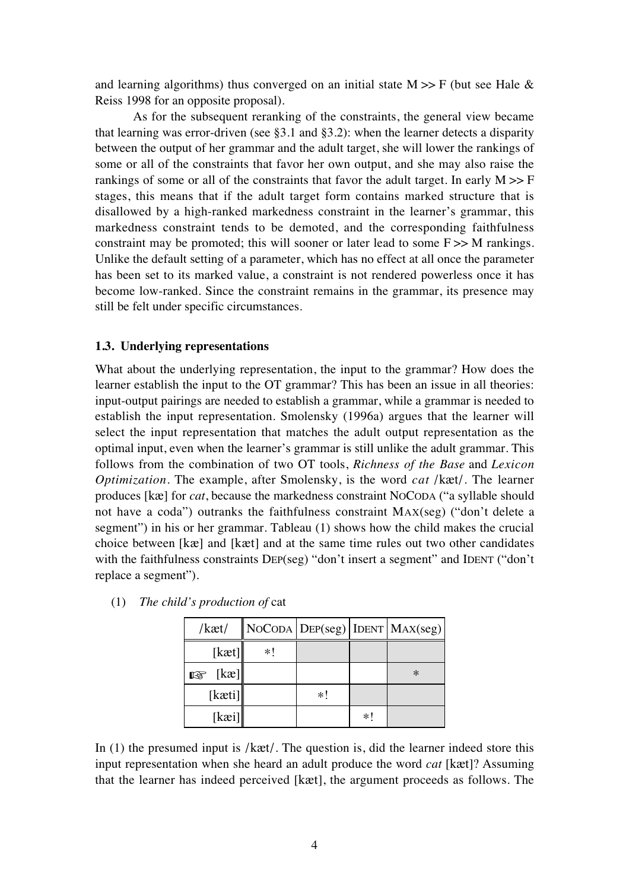and learning algorithms) thus converged on an initial state M >> F (but see Hale & Reiss 1998 for an opposite proposal).

As for the subsequent reranking of the constraints, the general view became that learning was error-driven (see §3.1 and §3.2): when the learner detects a disparity between the output of her grammar and the adult target, she will lower the rankings of some or all of the constraints that favor her own output, and she may also raise the rankings of some or all of the constraints that favor the adult target. In early M >> F stages, this means that if the adult target form contains marked structure that is disallowed by a high-ranked markedness constraint in the learner's grammar, this markedness constraint tends to be demoted, and the corresponding faithfulness constraint may be promoted; this will sooner or later lead to some F >> M rankings. Unlike the default setting of a parameter, which has no effect at all once the parameter has been set to its marked value, a constraint is not rendered powerless once it has become low-ranked. Since the constraint remains in the grammar, its presence may still be felt under specific circumstances.

### 1.3. Underlying representations

What about the underlying representation, the input to the grammar? How does the learner establish the input to the OT grammar? This has been an issue in all theories: input-output pairings are needed to establish a grammar, while a grammar is needed to establish the input representation. Smolensky (1996a) argues that the learner will select the input representation that matches the adult output representation as the optimal input, even when the learner's grammar is still unlike the adult grammar. This follows from the combination of two OT tools, *Richness of the Base* and *Lexicon Optimization*. The example, after Smolensky, is the word *cat* /kæt/. The learner produces [kæ] for *cat*, because the markedness constraint NoCoda ("a syllable should not have a coda") outranks the faithfulness constraint Max(seg) ("don't delete a segment") in his or her grammar. Tableau (1) shows how the child makes the crucial choice between [kæ] and [kæt] and at the same time rules out two other candidates with the faithfulness constraints Dep(seg) "don't insert a segment" and Ident ("don't replace a segment").

(1) *The child's production of* cat

| /kæt/ | NoCoda | Dep(seg) | Ident | Max(seg) |
|---|---|---|---|---|
| [kæt] | *! | | | |
| ☞ [kæ] | | | | * |
| [kæti] | | *! | | |
| [kæi] | | | *! | |

In (1) the presumed input is /kæt/. The question is, did the learner indeed store this input representation when she heard an adult produce the word *cat* [kæt]? Assuming that the learner has indeed perceived [kæt], the argument proceeds as follows. The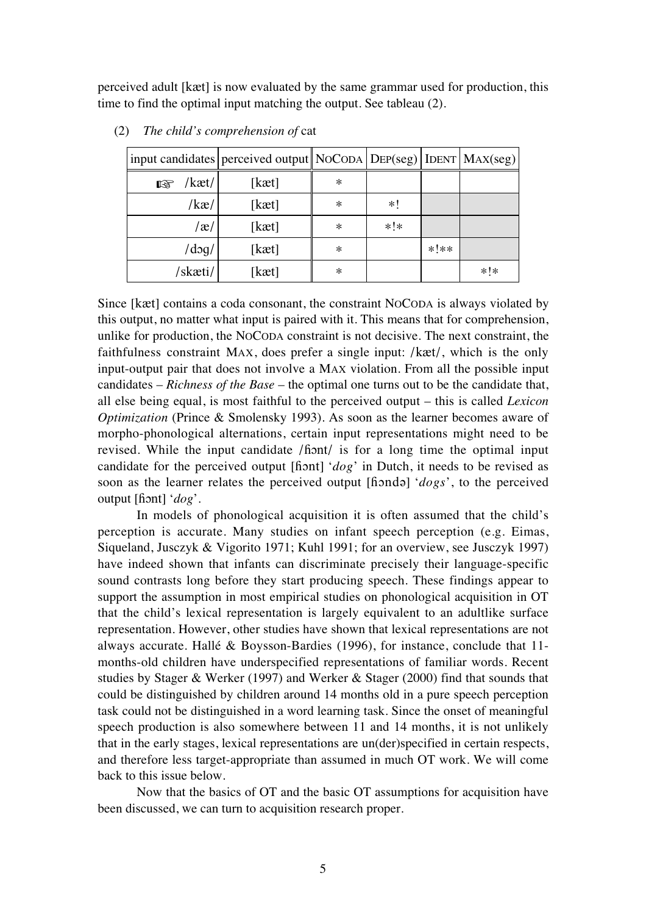perceived adult [kæt] is now evaluated by the same grammar used for production, this time to find the optimal input matching the output. See tableau (2).

(2) *The child's comprehension of* cat

| input candidates | perceived output | NoCoda | Dep(seg) | Ident | Max(seg) |
|---|---|---|---|---|---|
| ☞ /kæt/ | [kæt] | * | | | |
| /kæ/ | [kæt] | * | *! | | |
| /æ/ | [kæt] | * | *!* | | |
| /dɔg/ | [kæt] | * | | *!** | |
| /skæti/ | [kæt] | * | | | *!* |

Since [kæt] contains a coda consonant, the constraint NoCoda is always violated by this output, no matter what input is paired with it. This means that for comprehension, unlike for production, the NoCoda constraint is not decisive. The next constraint, the faithfulness constraint Max, does prefer a single input: /kæt/, which is the only input-output pair that does not involve a Max violation. From all the possible input candidates – *Richness of the Base* – the optimal one turns out to be the candidate that, all else being equal, is most faithful to the perceived output – this is called *Lexicon Optimization* (Prince & Smolensky 1993). As soon as the learner becomes aware of morpho-phonological alternations, certain input representations might need to be revised. While the input candidate /ɦɔnt/ is for a long time the optimal input candidate for the perceived output [ɦɔnt] '*dog*' in Dutch, it needs to be revised as soon as the learner relates the perceived output [ɦɔndə] '*dogs*', to the perceived output [ɦɔnt] '*dog*'.

In models of phonological acquisition it is often assumed that the child's perception is accurate. Many studies on infant speech perception (e.g. Eimas, Siqueland, Jusczyk & Vigorito 1971; Kuhl 1991; for an overview, see Jusczyk 1997) have indeed shown that infants can discriminate precisely their language-specific sound contrasts long before they start producing speech. These findings appear to support the assumption in most empirical studies on phonological acquisition in OT that the child's lexical representation is largely equivalent to an adultlike surface representation. However, other studies have shown that lexical representations are not always accurate. Hallé & Boysson-Bardies (1996), for instance, conclude that 11-months-old children have underspecified representations of familiar words. Recent studies by Stager & Werker (1997) and Werker & Stager (2000) find that sounds that could be distinguished by children around 14 months old in a pure speech perception task could not be distinguished in a word learning task. Since the onset of meaningful speech production is also somewhere between 11 and 14 months, it is not unlikely that in the early stages, lexical representations are un(der)specified in certain respects, and therefore less target-appropriate than assumed in much OT work. We will come back to this issue below.

Now that the basics of OT and the basic OT assumptions for acquisition have been discussed, we can turn to acquisition research proper.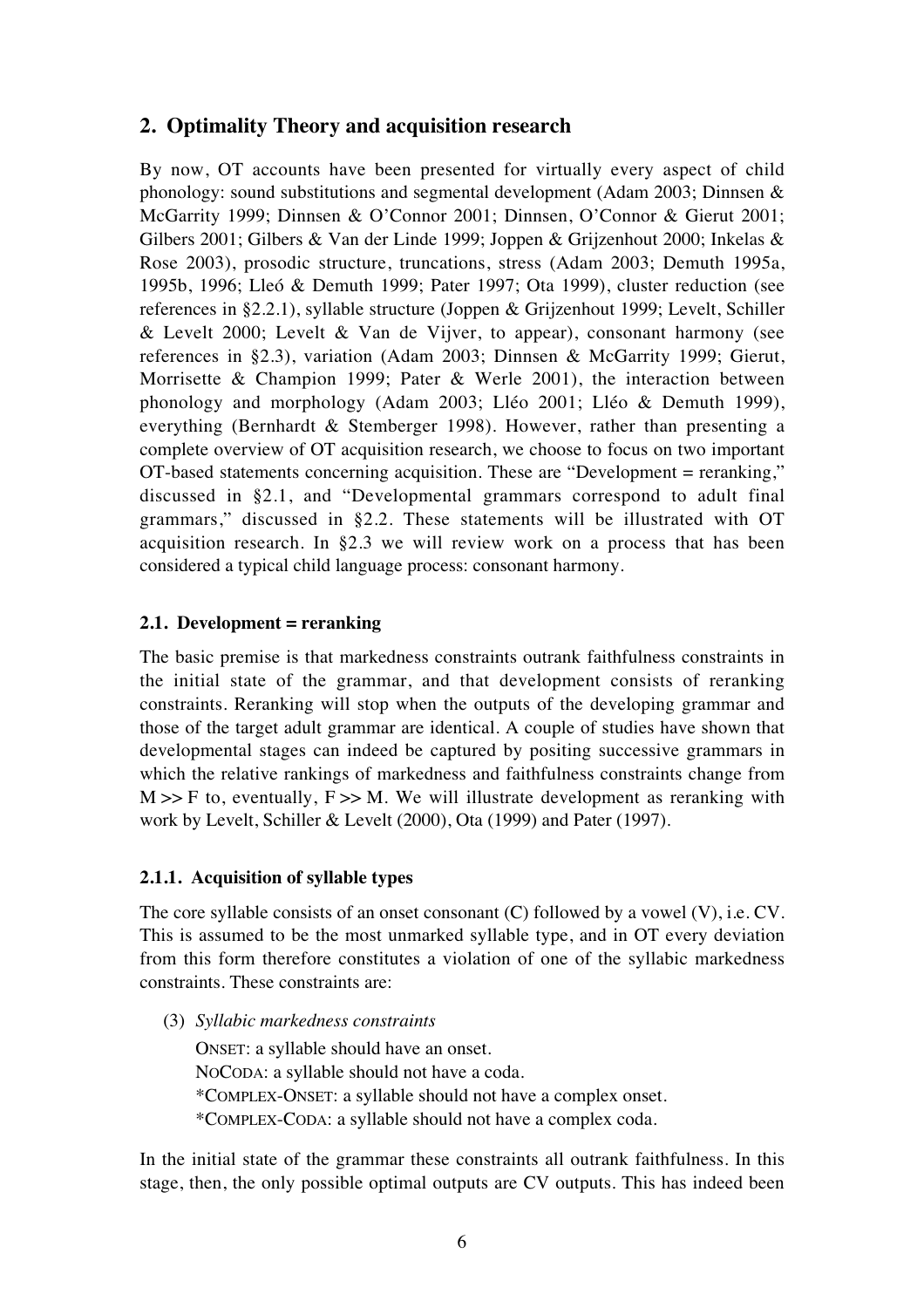## 2. Optimality Theory and acquisition research

By now, OT accounts have been presented for virtually every aspect of child phonology: sound substitutions and segmental development (Adam 2003; Dinnsen & McGarrity 1999; Dinnsen & O'Connor 2001; Dinnsen, O'Connor & Gierut 2001; Gilbers 2001; Gilbers & Van der Linde 1999; Joppen & Grijzenhout 2000; Inkelas & Rose 2003), prosodic structure, truncations, stress (Adam 2003; Demuth 1995a, 1995b, 1996; Lleó & Demuth 1999; Pater 1997; Ota 1999), cluster reduction (see references in §2.2.1), syllable structure (Joppen & Grijzenhout 1999; Levelt, Schiller & Levelt 2000; Levelt & Van de Vijver, to appear), consonant harmony (see references in §2.3), variation (Adam 2003; Dinnsen & McGarrity 1999; Gierut, Morrisette & Champion 1999; Pater & Werle 2001), the interaction between phonology and morphology (Adam 2003; Lléo 2001; Lléo & Demuth 1999), everything (Bernhardt & Stemberger 1998). However, rather than presenting a complete overview of OT acquisition research, we choose to focus on two important OT-based statements concerning acquisition. These are "Development = reranking," discussed in §2.1, and "Developmental grammars correspond to adult final grammars," discussed in §2.2. These statements will be illustrated with OT acquisition research. In §2.3 we will review work on a process that has been considered a typical child language process: consonant harmony.

### 2.1. Development = reranking

The basic premise is that markedness constraints outrank faithfulness constraints in the initial state of the grammar, and that development consists of reranking constraints. Reranking will stop when the outputs of the developing grammar and those of the target adult grammar are identical. A couple of studies have shown that developmental stages can indeed be captured by positing successive grammars in which the relative rankings of markedness and faithfulness constraints change from M >> F to, eventually, F >> M. We will illustrate development as reranking with work by Levelt, Schiller & Levelt (2000), Ota (1999) and Pater (1997).

#### 2.1.1. Acquisition of syllable types

The core syllable consists of an onset consonant (C) followed by a vowel (V), i.e. CV. This is assumed to be the most unmarked syllable type, and in OT every deviation from this form therefore constitutes a violation of one of the syllabic markedness constraints. These constraints are:

(3) *Syllabic markedness constraints*

ONSET: a syllable should have an onset.
NOCODA: a syllable should not have a coda.
*COMPLEX-ONSET: a syllable should not have a complex onset.
*COMPLEX-CODA: a syllable should not have a complex coda.

In the initial state of the grammar these constraints all outrank faithfulness. In this stage, then, the only possible optimal outputs are CV outputs. This has indeed been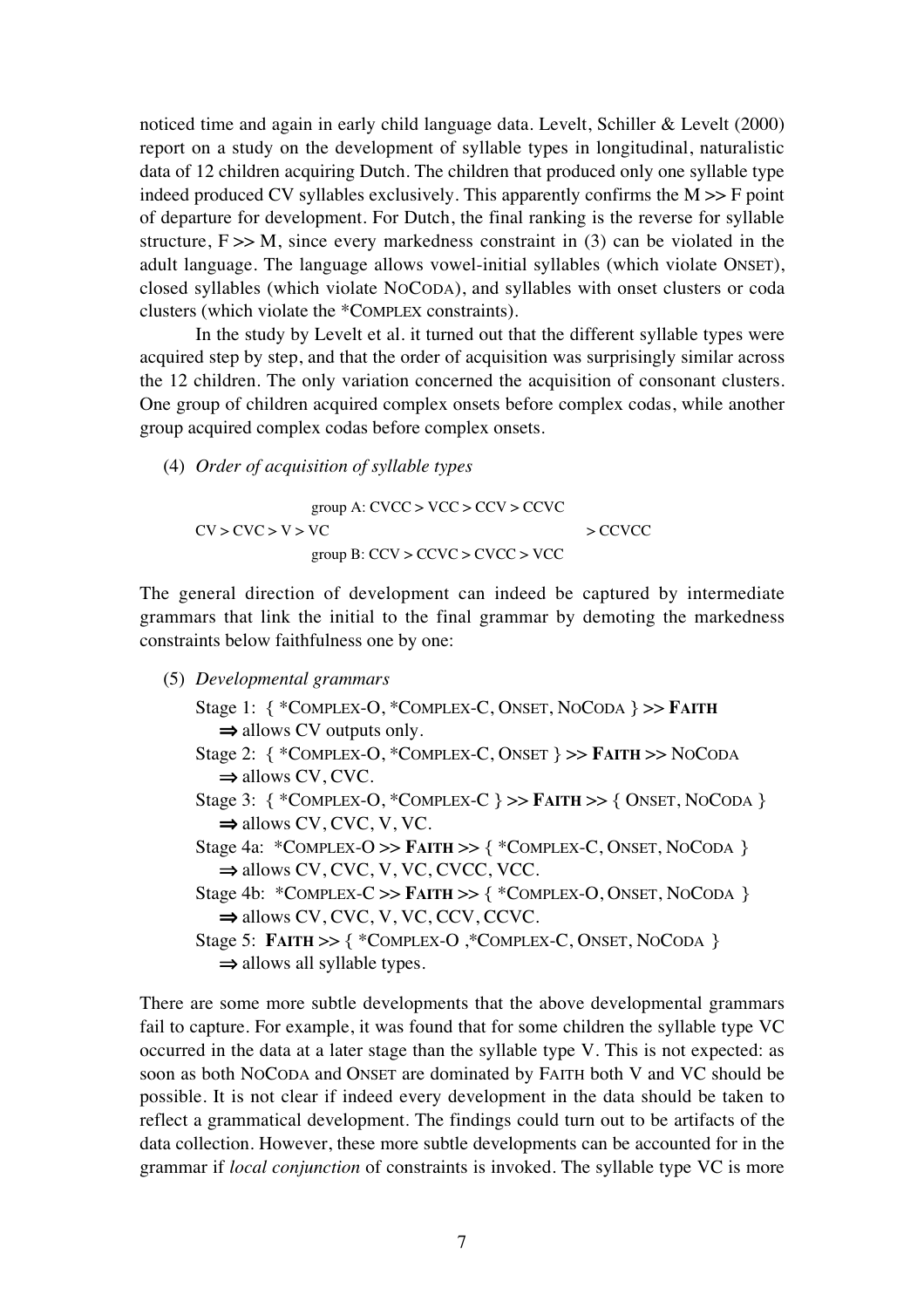noticed time and again in early child language data. Levelt, Schiller & Levelt (2000) report on a study on the development of syllable types in longitudinal, naturalistic data of 12 children acquiring Dutch. The children that produced only one syllable type indeed produced CV syllables exclusively. This apparently confirms the M >> F point of departure for development. For Dutch, the final ranking is the reverse for syllable structure, F >> M, since every markedness constraint in (3) can be violated in the adult language. The language allows vowel-initial syllables (which violate ONSET), closed syllables (which violate NOCODA), and syllables with onset clusters or coda clusters (which violate the *COMPLEX constraints).

In the study by Levelt et al. it turned out that the different syllable types were acquired step by step, and that the order of acquisition was surprisingly similar across the 12 children. The only variation concerned the acquisition of consonant clusters. One group of children acquired complex onsets before complex codas, while another group acquired complex codas before complex onsets.

(4) *Order of acquisition of syllable types*

```
                    group A: CVCC > VCC > CCV > CCVC
CV > CVC > V > VC                                        > CCVCC
                    group B: CCV > CCVC > CVCC > VCC
```

The general direction of development can indeed be captured by intermediate grammars that link the initial to the final grammar by demoting the markedness constraints below faithfulness one by one:

(5) *Developmental grammars*

Stage 1: { *COMPLEX-O, *COMPLEX-C, ONSET, NOCODA } >> **FAITH**
⇒ allows CV outputs only.

Stage 2: { *COMPLEX-O, *COMPLEX-C, ONSET } >> **FAITH** >> NOCODA
⇒ allows CV, CVC.

Stage 3: { *COMPLEX-O, *COMPLEX-C } >> **FAITH** >> { ONSET, NOCODA }
⇒ allows CV, CVC, V, VC.

Stage 4a: *COMPLEX-O >> **FAITH** >> { *COMPLEX-C, ONSET, NOCODA }
⇒ allows CV, CVC, V, VC, CVCC, VCC.

Stage 4b: *COMPLEX-C >> **FAITH** >> { *COMPLEX-O, ONSET, NOCODA }
⇒ allows CV, CVC, V, VC, CCV, CCVC.

Stage 5: **FAITH** >> { *COMPLEX-O ,*COMPLEX-C, ONSET, NOCODA }
⇒ allows all syllable types.

There are some more subtle developments that the above developmental grammars fail to capture. For example, it was found that for some children the syllable type VC occurred in the data at a later stage than the syllable type V. This is not expected: as soon as both NOCODA and ONSET are dominated by FAITH both V and VC should be possible. It is not clear if indeed every development in the data should be taken to reflect a grammatical development. The findings could turn out to be artifacts of the data collection. However, these more subtle developments can be accounted for in the grammar if *local conjunction* of constraints is invoked. The syllable type VC is more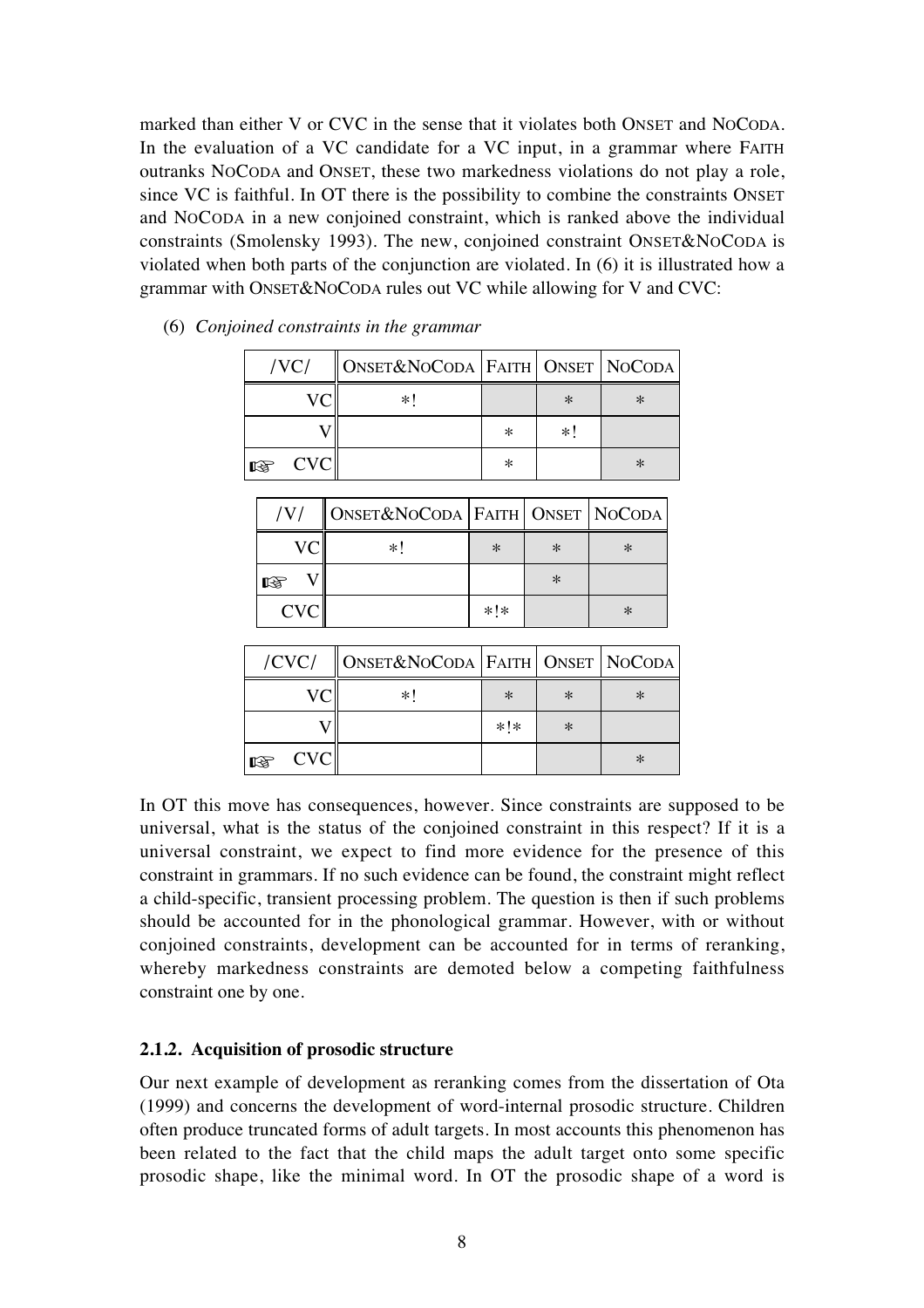marked than either V or CVC in the sense that it violates both ONSET and NOCODA. In the evaluation of a VC candidate for a VC input, in a grammar where FAITH outranks NOCODA and ONSET, these two markedness violations do not play a role, since VC is faithful. In OT there is the possibility to combine the constraints ONSET and NOCODA in a new conjoined constraint, which is ranked above the individual constraints (Smolensky 1993). The new, conjoined constraint ONSET&NOCODA is violated when both parts of the conjunction are violated. In (6) it is illustrated how a grammar with ONSET&NOCODA rules out VC while allowing for V and CVC:

(6) *Conjoined constraints in the grammar*

| /VC/ | ONSET&NOCODA | FAITH | ONSET | NOCODA |
|---|---|---|---|---|
| VC | *! | | * | * |
| V | | * | *! | |
| ☞ CVC | | * | | * |

| /V/ | ONSET&NOCODA | FAITH | ONSET | NOCODA |
|---|---|---|---|---|
| VC | *! | * | * | * |
| ☞ V | | | * | |
| CVC | | *!* | | * |

| /CVC/ | ONSET&NOCODA | FAITH | ONSET | NOCODA |
|---|---|---|---|---|
| VC | *! | * | * | * |
| V | | *!* | * | |
| ☞ CVC | | | | * |

In OT this move has consequences, however. Since constraints are supposed to be universal, what is the status of the conjoined constraint in this respect? If it is a universal constraint, we expect to find more evidence for the presence of this constraint in grammars. If no such evidence can be found, the constraint might reflect a child-specific, transient processing problem. The question is then if such problems should be accounted for in the phonological grammar. However, with or without conjoined constraints, development can be accounted for in terms of reranking, whereby markedness constraints are demoted below a competing faithfulness constraint one by one.

#### 2.1.2. Acquisition of prosodic structure

Our next example of development as reranking comes from the dissertation of Ota (1999) and concerns the development of word-internal prosodic structure. Children often produce truncated forms of adult targets. In most accounts this phenomenon has been related to the fact that the child maps the adult target onto some specific prosodic shape, like the minimal word. In OT the prosodic shape of a word is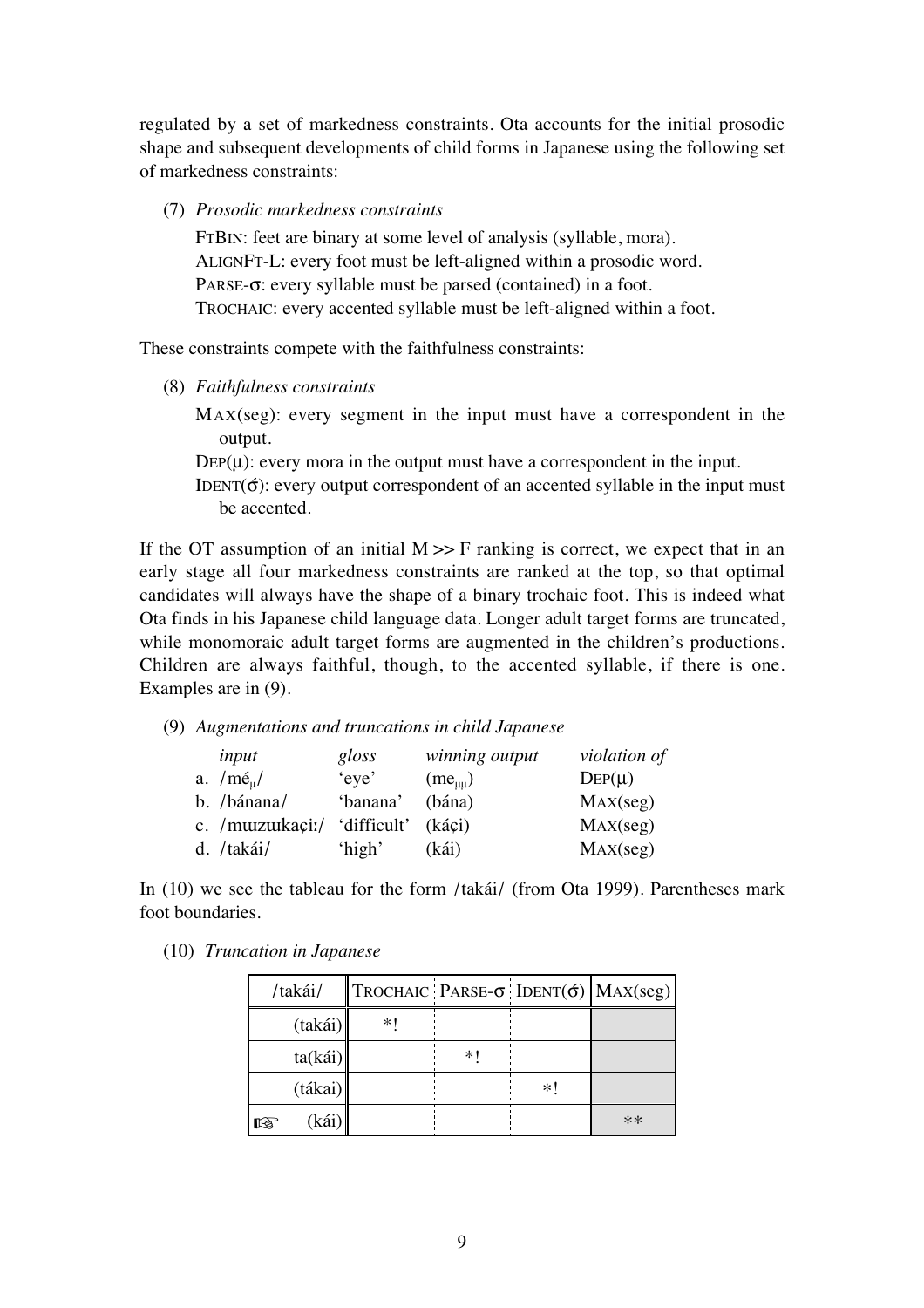regulated by a set of markedness constraints. Ota accounts for the initial prosodic shape and subsequent developments of child forms in Japanese using the following set of markedness constraints:

(7) *Prosodic markedness constraints*

FTBIN: feet are binary at some level of analysis (syllable, mora).
ALIGNFT-L: every foot must be left-aligned within a prosodic word.
PARSE-σ: every syllable must be parsed (contained) in a foot.
TROCHAIC: every accented syllable must be left-aligned within a foot.

These constraints compete with the faithfulness constraints:

(8) *Faithfulness constraints*

MAX(seg): every segment in the input must have a correspondent in the output.
DEP(μ): every mora in the output must have a correspondent in the input.
IDENT(σ́): every output correspondent of an accented syllable in the input must be accented.

If the OT assumption of an initial M >> F ranking is correct, we expect that in an early stage all four markedness constraints are ranked at the top, so that optimal candidates will always have the shape of a binary trochaic foot. This is indeed what Ota finds in his Japanese child language data. Longer adult target forms are truncated, while monomoraic adult target forms are augmented in the children's productions. Children are always faithful, though, to the accented syllable, if there is one. Examples are in (9).

(9) *Augmentations and truncations in child Japanese*

| | *input* | *gloss* | *winning output* | *violation of* |
|---|---|---|---|---|
| a. | /mé$_{\mu}$/ | 'eye' | (me$_{\mu\mu}$) | DEP(μ) |
| b. | /bánana/ | 'banana' | (bána) | MAX(seg) |
| c. | /mɯzɯkaçiː/ | 'difficult' | (káçi) | MAX(seg) |
| d. | /takái/ | 'high' | (kái) | MAX(seg) |

In (10) we see the tableau for the form /takái/ (from Ota 1999). Parentheses mark foot boundaries.

(10) *Truncation in Japanese*

| /takái/ | TROCHAIC | PARSE-σ | IDENT(σ́) | MAX(seg) |
|---|---|---|---|---|
| (takái) | *! | | | |
| ta(kái) | | *! | | |
| (tákai) | | | *! | |
| ☞ (kái) | | | | ** |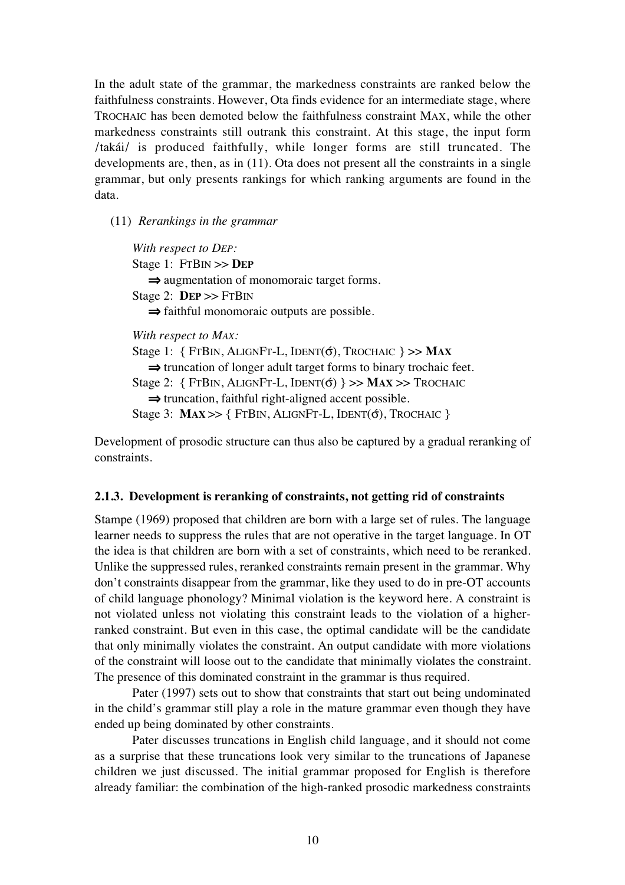In the adult state of the grammar, the markedness constraints are ranked below the faithfulness constraints. However, Ota finds evidence for an intermediate stage, where TROCHAIC has been demoted below the faithfulness constraint MAX, while the other markedness constraints still outrank this constraint. At this stage, the input form /takái/ is produced faithfully, while longer forms are still truncated. The developments are, then, as in (11). Ota does not present all the constraints in a single grammar, but only presents rankings for which ranking arguments are found in the data.

(11) *Rerankings in the grammar*

*With respect to DEP:*
Stage 1: FTBIN >> **DEP**
⇒ augmentation of monomoraic target forms.
Stage 2: **DEP** >> FTBIN
⇒ faithful monomoraic outputs are possible.

*With respect to MAX:*
Stage 1: { FTBIN, ALIGNFT-L, IDENT(σ́), TROCHAIC } >> **MAX**
⇒ truncation of longer adult target forms to binary trochaic feet.
Stage 2: { FTBIN, ALIGNFT-L, IDENT(σ́) } >> **MAX** >> TROCHAIC
⇒ truncation, faithful right-aligned accent possible.
Stage 3: **MAX** >> { FTBIN, ALIGNFT-L, IDENT(σ́), TROCHAIC }

Development of prosodic structure can thus also be captured by a gradual reranking of constraints.

### 2.1.3. Development is reranking of constraints, not getting rid of constraints

Stampe (1969) proposed that children are born with a large set of rules. The language learner needs to suppress the rules that are not operative in the target language. In OT the idea is that children are born with a set of constraints, which need to be reranked. Unlike the suppressed rules, reranked constraints remain present in the grammar. Why don't constraints disappear from the grammar, like they used to do in pre-OT accounts of child language phonology? Minimal violation is the keyword here. A constraint is not violated unless not violating this constraint leads to the violation of a higher-ranked constraint. But even in this case, the optimal candidate will be the candidate that only minimally violates the constraint. An output candidate with more violations of the constraint will loose out to the candidate that minimally violates the constraint. The presence of this dominated constraint in the grammar is thus required.

Pater (1997) sets out to show that constraints that start out being undominated in the child's grammar still play a role in the mature grammar even though they have ended up being dominated by other constraints.

Pater discusses truncations in English child language, and it should not come as a surprise that these truncations look very similar to the truncations of Japanese children we just discussed. The initial grammar proposed for English is therefore already familiar: the combination of the high-ranked prosodic markedness constraints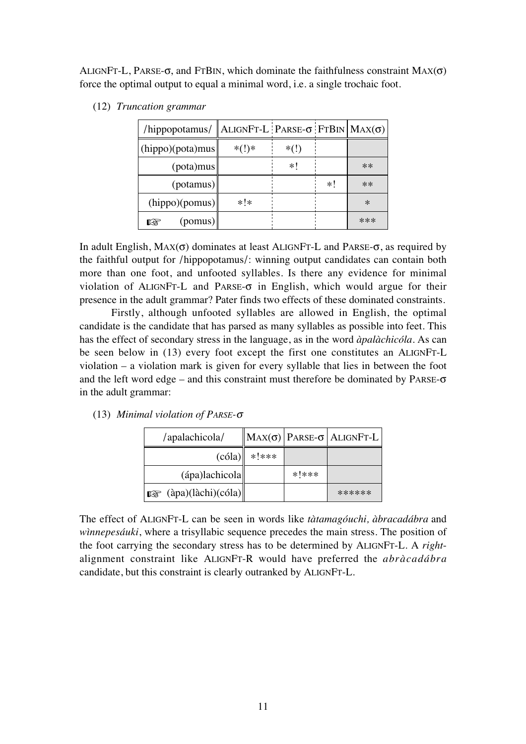ALIGNFT-L, PARSE-σ, and FTBIN, which dominate the faithfulness constraint MAX(σ) force the optimal output to equal a minimal word, i.e. a single trochaic foot.

(12) *Truncation grammar*

| /hippopotamus/ | ALIGNFT-L | PARSE-σ | FTBIN | MAX(σ) |
|---|---|---|---|---|
| (hippo)(pota)mus | *(!)* | *(!) | | |
| (pota)mus | | *! | | ** |
| (potamus) | | | *! | ** |
| (hippo)(pomus) | *!* | | | * |
| ☞ (pomus) | | | | *** |

In adult English, MAX(σ) dominates at least ALIGNFT-L and PARSE-σ, as required by the faithful output for /hippopotamus/: winning output candidates can contain both more than one foot, and unfooted syllables. Is there any evidence for minimal violation of ALIGNFT-L and PARSE-σ in English, which would argue for their presence in the adult grammar? Pater finds two effects of these dominated constraints.

Firstly, although unfooted syllables are allowed in English, the optimal candidate is the candidate that has parsed as many syllables as possible into feet. This has the effect of secondary stress in the language, as in the word *àpalàchicóla*. As can be seen below in (13) every foot except the first one constitutes an ALIGNFT-L violation – a violation mark is given for every syllable that lies in between the foot and the left word edge – and this constraint must therefore be dominated by PARSE-σ in the adult grammar:

(13) *Minimal violation of PARSE-σ*

| /apalachicola/ | MAX(σ) | PARSE-σ | ALIGNFT-L |
|---|---|---|---|
| (cóla) | *!*** | | |
| (ápa)lachicola | | *!*** | |
| ☞ (àpa)(làchi)(cóla) | | | ****** |

The effect of ALIGNFT-L can be seen in words like *tàtamagóuchi, àbracadábra* and *wìnnepesáuki*, where a trisyllabic sequence precedes the main stress. The position of the foot carrying the secondary stress has to be determined by ALIGNFT-L. A *right*-alignment constraint like ALIGNFT-R would have preferred the *abràcadábra* candidate, but this constraint is clearly outranked by ALIGNFT-L.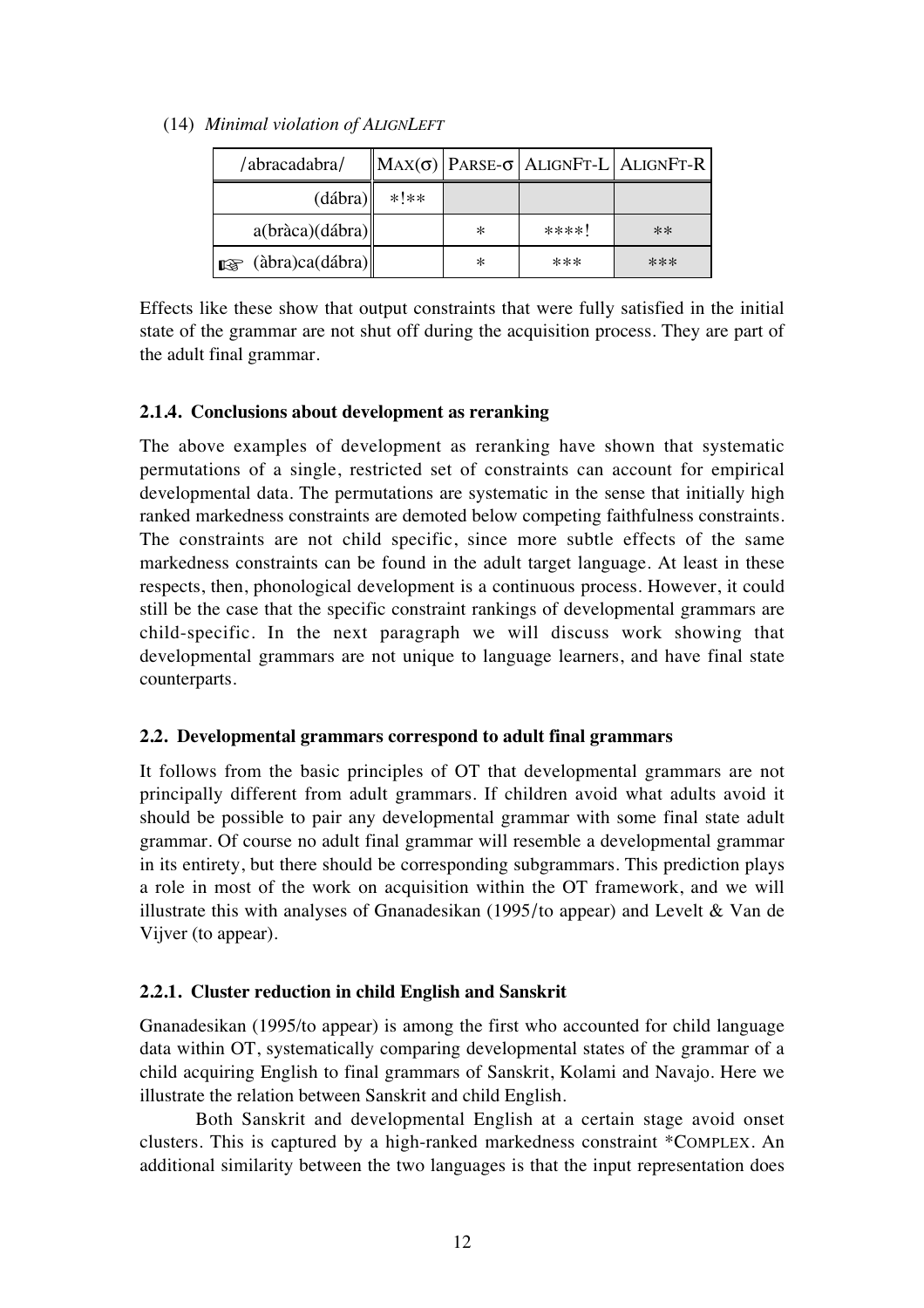(14) *Minimal violation of ALIGNLEFT*

| /abracadabra/ | MAX(σ) | PARSE-σ | ALIGNFT-L | ALIGNFT-R |
|---|---|---|---|---|
| (dábra) | *!** | | | |
| a(bràca)(dábra) | | * | ****! | ** |
| ☞ (àbra)ca(dábra) | | * | *** | *** |

Effects like these show that output constraints that were fully satisfied in the initial state of the grammar are not shut off during the acquisition process. They are part of the adult final grammar.

### 2.1.4. Conclusions about development as reranking

The above examples of development as reranking have shown that systematic permutations of a single, restricted set of constraints can account for empirical developmental data. The permutations are systematic in the sense that initially high ranked markedness constraints are demoted below competing faithfulness constraints. The constraints are not child specific, since more subtle effects of the same markedness constraints can be found in the adult target language. At least in these respects, then, phonological development is a continuous process. However, it could still be the case that the specific constraint rankings of developmental grammars are child-specific. In the next paragraph we will discuss work showing that developmental grammars are not unique to language learners, and have final state counterparts.

## 2.2. Developmental grammars correspond to adult final grammars

It follows from the basic principles of OT that developmental grammars are not principally different from adult grammars. If children avoid what adults avoid it should be possible to pair any developmental grammar with some final state adult grammar. Of course no adult final grammar will resemble a developmental grammar in its entirety, but there should be corresponding subgrammars. This prediction plays a role in most of the work on acquisition within the OT framework, and we will illustrate this with analyses of Gnanadesikan (1995/to appear) and Levelt & Van de Vijver (to appear).

### 2.2.1. Cluster reduction in child English and Sanskrit

Gnanadesikan (1995/to appear) is among the first who accounted for child language data within OT, systematically comparing developmental states of the grammar of a child acquiring English to final grammars of Sanskrit, Kolami and Navajo. Here we illustrate the relation between Sanskrit and child English.

Both Sanskrit and developmental English at a certain stage avoid onset clusters. This is captured by a high-ranked markedness constraint *COMPLEX. An additional similarity between the two languages is that the input representation does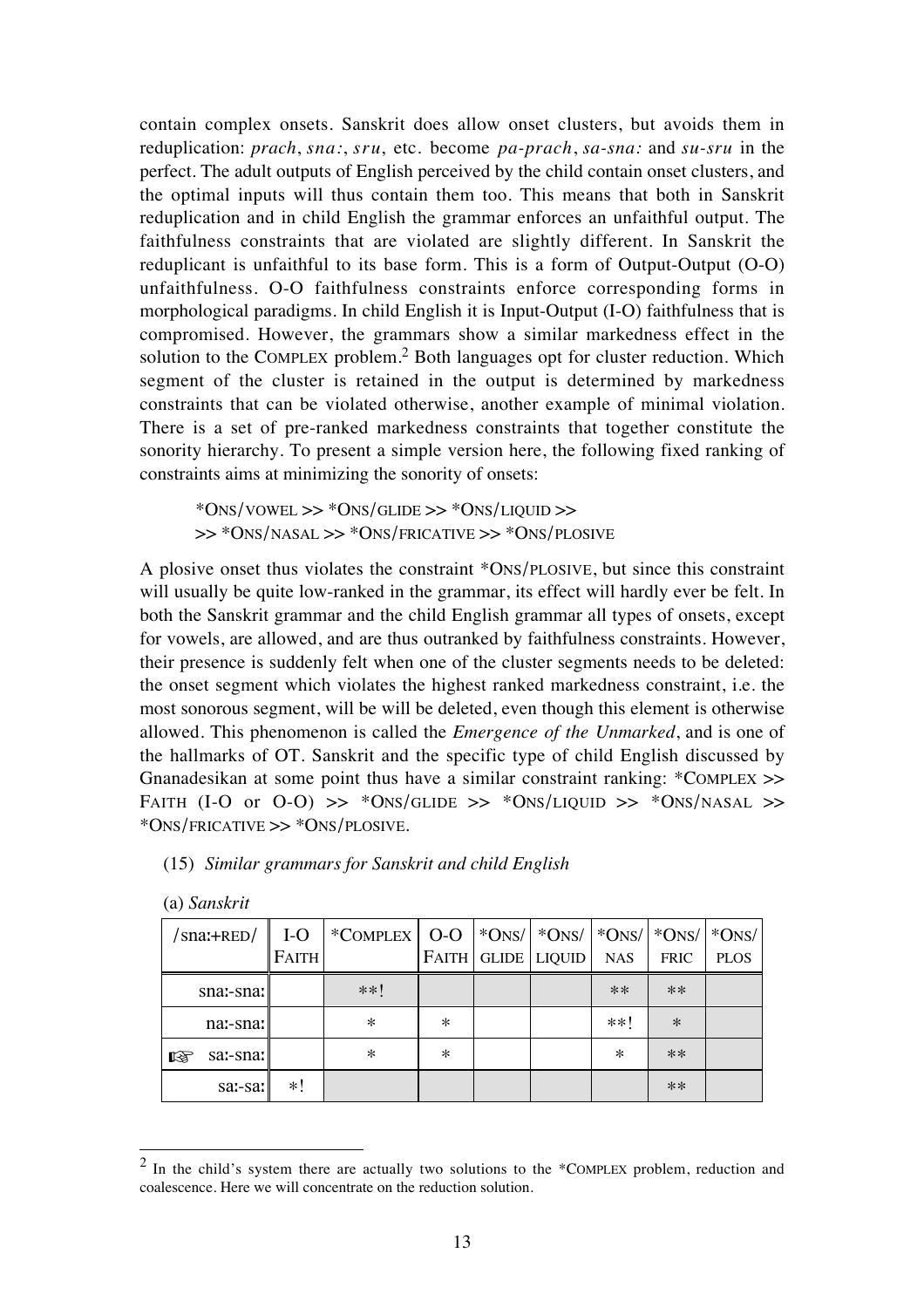contain complex onsets. Sanskrit does allow onset clusters, but avoids them in reduplication: *prach*, *sna:*, *sru*, etc. become *pa-prach*, *sa-sna:* and *su-sru* in the perfect. The adult outputs of English perceived by the child contain onset clusters, and the optimal inputs will thus contain them too. This means that both in Sanskrit reduplication and in child English the grammar enforces an unfaithful output. The faithfulness constraints that are violated are slightly different. In Sanskrit the reduplicant is unfaithful to its base form. This is a form of Output-Output (O-O) unfaithfulness. O-O faithfulness constraints enforce corresponding forms in morphological paradigms. In child English it is Input-Output (I-O) faithfulness that is compromised. However, the grammars show a similar markedness effect in the solution to the COMPLEX problem.[2] Both languages opt for cluster reduction. Which segment of the cluster is retained in the output is determined by markedness constraints that can be violated otherwise, another example of minimal violation. There is a set of pre-ranked markedness constraints that together constitute the sonority hierarchy. To present a simple version here, the following fixed ranking of constraints aims at minimizing the sonority of onsets:

> *ONS/VOWEL >> *ONS/GLIDE >> *ONS/LIQUID >>
> >> *ONS/NASAL >> *ONS/FRICATIVE >> *ONS/PLOSIVE

A plosive onset thus violates the constraint *ONS/PLOSIVE, but since this constraint will usually be quite low-ranked in the grammar, its effect will hardly ever be felt. In both the Sanskrit grammar and the child English grammar all types of onsets, except for vowels, are allowed, and are thus outranked by faithfulness constraints. However, their presence is suddenly felt when one of the cluster segments needs to be deleted: the onset segment which violates the highest ranked markedness constraint, i.e. the most sonorous segment, will be will be deleted, even though this element is otherwise allowed. This phenomenon is called the *Emergence of the Unmarked*, and is one of the hallmarks of OT. Sanskrit and the specific type of child English discussed by Gnanadesikan at some point thus have a similar constraint ranking: *COMPLEX >> FAITH (I-O or O-O) >> *ONS/GLIDE >> *ONS/LIQUID >> *ONS/NASAL >> *ONS/FRICATIVE >> *ONS/PLOSIVE.

(15) *Similar grammars for Sanskrit and child English*

(a) *Sanskrit*

| /sna:+RED/ | I-O FAITH | *COMPLEX | O-O FAITH | *ONS/ GLIDE | *ONS/ LIQUID | *ONS/ NAS | *ONS/ FRIC | *ONS/ PLOS |
|---|---|---|---|---|---|---|---|---|
| sna:-sna: | | **! | | | | ** | ** | |
| na:-sna: | | * | * | | | **! | * | |
| ☞ sa:-sna: | | * | * | | | * | ** | |
| sa:-sa: | *! | | | | | | ** | |

[2] In the child's system there are actually two solutions to the *COMPLEX problem, reduction and coalescence. Here we will concentrate on the reduction solution.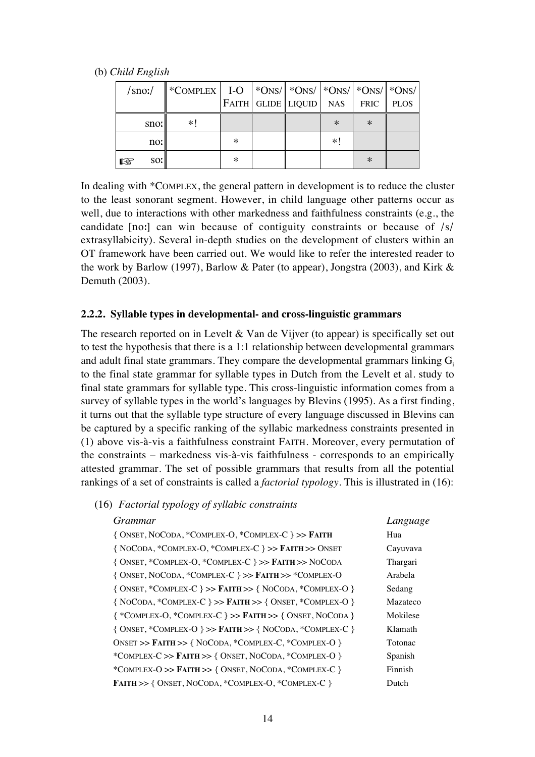(b) *Child English*

| /snoː/ | *COMPLEX | I-O FAITH | *ONS/ GLIDE | *ONS/ LIQUID | *ONS/ NAS | *ONS/ FRIC | *ONS/ PLOS |
|---|---|---|---|---|---|---|---|
| snoː | *! | | | | * | * | |
| noː | | * | | | *! | | |
| ☞ soː | | * | | | | * | |

In dealing with *COMPLEX, the general pattern in development is to reduce the cluster to the least sonorant segment. However, in child language other patterns occur as well, due to interactions with other markedness and faithfulness constraints (e.g., the candidate [noː] can win because of contiguity constraints or because of /s/ extrasyllabicity). Several in-depth studies on the development of clusters within an OT framework have been carried out. We would like to refer the interested reader to the work by Barlow (1997), Barlow & Pater (to appear), Jongstra (2003), and Kirk & Demuth (2003).

### 2.2.2. Syllable types in developmental- and cross-linguistic grammars

The research reported on in Levelt & Van de Vijver (to appear) is specifically set out to test the hypothesis that there is a 1:1 relationship between developmental grammars and adult final state grammars. They compare the developmental grammars linking $G_i$ to the final state grammar for syllable types in Dutch from the Levelt et al. study to final state grammars for syllable type. This cross-linguistic information comes from a survey of syllable types in the world's languages by Blevins (1995). As a first finding, it turns out that the syllable type structure of every language discussed in Blevins can be captured by a specific ranking of the syllabic markedness constraints presented in (1) above vis-à-vis a faithfulness constraint FAITH. Moreover, every permutation of the constraints – markedness vis-à-vis faithfulness - corresponds to an empirically attested grammar. The set of possible grammars that results from all the potential rankings of a set of constraints is called a *factorial typology*. This is illustrated in (16):

(16) *Factorial typology of syllabic constraints*

| *Grammar* | *Language* |
|---|---|
| { ONSET, NOCODA, *COMPLEX-O, *COMPLEX-C } >> **FAITH** | Hua |
| { NOCODA, *COMPLEX-O, *COMPLEX-C } >> **FAITH** >> ONSET | Cayuvava |
| { ONSET, *COMPLEX-O, *COMPLEX-C } >> **FAITH** >> NOCODA | Thargari |
| { ONSET, NOCODA, *COMPLEX-C } >> **FAITH** >> *COMPLEX-O | Arabela |
| { ONSET, *COMPLEX-C } >> **FAITH** >> { NOCODA, *COMPLEX-O } | Sedang |
| { NOCODA, *COMPLEX-C } >> **FAITH** >> { ONSET, *COMPLEX-O } | Mazateco |
| { *COMPLEX-O, *COMPLEX-C } >> **FAITH** >> { ONSET, NOCODA } | Mokilese |
| { ONSET, *COMPLEX-O } >> **FAITH** >> { NOCODA, *COMPLEX-C } | Klamath |
| ONSET >> **FAITH** >> { NOCODA, *COMPLEX-C, *COMPLEX-O } | Totonac |
| *COMPLEX-C >> **FAITH** >> { ONSET, NOCODA, *COMPLEX-O } | Spanish |
| *COMPLEX-O >> **FAITH** >> { ONSET, NOCODA, *COMPLEX-C } | Finnish |
| **FAITH** >> { ONSET, NOCODA, *COMPLEX-O, *COMPLEX-C } | Dutch |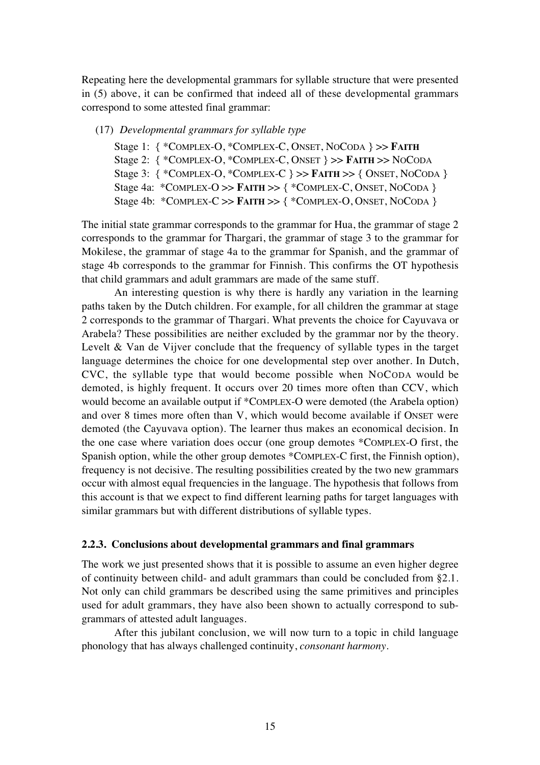Repeating here the developmental grammars for syllable structure that were presented in (5) above, it can be confirmed that indeed all of these developmental grammars correspond to some attested final grammar:

(17) *Developmental grammars for syllable type*

Stage 1: { *COMPLEX-O, *COMPLEX-C, ONSET, NOCODA } >> **FAITH**
Stage 2: { *COMPLEX-O, *COMPLEX-C, ONSET } >> **FAITH** >> NOCODA
Stage 3: { *COMPLEX-O, *COMPLEX-C } >> **FAITH** >> { ONSET, NOCODA }
Stage 4a: *COMPLEX-O >> **FAITH** >> { *COMPLEX-C, ONSET, NOCODA }
Stage 4b: *COMPLEX-C >> **FAITH** >> { *COMPLEX-O, ONSET, NOCODA }

The initial state grammar corresponds to the grammar for Hua, the grammar of stage 2 corresponds to the grammar for Thargari, the grammar of stage 3 to the grammar for Mokilese, the grammar of stage 4a to the grammar for Spanish, and the grammar of stage 4b corresponds to the grammar for Finnish. This confirms the OT hypothesis that child grammars and adult grammars are made of the same stuff.

An interesting question is why there is hardly any variation in the learning paths taken by the Dutch children. For example, for all children the grammar at stage 2 corresponds to the grammar of Thargari. What prevents the choice for Cayuvava or Arabela? These possibilities are neither excluded by the grammar nor by the theory. Levelt & Van de Vijver conclude that the frequency of syllable types in the target language determines the choice for one developmental step over another. In Dutch, CVC, the syllable type that would become possible when NOCODA would be demoted, is highly frequent. It occurs over 20 times more often than CCV, which would become an available output if *COMPLEX-O were demoted (the Arabela option) and over 8 times more often than V, which would become available if ONSET were demoted (the Cayuvava option). The learner thus makes an economical decision. In the one case where variation does occur (one group demotes *COMPLEX-O first, the Spanish option, while the other group demotes *COMPLEX-C first, the Finnish option), frequency is not decisive. The resulting possibilities created by the two new grammars occur with almost equal frequencies in the language. The hypothesis that follows from this account is that we expect to find different learning paths for target languages with similar grammars but with different distributions of syllable types.

### 2.2.3. Conclusions about developmental grammars and final grammars

The work we just presented shows that it is possible to assume an even higher degree of continuity between child- and adult grammars than could be concluded from §2.1. Not only can child grammars be described using the same primitives and principles used for adult grammars, they have also been shown to actually correspond to sub-grammars of attested adult languages.

After this jubilant conclusion, we will now turn to a topic in child language phonology that has always challenged continuity, *consonant harmony*.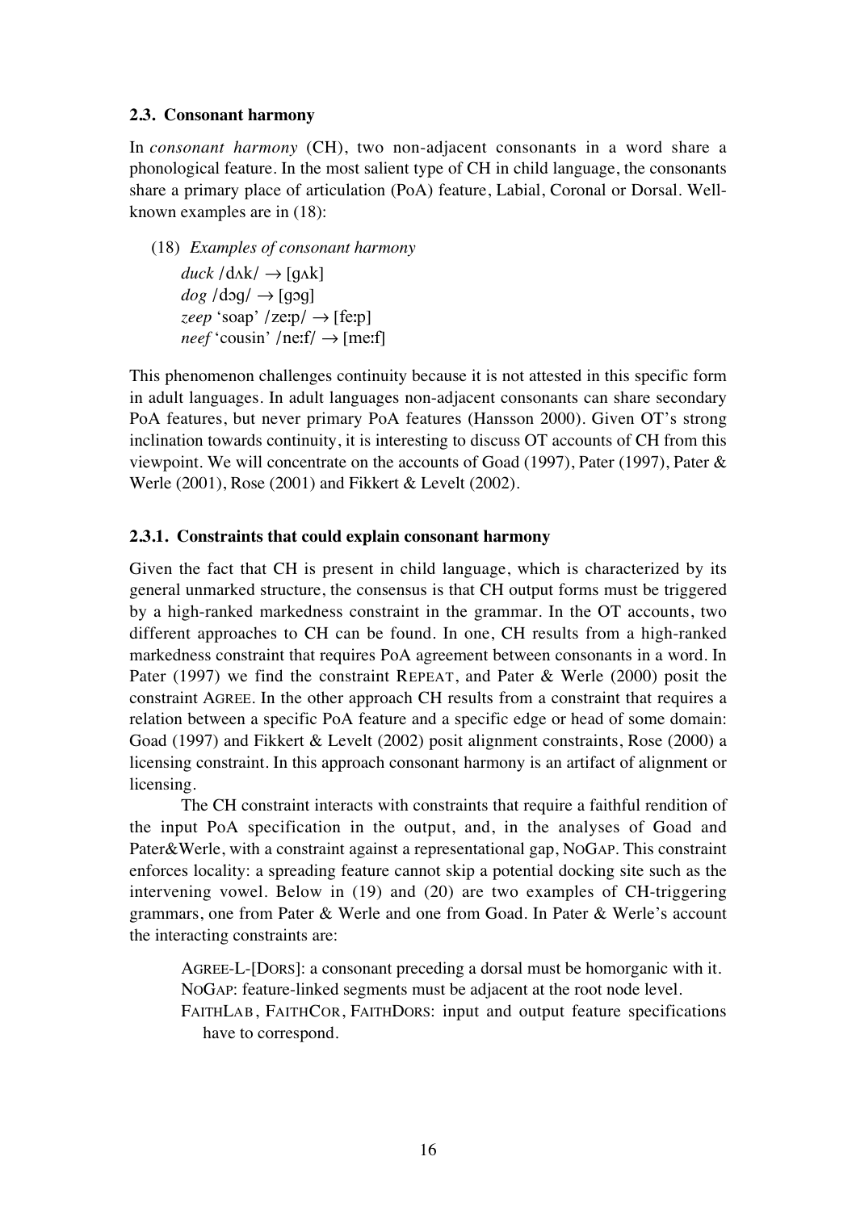### 2.3. Consonant harmony

In *consonant harmony* (CH), two non-adjacent consonants in a word share a phonological feature. In the most salient type of CH in child language, the consonants share a primary place of articulation (PoA) feature, Labial, Coronal or Dorsal. Well-known examples are in (18):

(18) *Examples of consonant harmony*

*duck* /dʌk/ → [gʌk]
*dog* /dɔg/ → [gɔg]
*zeep* 'soap' /zeːp/ → [feːp]
*neef* 'cousin' /neːf/ → [meːf]

This phenomenon challenges continuity because it is not attested in this specific form in adult languages. In adult languages non-adjacent consonants can share secondary PoA features, but never primary PoA features (Hansson 2000). Given OT's strong inclination towards continuity, it is interesting to discuss OT accounts of CH from this viewpoint. We will concentrate on the accounts of Goad (1997), Pater (1997), Pater & Werle (2001), Rose (2001) and Fikkert & Levelt (2002).

#### 2.3.1. Constraints that could explain consonant harmony

Given the fact that CH is present in child language, which is characterized by its general unmarked structure, the consensus is that CH output forms must be triggered by a high-ranked markedness constraint in the grammar. In the OT accounts, two different approaches to CH can be found. In one, CH results from a high-ranked markedness constraint that requires PoA agreement between consonants in a word. In Pater (1997) we find the constraint REPEAT, and Pater & Werle (2000) posit the constraint AGREE. In the other approach CH results from a constraint that requires a relation between a specific PoA feature and a specific edge or head of some domain: Goad (1997) and Fikkert & Levelt (2002) posit alignment constraints, Rose (2000) a licensing constraint. In this approach consonant harmony is an artifact of alignment or licensing.

The CH constraint interacts with constraints that require a faithful rendition of the input PoA specification in the output, and, in the analyses of Goad and Pater&Werle, with a constraint against a representational gap, NOGAP. This constraint enforces locality: a spreading feature cannot skip a potential docking site such as the intervening vowel. Below in (19) and (20) are two examples of CH-triggering grammars, one from Pater & Werle and one from Goad. In Pater & Werle's account the interacting constraints are:

AGREE-L-[DORS]: a consonant preceding a dorsal must be homorganic with it.
NOGAP: feature-linked segments must be adjacent at the root node level.
FAITHLAB, FAITHCOR, FAITHDORS: input and output feature specifications have to correspond.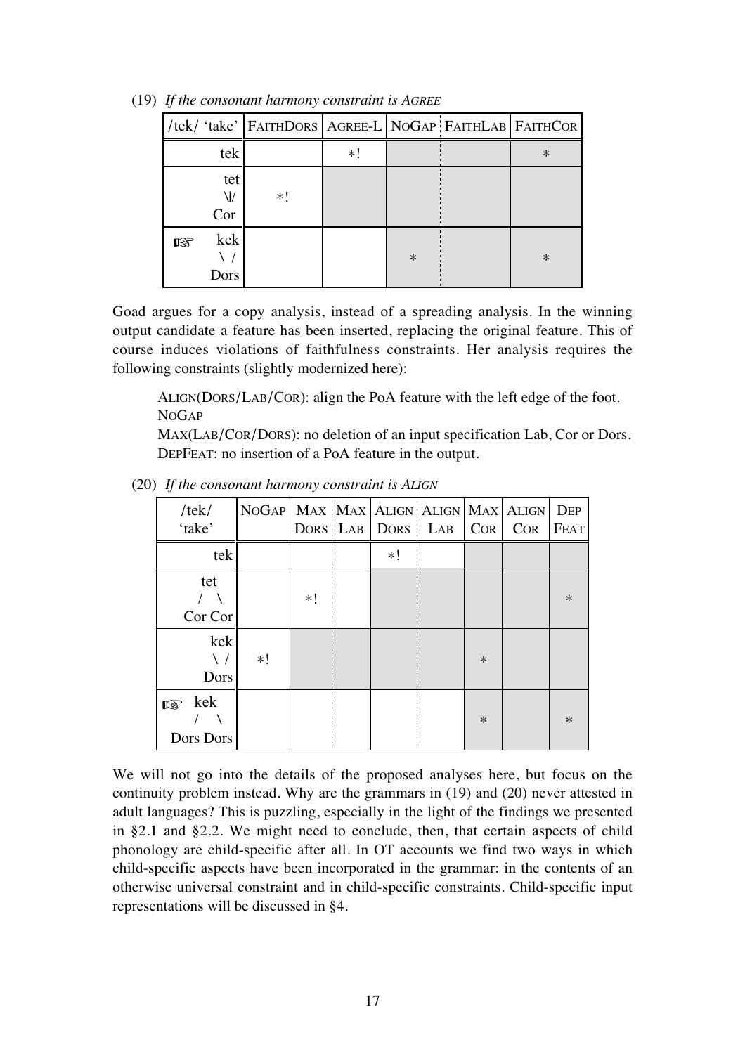(19) *If the consonant harmony constraint is* AGREE

| /tek/ 'take' | FAITHDORS | AGREE-L | NOGAP | FAITHLAB | FAITHCOR |
|---|---|---|---|---|---|
| tek | | *! | | | * |
| tet \|/ Cor | *! | | | | |
| ☞ kek \ / Dors | | | * | | * |

Goad argues for a copy analysis, instead of a spreading analysis. In the winning output candidate a feature has been inserted, replacing the original feature. This of course induces violations of faithfulness constraints. Her analysis requires the following constraints (slightly modernized here):

> ALIGN(DORS/LAB/COR): align the PoA feature with the left edge of the foot.
> NOGAP
> MAX(LAB/COR/DORS): no deletion of an input specification Lab, Cor or Dors.
> DEPFEAT: no insertion of a PoA feature in the output.

(20) *If the consonant harmony constraint is* ALIGN

| /tek/ 'take' | NOGAP | MAX DORS | MAX LAB | ALIGN DORS | ALIGN LAB | MAX COR | ALIGN COR | DEP FEAT |
|---|---|---|---|---|---|---|---|---|
| tek | | | | *! | | | | |
| tet / \ Cor Cor | | *! | | | | | | * |
| kek \ / Dors | *! | | | | | * | | |
| ☞ kek / \ Dors Dors | | | | | | * | | * |

We will not go into the details of the proposed analyses here, but focus on the continuity problem instead. Why are the grammars in (19) and (20) never attested in adult languages? This is puzzling, especially in the light of the findings we presented in §2.1 and §2.2. We might need to conclude, then, that certain aspects of child phonology are child-specific after all. In OT accounts we find two ways in which child-specific aspects have been incorporated in the grammar: in the contents of an otherwise universal constraint and in child-specific constraints. Child-specific input representations will be discussed in §4.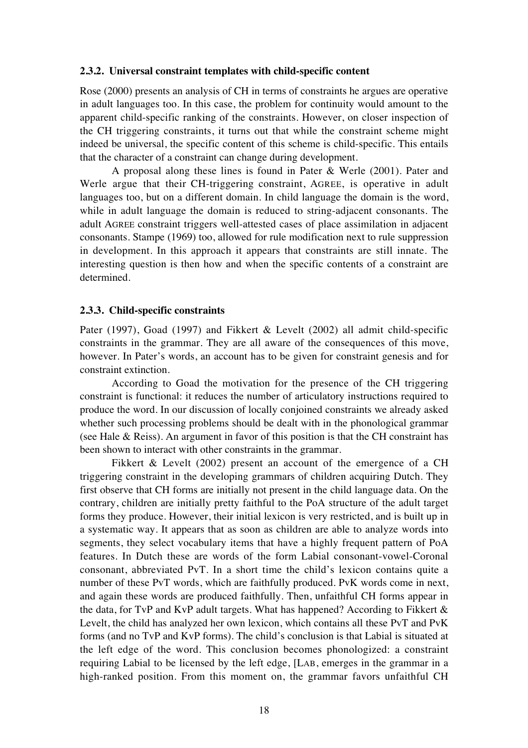### 2.3.2. Universal constraint templates with child-specific content

Rose (2000) presents an analysis of CH in terms of constraints he argues are operative in adult languages too. In this case, the problem for continuity would amount to the apparent child-specific ranking of the constraints. However, on closer inspection of the CH triggering constraints, it turns out that while the constraint scheme might indeed be universal, the specific content of this scheme is child-specific. This entails that the character of a constraint can change during development.

A proposal along these lines is found in Pater & Werle (2001). Pater and Werle argue that their CH-triggering constraint, AGREE, is operative in adult languages too, but on a different domain. In child language the domain is the word, while in adult language the domain is reduced to string-adjacent consonants. The adult AGREE constraint triggers well-attested cases of place assimilation in adjacent consonants. Stampe (1969) too, allowed for rule modification next to rule suppression in development. In this approach it appears that constraints are still innate. The interesting question is then how and when the specific contents of a constraint are determined.

### 2.3.3. Child-specific constraints

Pater (1997), Goad (1997) and Fikkert & Levelt (2002) all admit child-specific constraints in the grammar. They are all aware of the consequences of this move, however. In Pater's words, an account has to be given for constraint genesis and for constraint extinction.

According to Goad the motivation for the presence of the CH triggering constraint is functional: it reduces the number of articulatory instructions required to produce the word. In our discussion of locally conjoined constraints we already asked whether such processing problems should be dealt with in the phonological grammar (see Hale & Reiss). An argument in favor of this position is that the CH constraint has been shown to interact with other constraints in the grammar.

Fikkert & Levelt (2002) present an account of the emergence of a CH triggering constraint in the developing grammars of children acquiring Dutch. They first observe that CH forms are initially not present in the child language data. On the contrary, children are initially pretty faithful to the PoA structure of the adult target forms they produce. However, their initial lexicon is very restricted, and is built up in a systematic way. It appears that as soon as children are able to analyze words into segments, they select vocabulary items that have a highly frequent pattern of PoA features. In Dutch these are words of the form Labial consonant-vowel-Coronal consonant, abbreviated PvT. In a short time the child's lexicon contains quite a number of these PvT words, which are faithfully produced. PvK words come in next, and again these words are produced faithfully. Then, unfaithful CH forms appear in the data, for TvP and KvP adult targets. What has happened? According to Fikkert & Levelt, the child has analyzed her own lexicon, which contains all these PvT and PvK forms (and no TvP and KvP forms). The child's conclusion is that Labial is situated at the left edge of the word. This conclusion becomes phonologized: a constraint requiring Labial to be licensed by the left edge, [LAB, emerges in the grammar in a high-ranked position. From this moment on, the grammar favors unfaithful CH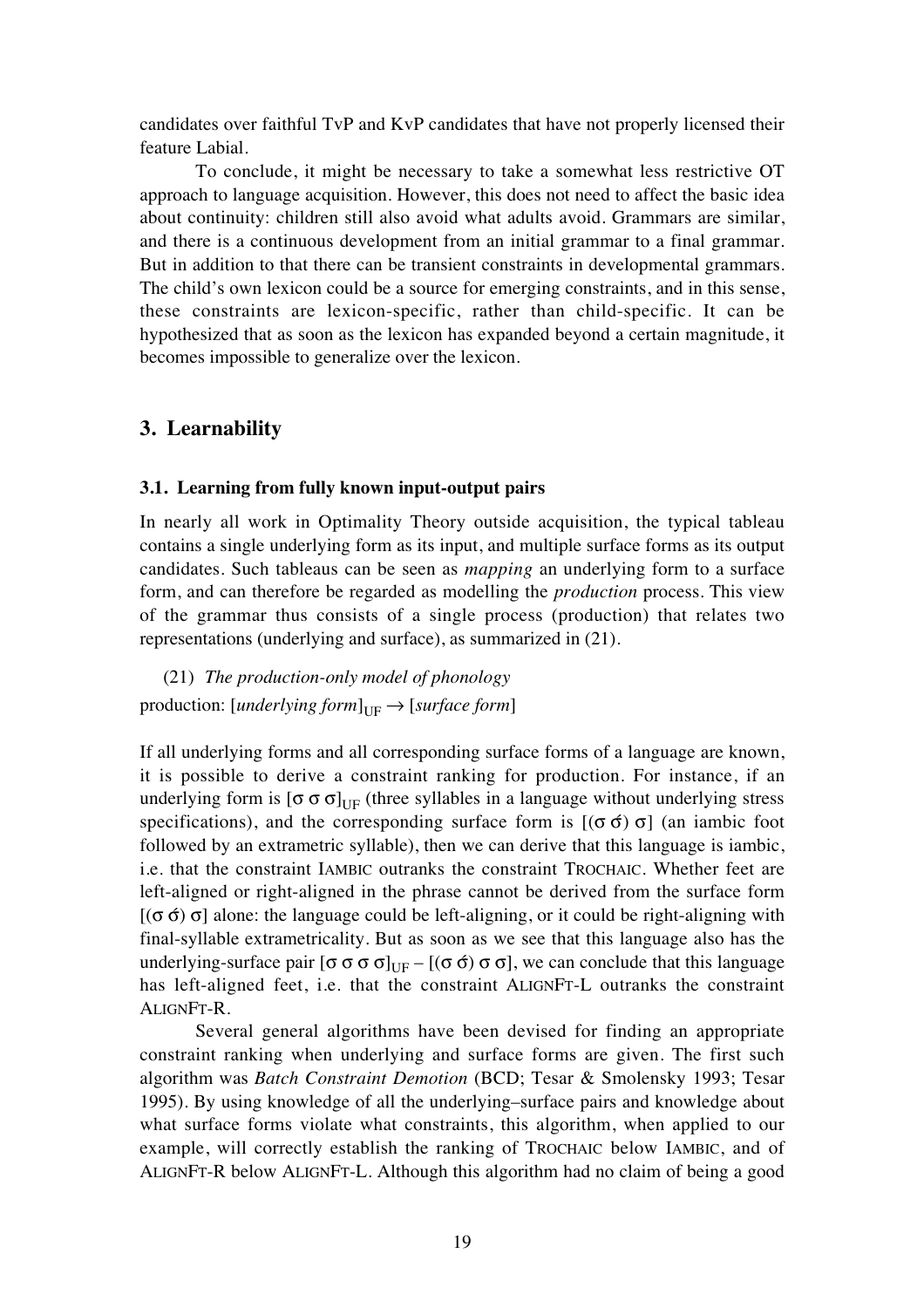candidates over faithful TvP and KvP candidates that have not properly licensed their feature Labial.

To conclude, it might be necessary to take a somewhat less restrictive OT approach to language acquisition. However, this does not need to affect the basic idea about continuity: children still also avoid what adults avoid. Grammars are similar, and there is a continuous development from an initial grammar to a final grammar. But in addition to that there can be transient constraints in developmental grammars. The child's own lexicon could be a source for emerging constraints, and in this sense, these constraints are lexicon-specific, rather than child-specific. It can be hypothesized that as soon as the lexicon has expanded beyond a certain magnitude, it becomes impossible to generalize over the lexicon.

## 3. Learnability

### 3.1. Learning from fully known input-output pairs

In nearly all work in Optimality Theory outside acquisition, the typical tableau contains a single underlying form as its input, and multiple surface forms as its output candidates. Such tableaus can be seen as *mapping* an underlying form to a surface form, and can therefore be regarded as modelling the *production* process. This view of the grammar thus consists of a single process (production) that relates two representations (underlying and surface), as summarized in (21).

(21) *The production-only model of phonology*

production: $[$*underlying form*$]_{\text{UF}} \rightarrow$ [*surface form*]

If all underlying forms and all corresponding surface forms of a language are known, it is possible to derive a constraint ranking for production. For instance, if an underlying form is $[\sigma\ \sigma\ \sigma]_{\text{UF}}$ (three syllables in a language without underlying stress specifications), and the corresponding surface form is [(σ σ́) σ] (an iambic foot followed by an extrametric syllable), then we can derive that this language is iambic, i.e. that the constraint IAMBIC outranks the constraint TROCHAIC. Whether feet are left-aligned or right-aligned in the phrase cannot be derived from the surface form [(σ σ́) σ] alone: the language could be left-aligning, or it could be right-aligning with final-syllable extrametricality. But as soon as we see that this language also has the underlying-surface pair $[\sigma\ \sigma\ \sigma\ \sigma]_{\text{UF}}$ – [(σ σ́) σ σ], we can conclude that this language has left-aligned feet, i.e. that the constraint ALIGNFT-L outranks the constraint ALIGNFT-R.

Several general algorithms have been devised for finding an appropriate constraint ranking when underlying and surface forms are given. The first such algorithm was *Batch Constraint Demotion* (BCD; Tesar & Smolensky 1993; Tesar 1995). By using knowledge of all the underlying–surface pairs and knowledge about what surface forms violate what constraints, this algorithm, when applied to our example, will correctly establish the ranking of TROCHAIC below IAMBIC, and of ALIGNFT-R below ALIGNFT-L. Although this algorithm had no claim of being a good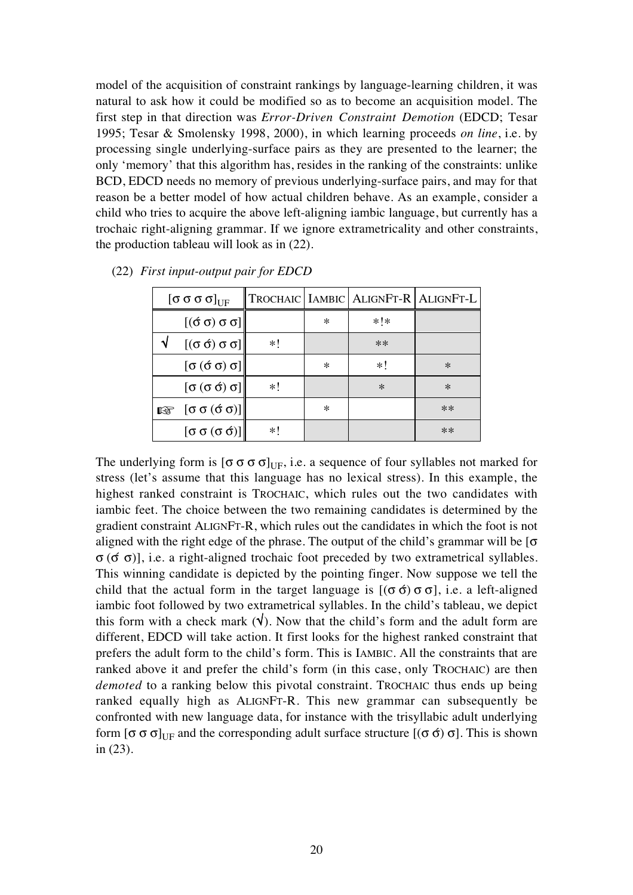model of the acquisition of constraint rankings by language-learning children, it was natural to ask how it could be modified so as to become an acquisition model. The first step in that direction was *Error-Driven Constraint Demotion* (EDCD; Tesar 1995; Tesar & Smolensky 1998, 2000), in which learning proceeds *on line*, i.e. by processing single underlying-surface pairs as they are presented to the learner; the only 'memory' that this algorithm has, resides in the ranking of the constraints: unlike BCD, EDCD needs no memory of previous underlying-surface pairs, and may for that reason be a better model of how actual children behave. As an example, consider a child who tries to acquire the above left-aligning iambic language, but currently has a trochaic right-aligning grammar. If we ignore extrametricality and other constraints, the production tableau will look as in (22).

(22) *First input-output pair for EDCD*

| | $[\sigma\ \sigma\ \sigma\ \sigma]_{UF}$ | TROCHAIC | IAMBIC | ALIGNFT-R | ALIGNFT-L |
|---|---|---|---|---|---|
| | [(σ́ σ) σ σ] | | * | *!* | |
| √ | [(σ σ́) σ σ] | *! | | ** | |
| | [σ (σ́ σ) σ] | | * | *! | * |
| | [σ (σ σ́) σ] | *! | | * | * |
| ☞ | [σ σ (σ́ σ)] | | * | | ** |
| | [σ σ (σ σ́)] | *! | | | ** |

The underlying form is $[\sigma\ \sigma\ \sigma\ \sigma]_{UF}$, i.e. a sequence of four syllables not marked for stress (let's assume that this language has no lexical stress). In this example, the highest ranked constraint is TROCHAIC, which rules out the two candidates with iambic feet. The choice between the two remaining candidates is determined by the gradient constraint ALIGNFT-R, which rules out the candidates in which the foot is not aligned with the right edge of the phrase. The output of the child's grammar will be [σ σ (σ́ σ)], i.e. a right-aligned trochaic foot preceded by two extrametrical syllables. This winning candidate is depicted by the pointing finger. Now suppose we tell the child that the actual form in the target language is [(σ σ́) σ σ], i.e. a left-aligned iambic foot followed by two extrametrical syllables. In the child's tableau, we depict this form with a check mark (√). Now that the child's form and the adult form are different, EDCD will take action. It first looks for the highest ranked constraint that prefers the adult form to the child's form. This is IAMBIC. All the constraints that are ranked above it and prefer the child's form (in this case, only TROCHAIC) are then *demoted* to a ranking below this pivotal constraint. TROCHAIC thus ends up being ranked equally high as ALIGNFT-R. This new grammar can subsequently be confronted with new language data, for instance with the trisyllabic adult underlying form $[\sigma\ \sigma\ \sigma]_{UF}$ and the corresponding adult surface structure [(σ σ́) σ]. This is shown in (23).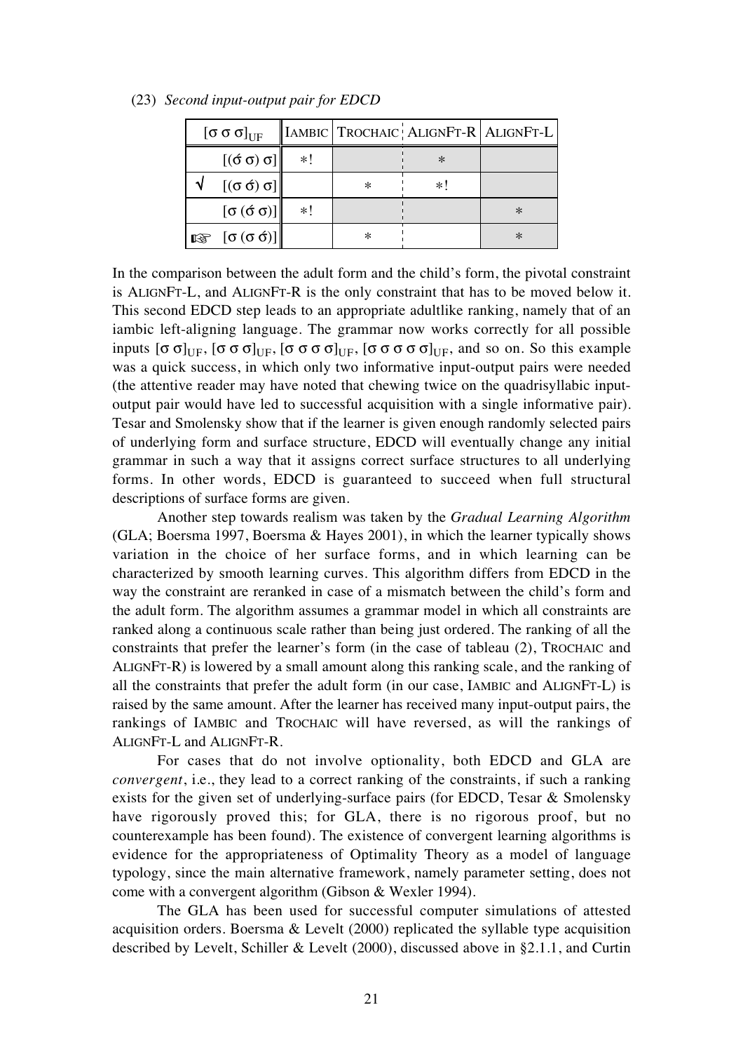(23) *Second input-output pair for EDCD*

| | [σ σ σ]$_{UF}$ | IAMBIC | TROCHAIC | ALIGNFT-R | ALIGNFT-L |
|---|---|---|---|---|---|
| | [(σ́ σ) σ] | *! | | * | |
| √ | [(σ σ́) σ] | | * | *! | |
| | [σ (σ́ σ)] | *! | | | * |
| ☞ | [σ (σ σ́)] | | * | | * |

In the comparison between the adult form and the child's form, the pivotal constraint is ALIGNFT-L, and ALIGNFT-R is the only constraint that has to be moved below it. This second EDCD step leads to an appropriate adultlike ranking, namely that of an iambic left-aligning language. The grammar now works correctly for all possible inputs [σ σ]$_{UF}$, [σ σ σ]$_{UF}$, [σ σ σ σ]$_{UF}$, [σ σ σ σ σ]$_{UF}$, and so on. So this example was a quick success, in which only two informative input-output pairs were needed (the attentive reader may have noted that chewing twice on the quadrisyllabic input-output pair would have led to successful acquisition with a single informative pair). Tesar and Smolensky show that if the learner is given enough randomly selected pairs of underlying form and surface structure, EDCD will eventually change any initial grammar in such a way that it assigns correct surface structures to all underlying forms. In other words, EDCD is guaranteed to succeed when full structural descriptions of surface forms are given.

Another step towards realism was taken by the *Gradual Learning Algorithm* (GLA; Boersma 1997, Boersma & Hayes 2001), in which the learner typically shows variation in the choice of her surface forms, and in which learning can be characterized by smooth learning curves. This algorithm differs from EDCD in the way the constraint are reranked in case of a mismatch between the child's form and the adult form. The algorithm assumes a grammar model in which all constraints are ranked along a continuous scale rather than being just ordered. The ranking of all the constraints that prefer the learner's form (in the case of tableau (2), TROCHAIC and ALIGNFT-R) is lowered by a small amount along this ranking scale, and the ranking of all the constraints that prefer the adult form (in our case, IAMBIC and ALIGNFT-L) is raised by the same amount. After the learner has received many input-output pairs, the rankings of IAMBIC and TROCHAIC will have reversed, as will the rankings of ALIGNFT-L and ALIGNFT-R.

For cases that do not involve optionality, both EDCD and GLA are *convergent*, i.e., they lead to a correct ranking of the constraints, if such a ranking exists for the given set of underlying-surface pairs (for EDCD, Tesar & Smolensky have rigorously proved this; for GLA, there is no rigorous proof, but no counterexample has been found). The existence of convergent learning algorithms is evidence for the appropriateness of Optimality Theory as a model of language typology, since the main alternative framework, namely parameter setting, does not come with a convergent algorithm (Gibson & Wexler 1994).

The GLA has been used for successful computer simulations of attested acquisition orders. Boersma & Levelt (2000) replicated the syllable type acquisition described by Levelt, Schiller & Levelt (2000), discussed above in §2.1.1, and Curtin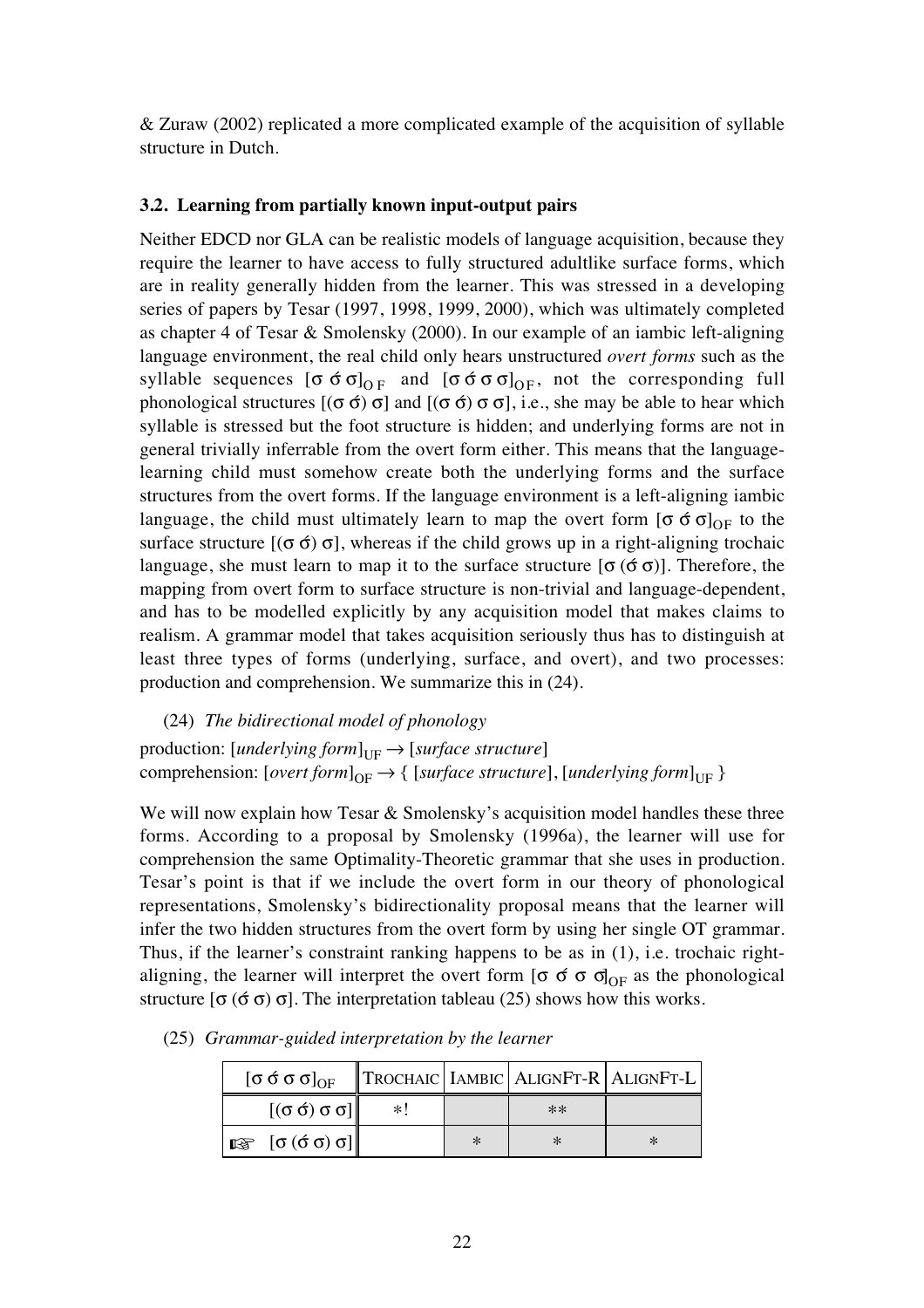& Zuraw (2002) replicated a more complicated example of the acquisition of syllable structure in Dutch.

### 3.2. Learning from partially known input-output pairs

Neither EDCD nor GLA can be realistic models of language acquisition, because they require the learner to have access to fully structured adultlike surface forms, which are in reality generally hidden from the learner. This was stressed in a developing series of papers by Tesar (1997, 1998, 1999, 2000), which was ultimately completed as chapter 4 of Tesar & Smolensky (2000). In our example of an iambic left-aligning language environment, the real child only hears unstructured *overt forms* such as the syllable sequences $[\sigma\ \acute{\sigma}\ \sigma]_{OF}$ and $[\sigma\ \acute{\sigma}\ \sigma\ \sigma]_{OF}$, not the corresponding full phonological structures $[(\sigma\ \acute{\sigma})\ \sigma]$ and $[(\sigma\ \acute{\sigma})\ \sigma\ \sigma]$, i.e., she may be able to hear which syllable is stressed but the foot structure is hidden; and underlying forms are not in general trivially inferrable from the overt form either. This means that the language-learning child must somehow create both the underlying forms and the surface structures from the overt forms. If the language environment is a left-aligning iambic language, the child must ultimately learn to map the overt form $[\sigma\ \acute{\sigma}\ \sigma]_{OF}$ to the surface structure $[(\sigma\ \acute{\sigma})\ \sigma]$, whereas if the child grows up in a right-aligning trochaic language, she must learn to map it to the surface structure $[\sigma\ (\acute{\sigma}\ \sigma)]$. Therefore, the mapping from overt form to surface structure is non-trivial and language-dependent, and has to be modelled explicitly by any acquisition model that makes claims to realism. A grammar model that takes acquisition seriously thus has to distinguish at least three types of forms (underlying, surface, and overt), and two processes: production and comprehension. We summarize this in (24).

(24) *The bidirectional model of phonology*

production: $[$*underlying form*$]_{UF} \rightarrow [$*surface structure*$]$
comprehension: $[$*overt form*$]_{OF} \rightarrow \{\ [$*surface structure*$],\ [$*underlying form*$]_{UF}\ \}$

We will now explain how Tesar & Smolensky's acquisition model handles these three forms. According to a proposal by Smolensky (1996a), the learner will use for comprehension the same Optimality-Theoretic grammar that she uses in production. Tesar's point is that if we include the overt form in our theory of phonological representations, Smolensky's bidirectionality proposal means that the learner will infer the two hidden structures from the overt form by using her single OT grammar. Thus, if the learner's constraint ranking happens to be as in (1), i.e. trochaic right-aligning, the learner will interpret the overt form $[\sigma\ \acute{\sigma}\ \sigma\ \sigma]_{OF}$ as the phonological structure $[\sigma\ (\acute{\sigma}\ \sigma)\ \sigma]$. The interpretation tableau (25) shows how this works.

(25) *Grammar-guided interpretation by the learner*

| $[\sigma\ \acute{\sigma}\ \sigma\ \sigma]_{OF}$ | TROCHAIC | IAMBIC | ALIGNFT-R | ALIGNFT-L |
|---|---|---|---|---|
| $[(\sigma\ \acute{\sigma})\ \sigma\ \sigma]$ | *! | | ** | |
| ☞ $[\sigma\ (\acute{\sigma}\ \sigma)\ \sigma]$ | | * | * | * |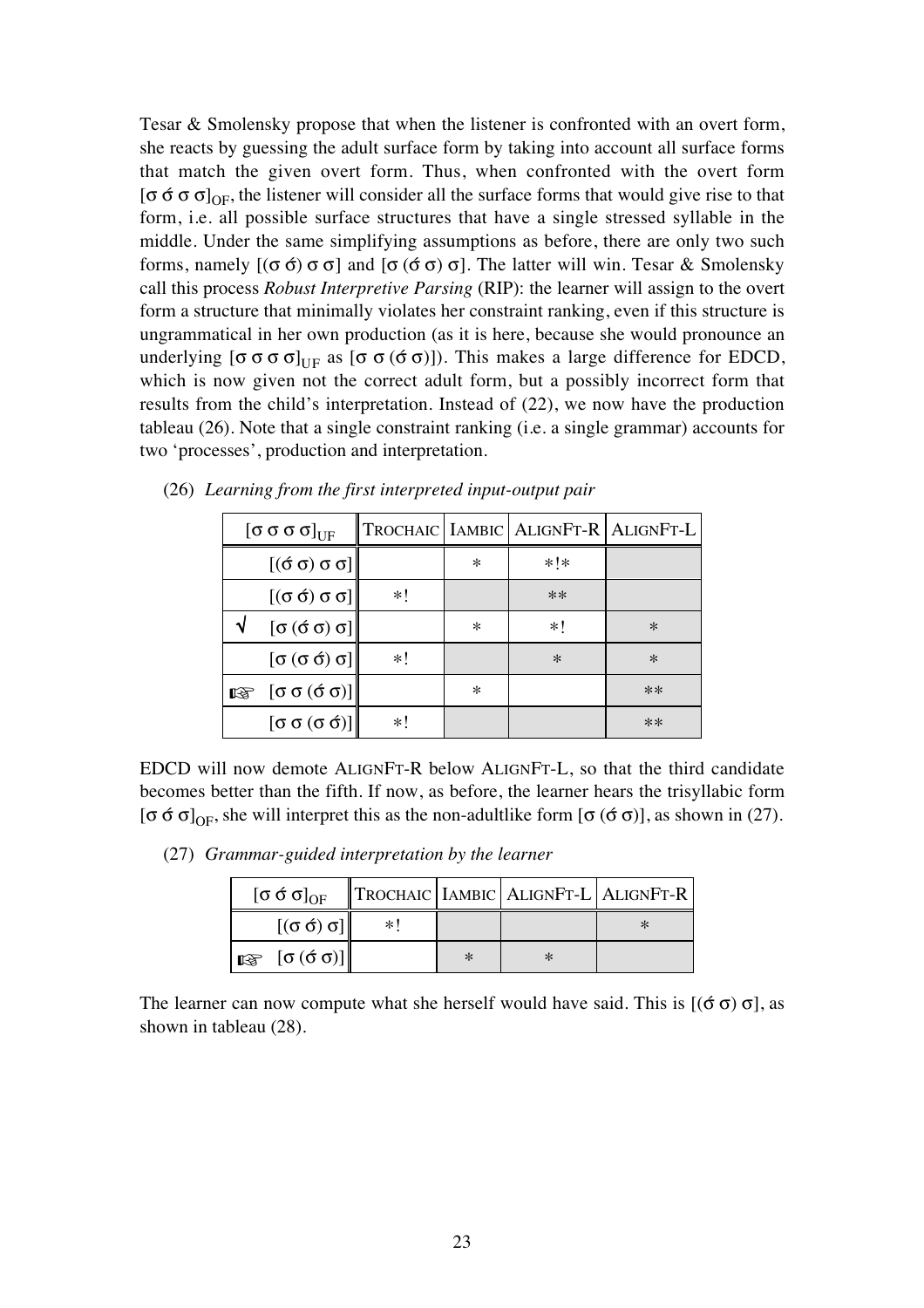Tesar & Smolensky propose that when the listener is confronted with an overt form, she reacts by guessing the adult surface form by taking into account all surface forms that match the given overt form. Thus, when confronted with the overt form $[\sigma\ \acute{\sigma}\ \sigma\ \sigma]_{OF}$, the listener will consider all the surface forms that would give rise to that form, i.e. all possible surface structures that have a single stressed syllable in the middle. Under the same simplifying assumptions as before, there are only two such forms, namely [(σ σ́) σ σ] and [σ (σ́ σ) σ]. The latter will win. Tesar & Smolensky call this process *Robust Interpretive Parsing* (RIP): the learner will assign to the overt form a structure that minimally violates her constraint ranking, even if this structure is ungrammatical in her own production (as it is here, because she would pronounce an underlying $[\sigma\ \sigma\ \sigma\ \sigma]_{UF}$ as [σ σ (σ́ σ)]). This makes a large difference for EDCD, which is now given not the correct adult form, but a possibly incorrect form that results from the child's interpretation. Instead of (22), we now have the production tableau (26). Note that a single constraint ranking (i.e. a single grammar) accounts for two 'processes', production and interpretation.

(26) *Learning from the first interpreted input-output pair*

| $[\sigma\ \sigma\ \sigma\ \sigma]_{UF}$ | TROCHAIC | IAMBIC | ALIGNFT-R | ALIGNFT-L |
|---|---|---|---|---|
| [(σ́ σ) σ σ] | | * | *!* | |
| [(σ σ́) σ σ] | *! | | ** | |
| √ [σ (σ́ σ) σ] | | * | *! | * |
| [σ (σ σ́) σ] | *! | | * | * |
| ☞ [σ σ (σ́ σ)] | | * | | ** |
| [σ σ (σ σ́)] | *! | | | ** |

EDCD will now demote ALIGNFT-R below ALIGNFT-L, so that the third candidate becomes better than the fifth. If now, as before, the learner hears the trisyllabic form $[\sigma\ \acute{\sigma}\ \sigma]_{OF}$, she will interpret this as the non-adultlike form [σ (σ́ σ)], as shown in (27).

(27) *Grammar-guided interpretation by the learner*

| $[\sigma\ \acute{\sigma}\ \sigma]_{OF}$ | TROCHAIC | IAMBIC | ALIGNFT-L | ALIGNFT-R |
|---|---|---|---|---|
| [(σ σ́) σ] | *! | | | * |
| ☞ [σ (σ́ σ)] | | * | * | |

The learner can now compute what she herself would have said. This is [(σ́ σ) σ], as shown in tableau (28).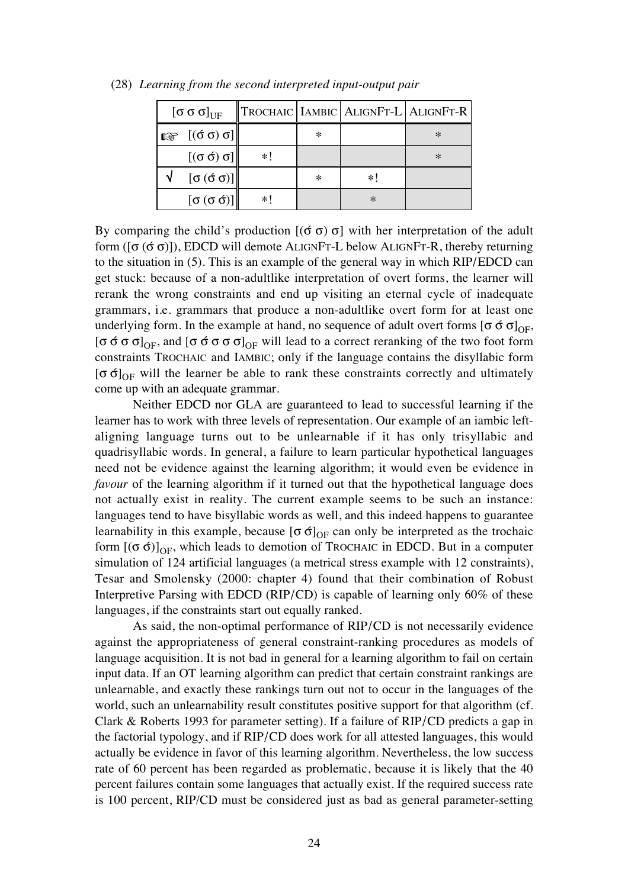(28) *Learning from the second interpreted input-output pair*

| | $[\sigma\ \sigma\ \sigma]_{UF}$ | TROCHAIC | IAMBIC | ALIGNFT-L | ALIGNFT-R |
|---|---|---|---|---|---|
| ☞ | [(σ́ σ) σ] | | * | | * |
| | [(σ σ́) σ] | *! | | | * |
| √ | [σ (σ́ σ)] | | * | *! | |
| | [σ (σ σ́)] | *! | | * | |

By comparing the child's production [(σ́ σ) σ] with her interpretation of the adult form ([σ (σ́ σ)]), EDCD will demote ALIGNFT-L below ALIGNFT-R, thereby returning to the situation in (5). This is an example of the general way in which RIP/EDCD can get stuck: because of a non-adultlike interpretation of overt forms, the learner will rerank the wrong constraints and end up visiting an eternal cycle of inadequate grammars, i.e. grammars that produce a non-adultlike overt form for at least one underlying form. In the example at hand, no sequence of adult overt forms $[\sigma\ \acute{\sigma}\ \sigma]_{OF}$, $[\sigma\ \acute{\sigma}\ \sigma\ \sigma]_{OF}$, and $[\sigma\ \acute{\sigma}\ \sigma\ \sigma\ \sigma]_{OF}$ will lead to a correct reranking of the two foot form constraints TROCHAIC and IAMBIC; only if the language contains the disyllabic form $[\sigma\ \acute{\sigma}]_{OF}$ will the learner be able to rank these constraints correctly and ultimately come up with an adequate grammar.

Neither EDCD nor GLA are guaranteed to lead to successful learning if the learner has to work with three levels of representation. Our example of an iambic left-aligning language turns out to be unlearnable if it has only trisyllabic and quadrisyllabic words. In general, a failure to learn particular hypothetical languages need not be evidence against the learning algorithm; it would even be evidence in *favour* of the learning algorithm if it turned out that the hypothetical language does not actually exist in reality. The current example seems to be such an instance: languages tend to have bisyllabic words as well, and this indeed happens to guarantee learnability in this example, because $[\sigma\ \acute{\sigma}]_{OF}$ can only be interpreted as the trochaic form $[(\sigma\ \acute{\sigma})]_{OF}$, which leads to demotion of TROCHAIC in EDCD. But in a computer simulation of 124 artificial languages (a metrical stress example with 12 constraints), Tesar and Smolensky (2000: chapter 4) found that their combination of Robust Interpretive Parsing with EDCD (RIP/CD) is capable of learning only 60% of these languages, if the constraints start out equally ranked.

As said, the non-optimal performance of RIP/CD is not necessarily evidence against the appropriateness of general constraint-ranking procedures as models of language acquisition. It is not bad in general for a learning algorithm to fail on certain input data. If an OT learning algorithm can predict that certain constraint rankings are unlearnable, and exactly these rankings turn out not to occur in the languages of the world, such an unlearnability result constitutes positive support for that algorithm (cf. Clark & Roberts 1993 for parameter setting). If a failure of RIP/CD predicts a gap in the factorial typology, and if RIP/CD does work for all attested languages, this would actually be evidence in favor of this learning algorithm. Nevertheless, the low success rate of 60 percent has been regarded as problematic, because it is likely that the 40 percent failures contain some languages that actually exist. If the required success rate is 100 percent, RIP/CD must be considered just as bad as general parameter-setting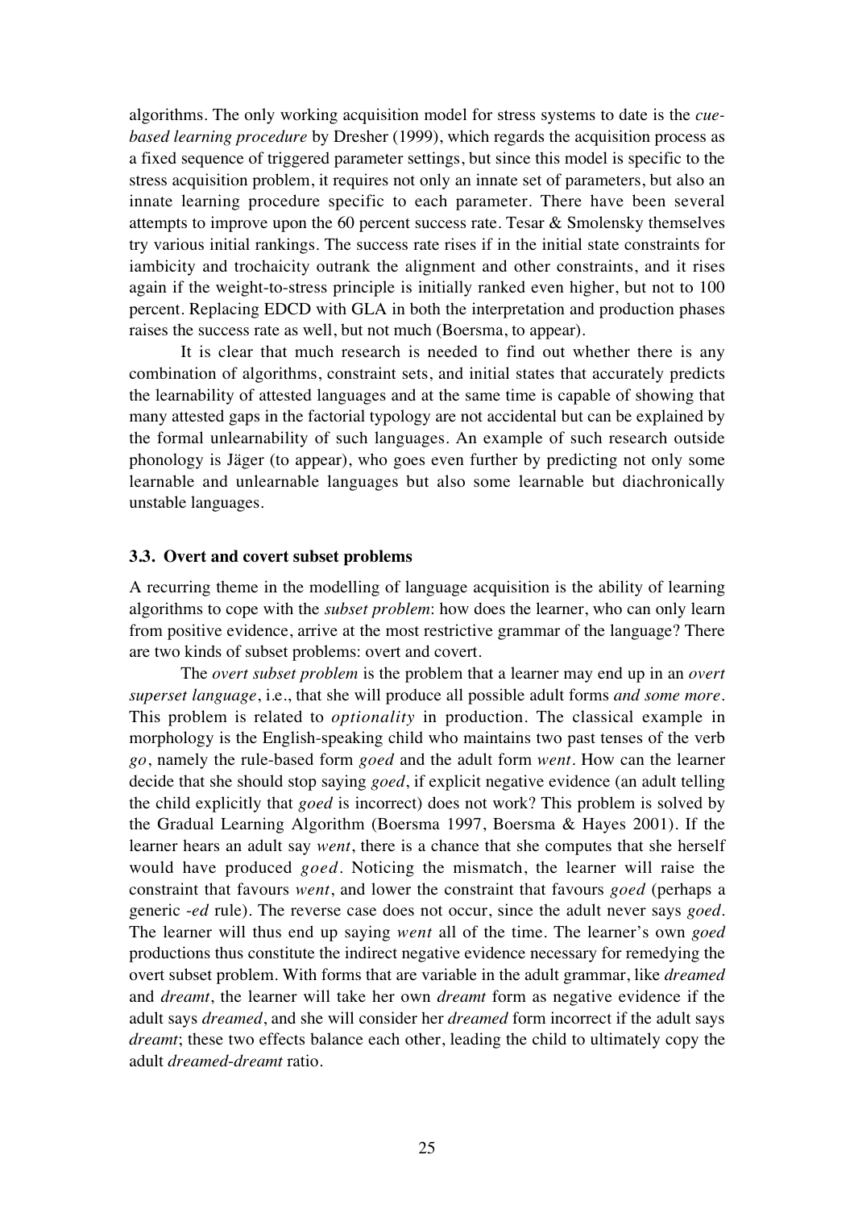algorithms. The only working acquisition model for stress systems to date is the *cue-based learning procedure* by Dresher (1999), which regards the acquisition process as a fixed sequence of triggered parameter settings, but since this model is specific to the stress acquisition problem, it requires not only an innate set of parameters, but also an innate learning procedure specific to each parameter. There have been several attempts to improve upon the 60 percent success rate. Tesar & Smolensky themselves try various initial rankings. The success rate rises if in the initial state constraints for iambicity and trochaicity outrank the alignment and other constraints, and it rises again if the weight-to-stress principle is initially ranked even higher, but not to 100 percent. Replacing EDCD with GLA in both the interpretation and production phases raises the success rate as well, but not much (Boersma, to appear).

It is clear that much research is needed to find out whether there is any combination of algorithms, constraint sets, and initial states that accurately predicts the learnability of attested languages and at the same time is capable of showing that many attested gaps in the factorial typology are not accidental but can be explained by the formal unlearnability of such languages. An example of such research outside phonology is Jäger (to appear), who goes even further by predicting not only some learnable and unlearnable languages but also some learnable but diachronically unstable languages.

### 3.3. Overt and covert subset problems

A recurring theme in the modelling of language acquisition is the ability of learning algorithms to cope with the *subset problem*: how does the learner, who can only learn from positive evidence, arrive at the most restrictive grammar of the language? There are two kinds of subset problems: overt and covert.

The *overt subset problem* is the problem that a learner may end up in an *overt superset language*, i.e., that she will produce all possible adult forms *and some more*. This problem is related to *optionality* in production. The classical example in morphology is the English-speaking child who maintains two past tenses of the verb *go*, namely the rule-based form *goed* and the adult form *went*. How can the learner decide that she should stop saying *goed*, if explicit negative evidence (an adult telling the child explicitly that *goed* is incorrect) does not work? This problem is solved by the Gradual Learning Algorithm (Boersma 1997, Boersma & Hayes 2001). If the learner hears an adult say *went*, there is a chance that she computes that she herself would have produced *goed*. Noticing the mismatch, the learner will raise the constraint that favours *went*, and lower the constraint that favours *goed* (perhaps a generic *-ed* rule). The reverse case does not occur, since the adult never says *goed*. The learner will thus end up saying *went* all of the time. The learner's own *goed* productions thus constitute the indirect negative evidence necessary for remedying the overt subset problem. With forms that are variable in the adult grammar, like *dreamed* and *dreamt*, the learner will take her own *dreamt* form as negative evidence if the adult says *dreamed*, and she will consider her *dreamed* form incorrect if the adult says *dreamt*; these two effects balance each other, leading the child to ultimately copy the adult *dreamed-dreamt* ratio.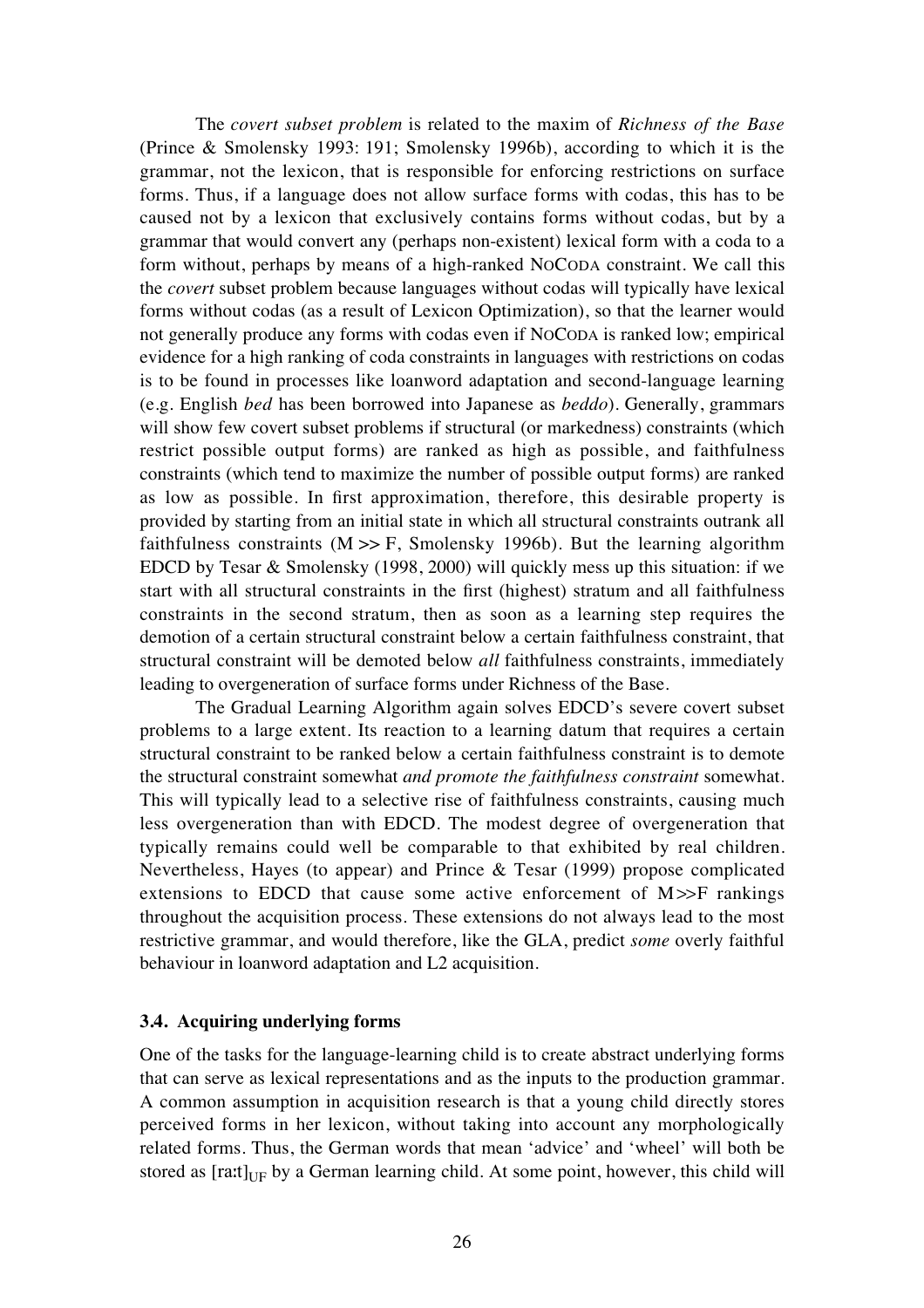The *covert subset problem* is related to the maxim of *Richness of the Base* (Prince & Smolensky 1993: 191; Smolensky 1996b), according to which it is the grammar, not the lexicon, that is responsible for enforcing restrictions on surface forms. Thus, if a language does not allow surface forms with codas, this has to be caused not by a lexicon that exclusively contains forms without codas, but by a grammar that would convert any (perhaps non-existent) lexical form with a coda to a form without, perhaps by means of a high-ranked NoCoda constraint. We call this the *covert* subset problem because languages without codas will typically have lexical forms without codas (as a result of Lexicon Optimization), so that the learner would not generally produce any forms with codas even if NoCoda is ranked low; empirical evidence for a high ranking of coda constraints in languages with restrictions on codas is to be found in processes like loanword adaptation and second-language learning (e.g. English *bed* has been borrowed into Japanese as *beddo*). Generally, grammars will show few covert subset problems if structural (or markedness) constraints (which restrict possible output forms) are ranked as high as possible, and faithfulness constraints (which tend to maximize the number of possible output forms) are ranked as low as possible. In first approximation, therefore, this desirable property is provided by starting from an initial state in which all structural constraints outrank all faithfulness constraints (M >> F, Smolensky 1996b). But the learning algorithm EDCD by Tesar & Smolensky (1998, 2000) will quickly mess up this situation: if we start with all structural constraints in the first (highest) stratum and all faithfulness constraints in the second stratum, then as soon as a learning step requires the demotion of a certain structural constraint below a certain faithfulness constraint, that structural constraint will be demoted below *all* faithfulness constraints, immediately leading to overgeneration of surface forms under Richness of the Base.

The Gradual Learning Algorithm again solves EDCD's severe covert subset problems to a large extent. Its reaction to a learning datum that requires a certain structural constraint to be ranked below a certain faithfulness constraint is to demote the structural constraint somewhat *and promote the faithfulness constraint* somewhat. This will typically lead to a selective rise of faithfulness constraints, causing much less overgeneration than with EDCD. The modest degree of overgeneration that typically remains could well be comparable to that exhibited by real children. Nevertheless, Hayes (to appear) and Prince & Tesar (1999) propose complicated extensions to EDCD that cause some active enforcement of M>>F rankings throughout the acquisition process. These extensions do not always lead to the most restrictive grammar, and would therefore, like the GLA, predict *some* overly faithful behaviour in loanword adaptation and L2 acquisition.

### 3.4. Acquiring underlying forms

One of the tasks for the language-learning child is to create abstract underlying forms that can serve as lexical representations and as the inputs to the production grammar. A common assumption in acquisition research is that a young child directly stores perceived forms in her lexicon, without taking into account any morphologically related forms. Thus, the German words that mean 'advice' and 'wheel' will both be stored as $[\text{raːt}]_{\text{UF}}$ by a German learning child. At some point, however, this child will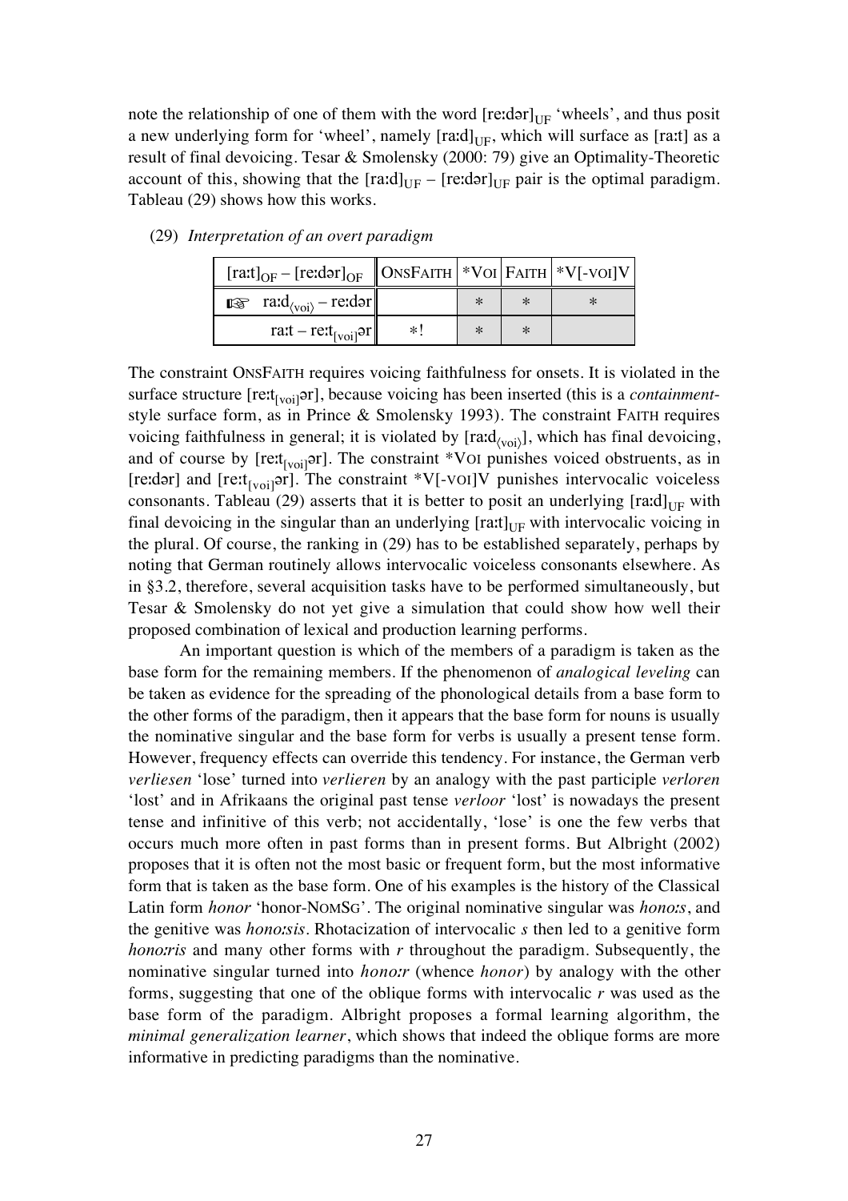note the relationship of one of them with the word $[\text{reːdər}]_{\text{UF}}$ 'wheels', and thus posit a new underlying form for 'wheel', namely $[\text{raːd}]_{\text{UF}}$, which will surface as [raːt] as a result of final devoicing. Tesar & Smolensky (2000: 79) give an Optimality-Theoretic account of this, showing that the $[\text{raːd}]_{\text{UF}}$ – $[\text{reːdər}]_{\text{UF}}$ pair is the optimal paradigm. Tableau (29) shows how this works.

(29) *Interpretation of an overt paradigm*

| $[\text{raːt}]_{\text{OF}}$ – $[\text{reːdər}]_{\text{OF}}$ | ONSFAITH | *VOI | FAITH | *V[-VOI]V |
|---|---|---|---|---|
| ☞ $\text{raːd}_{\langle\text{voi}\rangle}$ – reːdər | | * | * | * |
| raːt – $\text{reːt}_{[\text{voi}]}$ər | *! | * | * | |

The constraint ONSFAITH requires voicing faithfulness for onsets. It is violated in the surface structure $[\text{reːt}_{[\text{voi}]}\text{ər}]$, because voicing has been inserted (this is a *containment*-style surface form, as in Prince & Smolensky 1993). The constraint FAITH requires voicing faithfulness in general; it is violated by $[\text{raːd}_{\langle\text{voi}\rangle}]$, which has final devoicing, and of course by $[\text{reːt}_{[\text{voi}]}\text{ər}]$. The constraint *VOI punishes voiced obstruents, as in [reːdər] and $[\text{reːt}_{[\text{voi}]}\text{ər}]$. The constraint *V[-VOI]V punishes intervocalic voiceless consonants. Tableau (29) asserts that it is better to posit an underlying $[\text{raːd}]_{\text{UF}}$ with final devoicing in the singular than an underlying $[\text{raːt}]_{\text{UF}}$ with intervocalic voicing in the plural. Of course, the ranking in (29) has to be established separately, perhaps by noting that German routinely allows intervocalic voiceless consonants elsewhere. As in §3.2, therefore, several acquisition tasks have to be performed simultaneously, but Tesar & Smolensky do not yet give a simulation that could show how well their proposed combination of lexical and production learning performs.

An important question is which of the members of a paradigm is taken as the base form for the remaining members. If the phenomenon of *analogical leveling* can be taken as evidence for the spreading of the phonological details from a base form to the other forms of the paradigm, then it appears that the base form for nouns is usually the nominative singular and the base form for verbs is usually a present tense form. However, frequency effects can override this tendency. For instance, the German verb *verliesen* 'lose' turned into *verlieren* by an analogy with the past participle *verloren* 'lost' and in Afrikaans the original past tense *verloor* 'lost' is nowadays the present tense and infinitive of this verb; not accidentally, 'lose' is one the few verbs that occurs much more often in past forms than in present forms. But Albright (2002) proposes that it is often not the most basic or frequent form, but the most informative form that is taken as the base form. One of his examples is the history of the Classical Latin form *honor* 'honor-NOMSG'. The original nominative singular was *honoːs*, and the genitive was *honoːsis*. Rhotacization of intervocalic *s* then led to a genitive form *honoːris* and many other forms with *r* throughout the paradigm. Subsequently, the nominative singular turned into *honoːr* (whence *honor*) by analogy with the other forms, suggesting that one of the oblique forms with intervocalic *r* was used as the base form of the paradigm. Albright proposes a formal learning algorithm, the *minimal generalization learner*, which shows that indeed the oblique forms are more informative in predicting paradigms than the nominative.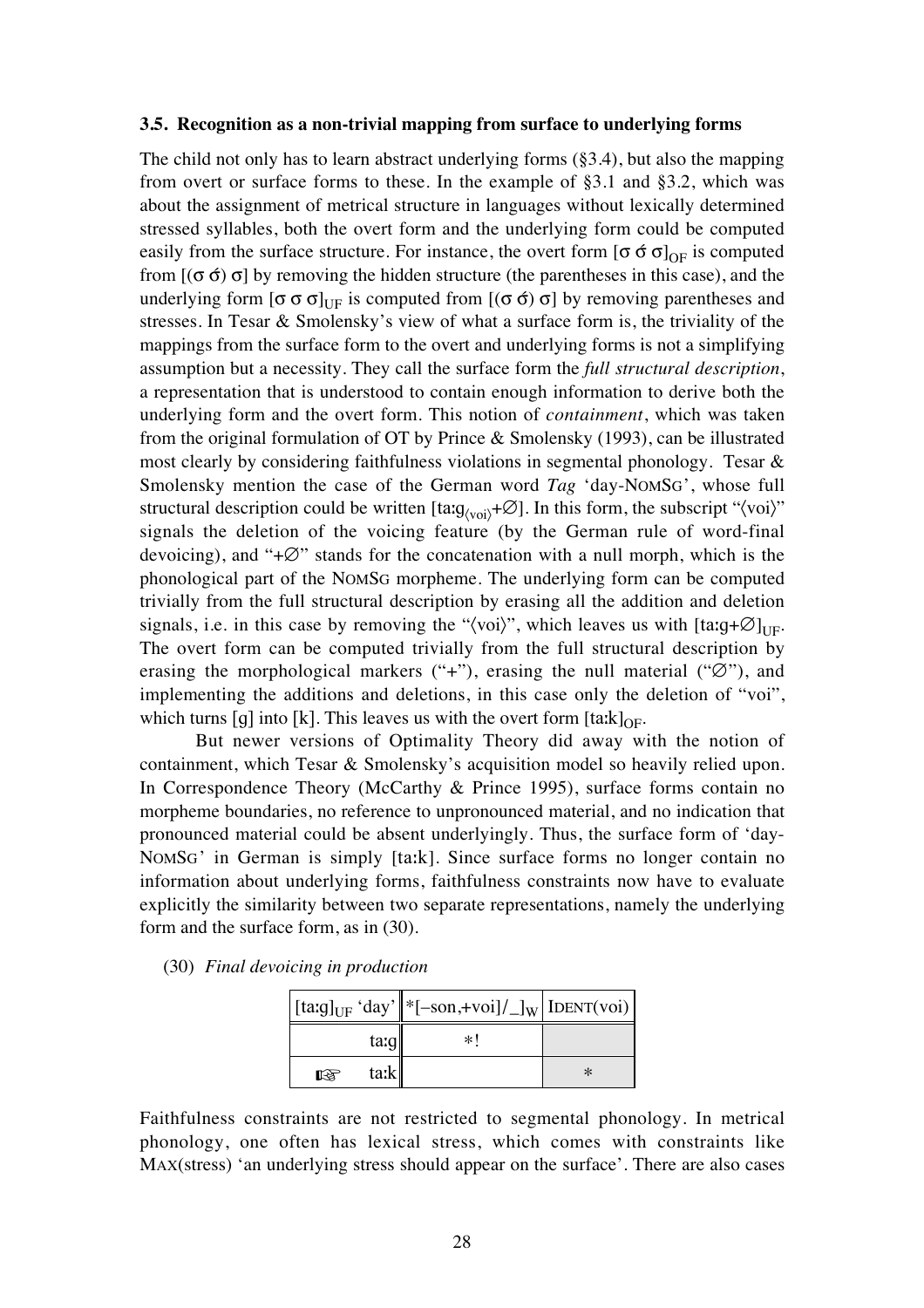### 3.5. Recognition as a non-trivial mapping from surface to underlying forms

The child not only has to learn abstract underlying forms (§3.4), but also the mapping from overt or surface forms to these. In the example of §3.1 and §3.2, which was about the assignment of metrical structure in languages without lexically determined stressed syllables, both the overt form and the underlying form could be computed easily from the surface structure. For instance, the overt form $[\sigma\ \acute{\sigma}\ \sigma]_{OF}$ is computed from $[(\sigma\ \acute{\sigma})\ \sigma]$ by removing the hidden structure (the parentheses in this case), and the underlying form $[\sigma\ \sigma\ \sigma]_{UF}$ is computed from $[(\sigma\ \acute{\sigma})\ \sigma]$ by removing parentheses and stresses. In Tesar & Smolensky's view of what a surface form is, the triviality of the mappings from the surface form to the overt and underlying forms is not a simplifying assumption but a necessity. They call the surface form the *full structural description*, a representation that is understood to contain enough information to derive both the underlying form and the overt form. This notion of *containment*, which was taken from the original formulation of OT by Prince & Smolensky (1993), can be illustrated most clearly by considering faithfulness violations in segmental phonology. Tesar & Smolensky mention the case of the German word *Tag* 'day-NOMSG', whose full structural description could be written $[\text{taːg}_{\langle\text{voi}\rangle}+\varnothing]$. In this form, the subscript "⟨voi⟩" signals the deletion of the voicing feature (by the German rule of word-final devoicing), and "+∅" stands for the concatenation with a null morph, which is the phonological part of the NOMSG morpheme. The underlying form can be computed trivially from the full structural description by erasing all the addition and deletion signals, i.e. in this case by removing the "⟨voi⟩", which leaves us with $[\text{taːg}+\varnothing]_{UF}$. The overt form can be computed trivially from the full structural description by erasing the morphological markers ("+"), erasing the null material ("∅"), and implementing the additions and deletions, in this case only the deletion of "voi", which turns [g] into [k]. This leaves us with the overt form $[\text{taːk}]_{OF}$.

But newer versions of Optimality Theory did away with the notion of containment, which Tesar & Smolensky's acquisition model so heavily relied upon. In Correspondence Theory (McCarthy & Prince 1995), surface forms contain no morpheme boundaries, no reference to unpronounced material, and no indication that pronounced material could be absent underlyingly. Thus, the surface form of 'day-NOMSG' in German is simply [taːk]. Since surface forms no longer contain no information about underlying forms, faithfulness constraints now have to evaluate explicitly the similarity between two separate representations, namely the underlying form and the surface form, as in (30).

(30) *Final devoicing in production*

| $[\text{taːg}]_{UF}$ 'day' | $*[-\text{son},+\text{voi}]/\_]_W$ | IDENT(voi) |
|---|---|---|
| taːg | *! | |
| ☞ taːk | | * |

Faithfulness constraints are not restricted to segmental phonology. In metrical phonology, one often has lexical stress, which comes with constraints like MAX(stress) 'an underlying stress should appear on the surface'. There are also cases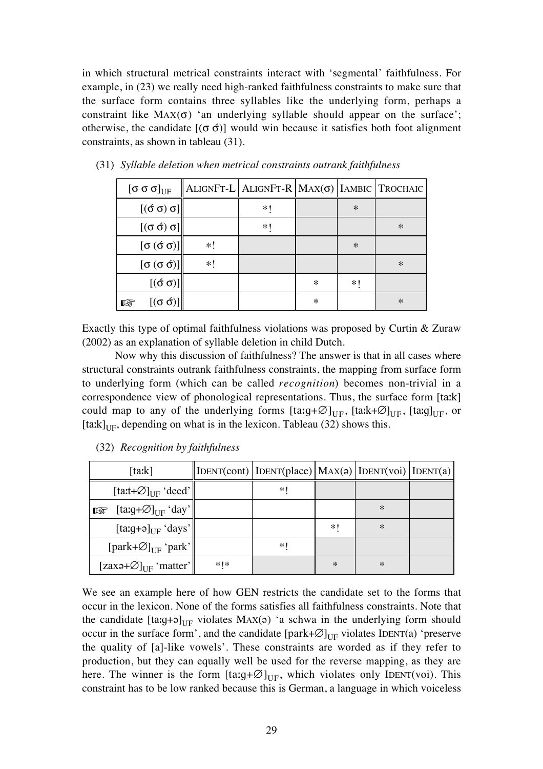in which structural metrical constraints interact with 'segmental' faithfulness. For example, in (23) we really need high-ranked faithfulness constraints to make sure that the surface form contains three syllables like the underlying form, perhaps a constraint like MAX(σ) 'an underlying syllable should appear on the surface'; otherwise, the candidate [(σ σ́)] would win because it satisfies both foot alignment constraints, as shown in tableau (31).

(31) *Syllable deletion when metrical constraints outrank faithfulness*

| $[\sigma\ \sigma\ \sigma]_{UF}$ | ALIGNFT-L | ALIGNFT-R | MAX(σ) | IAMBIC | TROCHAIC |
|---|---|---|---|---|---|
| [(σ́ σ) σ] | | *! | | * | |
| [(σ σ́) σ] | | *! | | | * |
| [σ (σ́ σ)] | *! | | | * | |
| [σ (σ σ́)] | *! | | | | * |
| [(σ́ σ)] | | | * | *! | |
| ☞ [(σ σ́)] | | | * | | * |

Exactly this type of optimal faithfulness violations was proposed by Curtin & Zuraw (2002) as an explanation of syllable deletion in child Dutch.

Now why this discussion of faithfulness? The answer is that in all cases where structural constraints outrank faithfulness constraints, the mapping from surface form to underlying form (which can be called *recognition*) becomes non-trivial in a correspondence view of phonological representations. Thus, the surface form [taːk] could map to any of the underlying forms $[\text{taːg+}\varnothing]_{UF}$, $[\text{taːk+}\varnothing]_{UF}$, $[\text{taːg}]_{UF}$, or $[\text{taːk}]_{UF}$, depending on what is in the lexicon. Tableau (32) shows this.

(32) *Recognition by faithfulness*

| [taːk] | IDENT(cont) | IDENT(place) | MAX(ə) | IDENT(voi) | IDENT(a) |
|---|---|---|---|---|---|
| $[\text{taːt+}\varnothing]_{UF}$ 'deed' | | *! | | | |
| ☞ $[\text{taːg+}\varnothing]_{UF}$ 'day' | | | | * | |
| $[\text{taːg+ə}]_{UF}$ 'days' | | | *! | * | |
| $[\text{park+}\varnothing]_{UF}$ 'park' | | *! | | | |
| $[\text{zaxə+}\varnothing]_{UF}$ 'matter' | *!* | | * | * | |

We see an example here of how GEN restricts the candidate set to the forms that occur in the lexicon. None of the forms satisfies all faithfulness constraints. Note that the candidate $[\text{taːg+ə}]_{UF}$ violates MAX(ə) 'a schwa in the underlying form should occur in the surface form', and the candidate $[\text{park+}\varnothing]_{UF}$ violates IDENT(a) 'preserve the quality of [a]-like vowels'. These constraints are worded as if they refer to production, but they can equally well be used for the reverse mapping, as they are here. The winner is the form $[\text{taːg+}\varnothing]_{UF}$, which violates only IDENT(voi). This constraint has to be low ranked because this is German, a language in which voiceless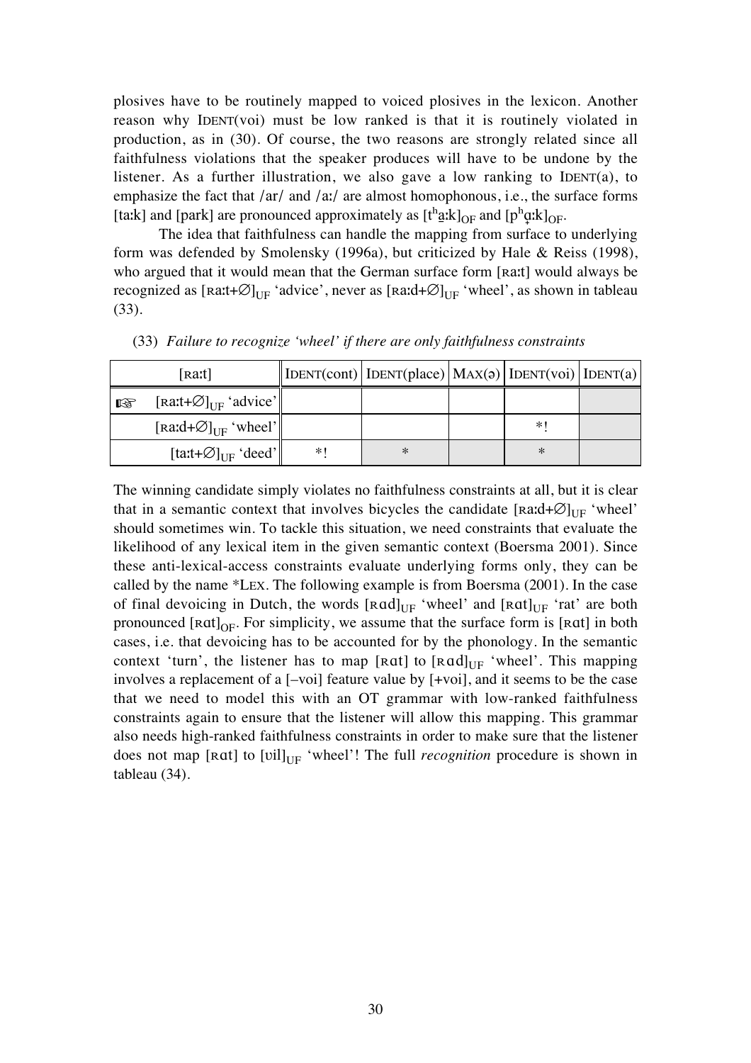plosives have to be routinely mapped to voiced plosives in the lexicon. Another reason why IDENT(voi) must be low ranked is that it is routinely violated in production, as in (30). Of course, the two reasons are strongly related since all faithfulness violations that the speaker produces will have to be undone by the listener. As a further illustration, we also gave a low ranking to IDENT(a), to emphasize the fact that /ar/ and /aː/ are almost homophonous, i.e., the surface forms [taːk] and [park] are pronounced approximately as $[\text{t}^\text{h}\text{a̠ːk}]_{OF}$ and $[\text{p}^\text{h}\text{ɑ̟ːk}]_{OF}$.

The idea that faithfulness can handle the mapping from surface to underlying form was defended by Smolensky (1996a), but criticized by Hale & Reiss (1998), who argued that it would mean that the German surface form [ʀaːt] would always be recognized as $[\text{ʀaːt+}\varnothing]_{UF}$ 'advice', never as $[\text{ʀaːd+}\varnothing]_{UF}$ 'wheel', as shown in tableau (33).

(33) *Failure to recognize 'wheel' if there are only faithfulness constraints*

| | [ʀaːt] | IDENT(cont) | IDENT(place) | MAX(ə) | IDENT(voi) | IDENT(a) |
|---|---|---|---|---|---|---|
| ☞ | $[\text{ʀaːt+}\varnothing]_{UF}$ 'advice' | | | | | |
| | $[\text{ʀaːd+}\varnothing]_{UF}$ 'wheel' | | | | *! | |
| | $[\text{taːt+}\varnothing]_{UF}$ 'deed' | *! | * | | * | |

The winning candidate simply violates no faithfulness constraints at all, but it is clear that in a semantic context that involves bicycles the candidate $[\text{ʀaːd+}\varnothing]_{UF}$ 'wheel' should sometimes win. To tackle this situation, we need constraints that evaluate the likelihood of any lexical item in the given semantic context (Boersma 2001). Since these anti-lexical-access constraints evaluate underlying forms only, they can be called by the name *LEX. The following example is from Boersma (2001). In the case of final devoicing in Dutch, the words $[\text{ʀɑd}]_{UF}$ 'wheel' and $[\text{ʀɑt}]_{UF}$ 'rat' are both pronounced $[\text{ʀɑt}]_{OF}$. For simplicity, we assume that the surface form is [ʀɑt] in both cases, i.e. that devoicing has to be accounted for by the phonology. In the semantic context 'turn', the listener has to map [ʀɑt] to $[\text{ʀɑd}]_{UF}$ 'wheel'. This mapping involves a replacement of a [–voi] feature value by [+voi], and it seems to be the case that we need to model this with an OT grammar with low-ranked faithfulness constraints again to ensure that the listener will allow this mapping. This grammar also needs high-ranked faithfulness constraints in order to make sure that the listener does not map [ʀɑt] to $[\text{ʋil}]_{UF}$ 'wheel'! The full *recognition* procedure is shown in tableau (34).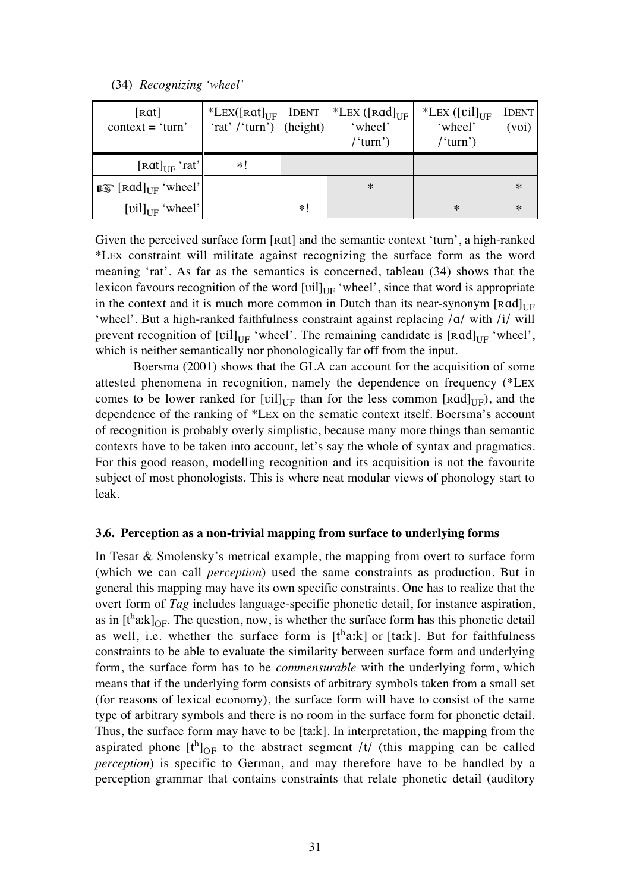(34) *Recognizing 'wheel'*

| [ʀɑt] context = 'turn' | *LEX([ʀɑt]$_{UF}$ 'rat' /'turn') | IDENT (height) | *LEX ([ʀɑd]$_{UF}$ 'wheel' /'turn') | *LEX ([ʋil]$_{UF}$ 'wheel' /'turn') | IDENT (voi) |
|---|---|---|---|---|---|
| [ʀɑt]$_{UF}$ 'rat' | *! | | | | |
| ☞ [ʀɑd]$_{UF}$ 'wheel' | | | * | | * |
| [ʋil]$_{UF}$ 'wheel' | | *! | | * | * |

Given the perceived surface form [ʀɑt] and the semantic context 'turn', a high-ranked *LEX constraint will militate against recognizing the surface form as the word meaning 'rat'. As far as the semantics is concerned, tableau (34) shows that the lexicon favours recognition of the word [ʋil]$_{UF}$ 'wheel', since that word is appropriate in the context and it is much more common in Dutch than its near-synonym [ʀɑd]$_{UF}$ 'wheel'. But a high-ranked faithfulness constraint against replacing /ɑ/ with /i/ will prevent recognition of [ʋil]$_{UF}$ 'wheel'. The remaining candidate is [ʀɑd]$_{UF}$ 'wheel', which is neither semantically nor phonologically far off from the input.

Boersma (2001) shows that the GLA can account for the acquisition of some attested phenomena in recognition, namely the dependence on frequency (*LEX comes to be lower ranked for [ʋil]$_{UF}$ than for the less common [ʀɑd]$_{UF}$), and the dependence of the ranking of *LEX on the sematic context itself. Boersma's account of recognition is probably overly simplistic, because many more things than semantic contexts have to be taken into account, let's say the whole of syntax and pragmatics. For this good reason, modelling recognition and its acquisition is not the favourite subject of most phonologists. This is where neat modular views of phonology start to leak.

### 3.6. Perception as a non-trivial mapping from surface to underlying forms

In Tesar & Smolensky's metrical example, the mapping from overt to surface form (which we can call *perception*) used the same constraints as production. But in general this mapping may have its own specific constraints. One has to realize that the overt form of *Tag* includes language-specific phonetic detail, for instance aspiration, as in [tʰaːk]$_{OF}$. The question, now, is whether the surface form has this phonetic detail as well, i.e. whether the surface form is [tʰaːk] or [taːk]. But for faithfulness constraints to be able to evaluate the similarity between surface form and underlying form, the surface form has to be *commensurable* with the underlying form, which means that if the underlying form consists of arbitrary symbols taken from a small set (for reasons of lexical economy), the surface form will have to consist of the same type of arbitrary symbols and there is no room in the surface form for phonetic detail. Thus, the surface form may have to be [taːk]. In interpretation, the mapping from the aspirated phone [tʰ]$_{OF}$ to the abstract segment /t/ (this mapping can be called *perception*) is specific to German, and may therefore have to be handled by a perception grammar that contains constraints that relate phonetic detail (auditory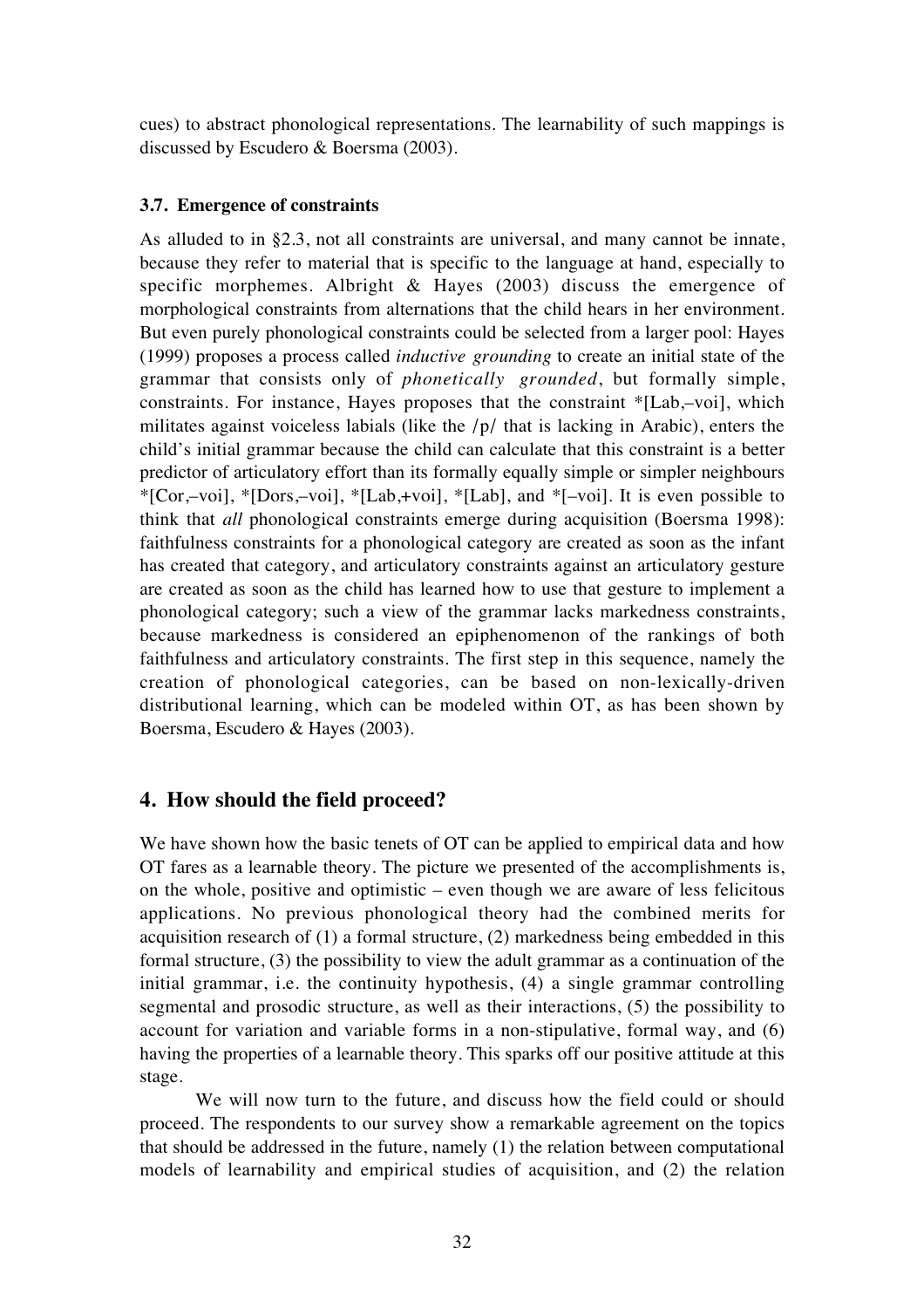cues) to abstract phonological representations. The learnability of such mappings is discussed by Escudero & Boersma (2003).

### 3.7. Emergence of constraints

As alluded to in §2.3, not all constraints are universal, and many cannot be innate, because they refer to material that is specific to the language at hand, especially to specific morphemes. Albright & Hayes (2003) discuss the emergence of morphological constraints from alternations that the child hears in her environment. But even purely phonological constraints could be selected from a larger pool: Hayes (1999) proposes a process called *inductive grounding* to create an initial state of the grammar that consists only of *phonetically grounded*, but formally simple, constraints. For instance, Hayes proposes that the constraint *[Lab,–voi], which militates against voiceless labials (like the /p/ that is lacking in Arabic), enters the child's initial grammar because the child can calculate that this constraint is a better predictor of articulatory effort than its formally equally simple or simpler neighbours *[Cor,–voi], *[Dors,–voi], *[Lab,+voi], *[Lab], and *[–voi]. It is even possible to think that *all* phonological constraints emerge during acquisition (Boersma 1998): faithfulness constraints for a phonological category are created as soon as the infant has created that category, and articulatory constraints against an articulatory gesture are created as soon as the child has learned how to use that gesture to implement a phonological category; such a view of the grammar lacks markedness constraints, because markedness is considered an epiphenomenon of the rankings of both faithfulness and articulatory constraints. The first step in this sequence, namely the creation of phonological categories, can be based on non-lexically-driven distributional learning, which can be modeled within OT, as has been shown by Boersma, Escudero & Hayes (2003).

## 4. How should the field proceed?

We have shown how the basic tenets of OT can be applied to empirical data and how OT fares as a learnable theory. The picture we presented of the accomplishments is, on the whole, positive and optimistic – even though we are aware of less felicitous applications. No previous phonological theory had the combined merits for acquisition research of (1) a formal structure, (2) markedness being embedded in this formal structure, (3) the possibility to view the adult grammar as a continuation of the initial grammar, i.e. the continuity hypothesis, (4) a single grammar controlling segmental and prosodic structure, as well as their interactions, (5) the possibility to account for variation and variable forms in a non-stipulative, formal way, and (6) having the properties of a learnable theory. This sparks off our positive attitude at this stage.

We will now turn to the future, and discuss how the field could or should proceed. The respondents to our survey show a remarkable agreement on the topics that should be addressed in the future, namely (1) the relation between computational models of learnability and empirical studies of acquisition, and (2) the relation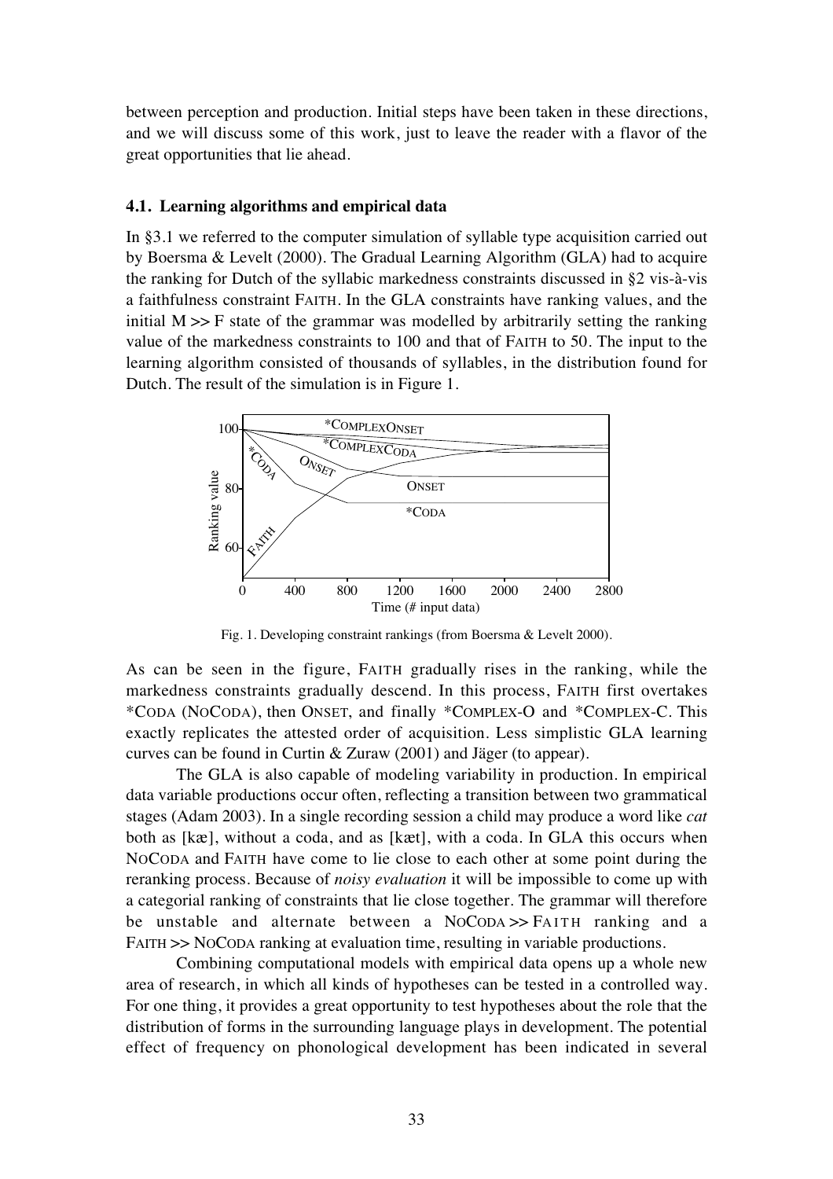between perception and production. Initial steps have been taken in these directions, and we will discuss some of this work, just to leave the reader with a flavor of the great opportunities that lie ahead.

### 4.1. Learning algorithms and empirical data

In §3.1 we referred to the computer simulation of syllable type acquisition carried out by Boersma & Levelt (2000). The Gradual Learning Algorithm (GLA) had to acquire the ranking for Dutch of the syllabic markedness constraints discussed in §2 vis-à-vis a faithfulness constraint FAITH. In the GLA constraints have ranking values, and the initial M >> F state of the grammar was modelled by arbitrarily setting the ranking value of the markedness constraints to 100 and that of FAITH to 50. The input to the learning algorithm consisted of thousands of syllables, in the distribution found for Dutch. The result of the simulation is in Figure 1.

Fig. 1. Developing constraint rankings (from Boersma & Levelt 2000).

As can be seen in the figure, FAITH gradually rises in the ranking, while the markedness constraints gradually descend. In this process, FAITH first overtakes *CODA (NOCODA), then ONSET, and finally *COMPLEX-O and *COMPLEX-C. This exactly replicates the attested order of acquisition. Less simplistic GLA learning curves can be found in Curtin & Zuraw (2001) and Jäger (to appear).

The GLA is also capable of modeling variability in production. In empirical data variable productions occur often, reflecting a transition between two grammatical stages (Adam 2003). In a single recording session a child may produce a word like *cat* both as [kæ], without a coda, and as [kæt], with a coda. In GLA this occurs when NOCODA and FAITH have come to lie close to each other at some point during the reranking process. Because of *noisy evaluation* it will be impossible to come up with a categorial ranking of constraints that lie close together. The grammar will therefore be unstable and alternate between a NOCODA >> FAITH ranking and a FAITH >> NOCODA ranking at evaluation time, resulting in variable productions.

Combining computational models with empirical data opens up a whole new area of research, in which all kinds of hypotheses can be tested in a controlled way. For one thing, it provides a great opportunity to test hypotheses about the role that the distribution of forms in the surrounding language plays in development. The potential effect of frequency on phonological development has been indicated in several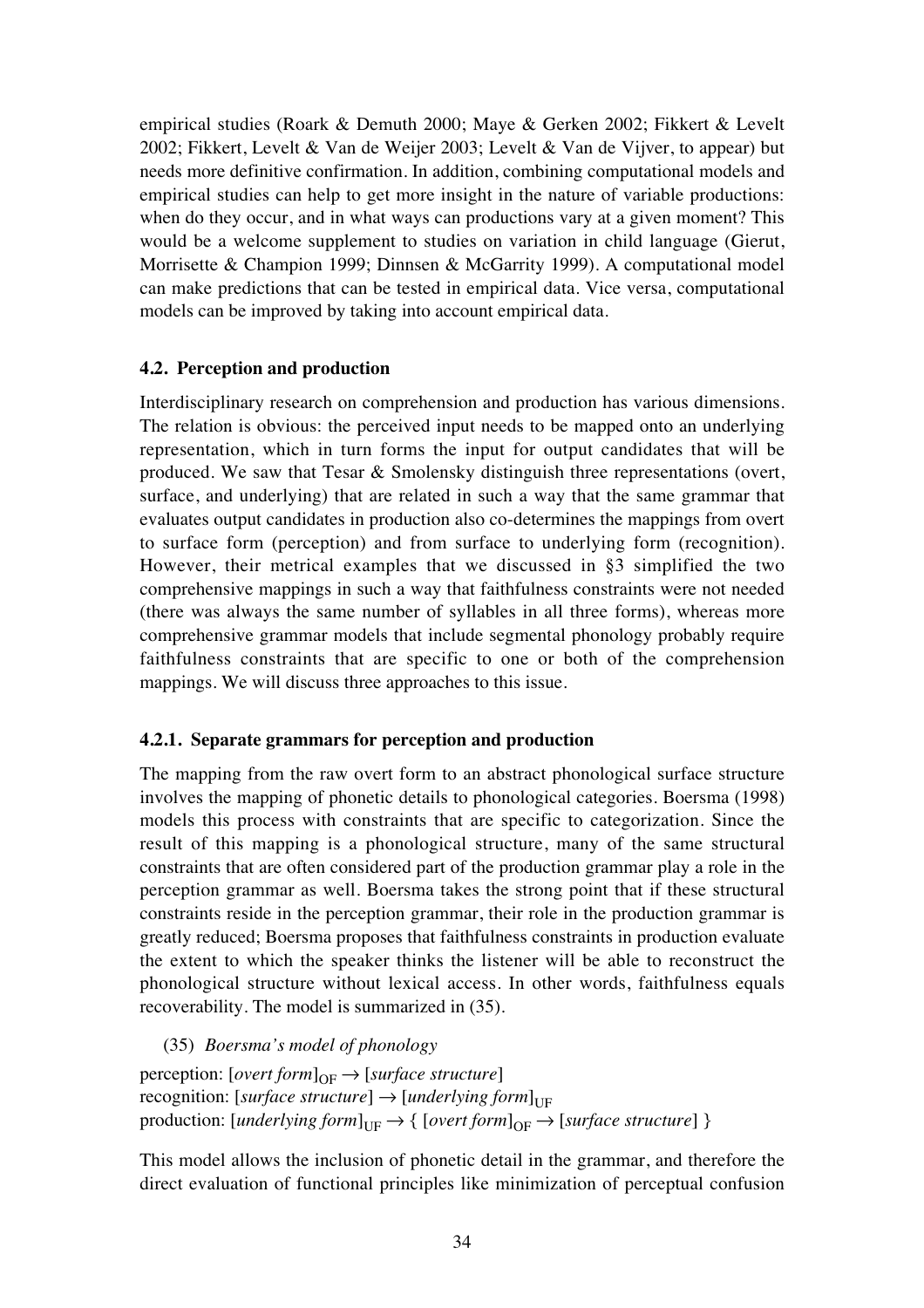empirical studies (Roark & Demuth 2000; Maye & Gerken 2002; Fikkert & Levelt 2002; Fikkert, Levelt & Van de Weijer 2003; Levelt & Van de Vijver, to appear) but needs more definitive confirmation. In addition, combining computational models and empirical studies can help to get more insight in the nature of variable productions: when do they occur, and in what ways can productions vary at a given moment? This would be a welcome supplement to studies on variation in child language (Gierut, Morrisette & Champion 1999; Dinnsen & McGarrity 1999). A computational model can make predictions that can be tested in empirical data. Vice versa, computational models can be improved by taking into account empirical data.

### 4.2. Perception and production

Interdisciplinary research on comprehension and production has various dimensions. The relation is obvious: the perceived input needs to be mapped onto an underlying representation, which in turn forms the input for output candidates that will be produced. We saw that Tesar & Smolensky distinguish three representations (overt, surface, and underlying) that are related in such a way that the same grammar that evaluates output candidates in production also co-determines the mappings from overt to surface form (perception) and from surface to underlying form (recognition). However, their metrical examples that we discussed in §3 simplified the two comprehensive mappings in such a way that faithfulness constraints were not needed (there was always the same number of syllables in all three forms), whereas more comprehensive grammar models that include segmental phonology probably require faithfulness constraints that are specific to one or both of the comprehension mappings. We will discuss three approaches to this issue.

#### 4.2.1. Separate grammars for perception and production

The mapping from the raw overt form to an abstract phonological surface structure involves the mapping of phonetic details to phonological categories. Boersma (1998) models this process with constraints that are specific to categorization. Since the result of this mapping is a phonological structure, many of the same structural constraints that are often considered part of the production grammar play a role in the perception grammar as well. Boersma takes the strong point that if these structural constraints reside in the perception grammar, their role in the production grammar is greatly reduced; Boersma proposes that faithfulness constraints in production evaluate the extent to which the speaker thinks the listener will be able to reconstruct the phonological structure without lexical access. In other words, faithfulness equals recoverability. The model is summarized in (35).

(35) *Boersma's model of phonology*

perception: $[\textit{overt form}]_{OF} \rightarrow [\textit{surface structure}]$
recognition: $[\textit{surface structure}] \rightarrow [\textit{underlying form}]_{UF}$
production: $[\textit{underlying form}]_{UF} \rightarrow \{\, [\textit{overt form}]_{OF} \rightarrow [\textit{surface structure}] \,\}$

This model allows the inclusion of phonetic detail in the grammar, and therefore the direct evaluation of functional principles like minimization of perceptual confusion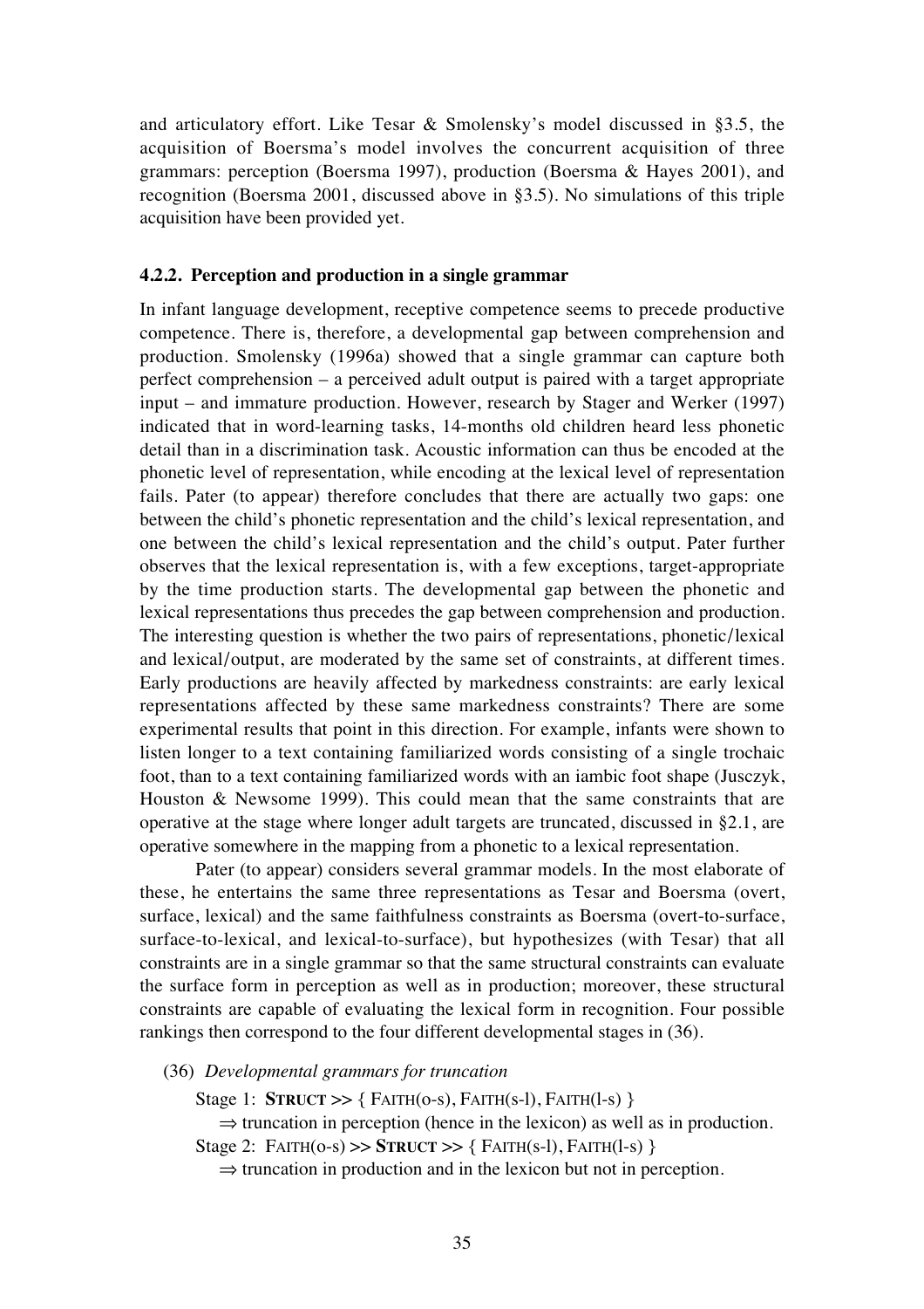and articulatory effort. Like Tesar & Smolensky's model discussed in §3.5, the acquisition of Boersma's model involves the concurrent acquisition of three grammars: perception (Boersma 1997), production (Boersma & Hayes 2001), and recognition (Boersma 2001, discussed above in §3.5). No simulations of this triple acquisition have been provided yet.

#### 4.2.2. Perception and production in a single grammar

In infant language development, receptive competence seems to precede productive competence. There is, therefore, a developmental gap between comprehension and production. Smolensky (1996a) showed that a single grammar can capture both perfect comprehension – a perceived adult output is paired with a target appropriate input – and immature production. However, research by Stager and Werker (1997) indicated that in word-learning tasks, 14-months old children heard less phonetic detail than in a discrimination task. Acoustic information can thus be encoded at the phonetic level of representation, while encoding at the lexical level of representation fails. Pater (to appear) therefore concludes that there are actually two gaps: one between the child's phonetic representation and the child's lexical representation, and one between the child's lexical representation and the child's output. Pater further observes that the lexical representation is, with a few exceptions, target-appropriate by the time production starts. The developmental gap between the phonetic and lexical representations thus precedes the gap between comprehension and production. The interesting question is whether the two pairs of representations, phonetic/lexical and lexical/output, are moderated by the same set of constraints, at different times. Early productions are heavily affected by markedness constraints: are early lexical representations affected by these same markedness constraints? There are some experimental results that point in this direction. For example, infants were shown to listen longer to a text containing familiarized words consisting of a single trochaic foot, than to a text containing familiarized words with an iambic foot shape (Jusczyk, Houston & Newsome 1999). This could mean that the same constraints that are operative at the stage where longer adult targets are truncated, discussed in §2.1, are operative somewhere in the mapping from a phonetic to a lexical representation.

Pater (to appear) considers several grammar models. In the most elaborate of these, he entertains the same three representations as Tesar and Boersma (overt, surface, lexical) and the same faithfulness constraints as Boersma (overt-to-surface, surface-to-lexical, and lexical-to-surface), but hypothesizes (with Tesar) that all constraints are in a single grammar so that the same structural constraints can evaluate the surface form in perception as well as in production; moreover, these structural constraints are capable of evaluating the lexical form in recognition. Four possible rankings then correspond to the four different developmental stages in (36).

(36) *Developmental grammars for truncation*

Stage 1: **STRUCT** >> { FAITH(o-s), FAITH(s-l), FAITH(l-s) }
  ⇒ truncation in perception (hence in the lexicon) as well as in production.

Stage 2: FAITH(o-s) >> **STRUCT** >> { FAITH(s-l), FAITH(l-s) }
  ⇒ truncation in production and in the lexicon but not in perception.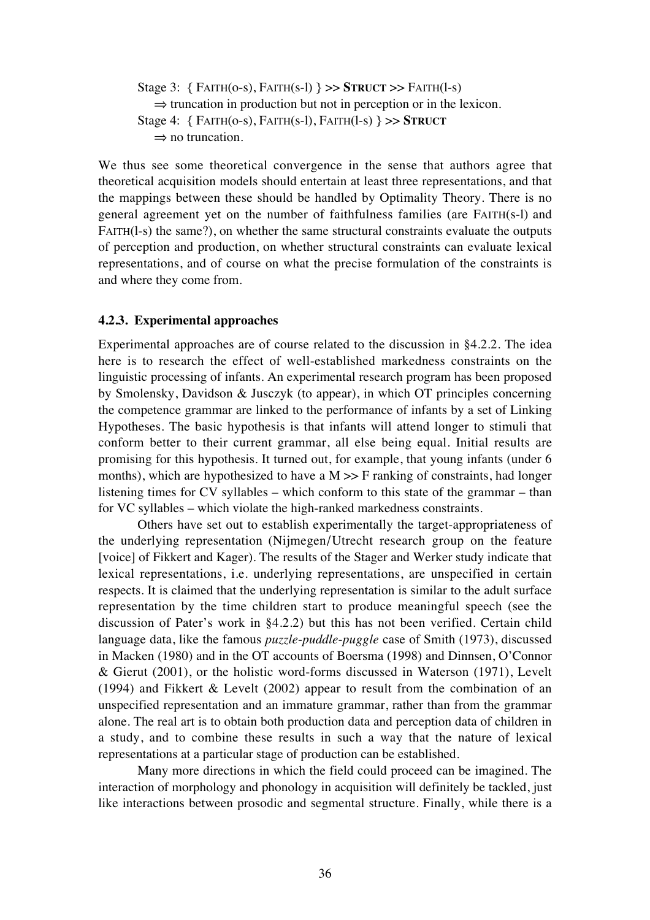Stage 3: { FAITH(o-s), FAITH(s-l) } >> **STRUCT** >> FAITH(l-s)
  ⇒ truncation in production but not in perception or in the lexicon.
Stage 4: { FAITH(o-s), FAITH(s-l), FAITH(l-s) } >> **STRUCT**
  ⇒ no truncation.

We thus see some theoretical convergence in the sense that authors agree that theoretical acquisition models should entertain at least three representations, and that the mappings between these should be handled by Optimality Theory. There is no general agreement yet on the number of faithfulness families (are FAITH(s-l) and FAITH(l-s) the same?), on whether the same structural constraints evaluate the outputs of perception and production, on whether structural constraints can evaluate lexical representations, and of course on what the precise formulation of the constraints is and where they come from.

#### 4.2.3. Experimental approaches

Experimental approaches are of course related to the discussion in §4.2.2. The idea here is to research the effect of well-established markedness constraints on the linguistic processing of infants. An experimental research program has been proposed by Smolensky, Davidson & Jusczyk (to appear), in which OT principles concerning the competence grammar are linked to the performance of infants by a set of Linking Hypotheses. The basic hypothesis is that infants will attend longer to stimuli that conform better to their current grammar, all else being equal. Initial results are promising for this hypothesis. It turned out, for example, that young infants (under 6 months), which are hypothesized to have a M >> F ranking of constraints, had longer listening times for CV syllables – which conform to this state of the grammar – than for VC syllables – which violate the high-ranked markedness constraints.

Others have set out to establish experimentally the target-appropriateness of the underlying representation (Nijmegen/Utrecht research group on the feature [voice] of Fikkert and Kager). The results of the Stager and Werker study indicate that lexical representations, i.e. underlying representations, are unspecified in certain respects. It is claimed that the underlying representation is similar to the adult surface representation by the time children start to produce meaningful speech (see the discussion of Pater's work in §4.2.2) but this has not been verified. Certain child language data, like the famous *puzzle-puddle-puggle* case of Smith (1973), discussed in Macken (1980) and in the OT accounts of Boersma (1998) and Dinnsen, O'Connor & Gierut (2001), or the holistic word-forms discussed in Waterson (1971), Levelt (1994) and Fikkert & Levelt (2002) appear to result from the combination of an unspecified representation and an immature grammar, rather than from the grammar alone. The real art is to obtain both production data and perception data of children in a study, and to combine these results in such a way that the nature of lexical representations at a particular stage of production can be established.

Many more directions in which the field could proceed can be imagined. The interaction of morphology and phonology in acquisition will definitely be tackled, just like interactions between prosodic and segmental structure. Finally, while there is a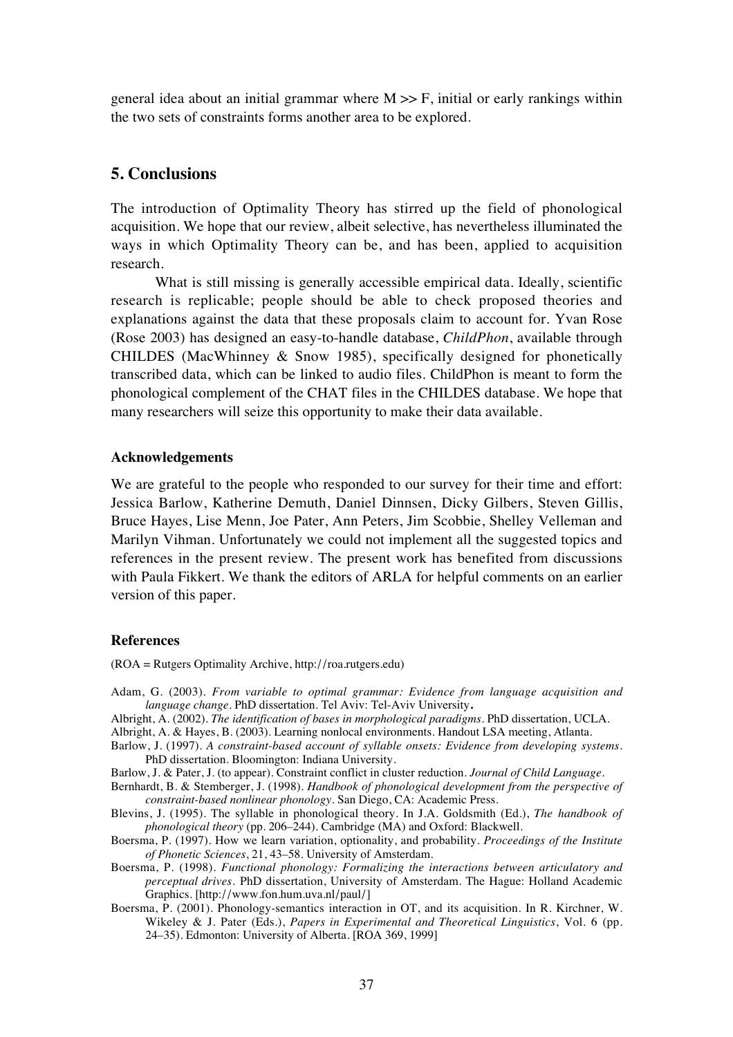general idea about an initial grammar where M >> F, initial or early rankings within the two sets of constraints forms another area to be explored.

## 5. Conclusions

The introduction of Optimality Theory has stirred up the field of phonological acquisition. We hope that our review, albeit selective, has nevertheless illuminated the ways in which Optimality Theory can be, and has been, applied to acquisition research.

What is still missing is generally accessible empirical data. Ideally, scientific research is replicable; people should be able to check proposed theories and explanations against the data that these proposals claim to account for. Yvan Rose (Rose 2003) has designed an easy-to-handle database, *ChildPhon*, available through CHILDES (MacWhinney & Snow 1985), specifically designed for phonetically transcribed data, which can be linked to audio files. ChildPhon is meant to form the phonological complement of the CHAT files in the CHILDES database. We hope that many researchers will seize this opportunity to make their data available.

### Acknowledgements

We are grateful to the people who responded to our survey for their time and effort: Jessica Barlow, Katherine Demuth, Daniel Dinnsen, Dicky Gilbers, Steven Gillis, Bruce Hayes, Lise Menn, Joe Pater, Ann Peters, Jim Scobbie, Shelley Velleman and Marilyn Vihman. Unfortunately we could not implement all the suggested topics and references in the present review. The present work has benefited from discussions with Paula Fikkert. We thank the editors of ARLA for helpful comments on an earlier version of this paper.

### References

(ROA = Rutgers Optimality Archive, http://roa.rutgers.edu)

Adam, G. (2003). *From variable to optimal grammar: Evidence from language acquisition and language change*. PhD dissertation. Tel Aviv: Tel-Aviv University**.**

Albright, A. (2002). *The identification of bases in morphological paradigms*. PhD dissertation, UCLA.

Albright, A. & Hayes, B. (2003). Learning nonlocal environments. Handout LSA meeting, Atlanta.

Barlow, J. (1997). *A constraint-based account of syllable onsets: Evidence from developing systems*. PhD dissertation. Bloomington: Indiana University.

Barlow, J. & Pater, J. (to appear). Constraint conflict in cluster reduction. *Journal of Child Language*.

Bernhardt, B. & Stemberger, J. (1998). *Handbook of phonological development from the perspective of constraint-based nonlinear phonology*. San Diego, CA: Academic Press.

Blevins, J. (1995). The syllable in phonological theory. In J.A. Goldsmith (Ed.), *The handbook of phonological theory* (pp. 206–244). Cambridge (MA) and Oxford: Blackwell.

Boersma, P. (1997). How we learn variation, optionality, and probability. *Proceedings of the Institute of Phonetic Sciences*, 21, 43–58. University of Amsterdam.

Boersma, P. (1998). *Functional phonology: Formalizing the interactions between articulatory and perceptual drives*. PhD dissertation, University of Amsterdam. The Hague: Holland Academic Graphics. [http://www.fon.hum.uva.nl/paul/]

Boersma, P. (2001). Phonology-semantics interaction in OT, and its acquisition. In R. Kirchner, W. Wikeley & J. Pater (Eds.), *Papers in Experimental and Theoretical Linguistics*, Vol. 6 (pp. 24–35). Edmonton: University of Alberta. [ROA 369, 1999]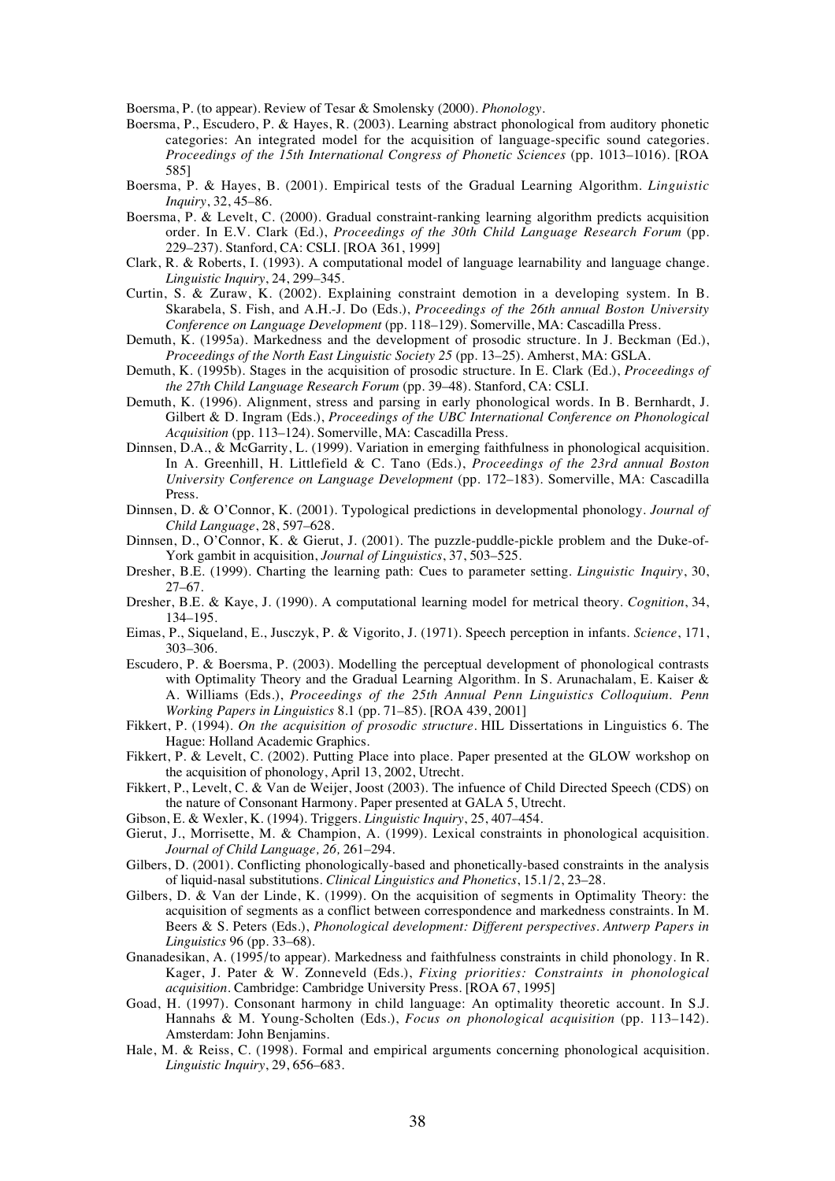Boersma, P. (to appear). Review of Tesar & Smolensky (2000). *Phonology*.

Boersma, P., Escudero, P. & Hayes, R. (2003). Learning abstract phonological from auditory phonetic categories: An integrated model for the acquisition of language-specific sound categories. *Proceedings of the 15th International Congress of Phonetic Sciences* (pp. 1013–1016). [ROA 585]

Boersma, P. & Hayes, B. (2001). Empirical tests of the Gradual Learning Algorithm. *Linguistic Inquiry*, 32, 45–86.

Boersma, P. & Levelt, C. (2000). Gradual constraint-ranking learning algorithm predicts acquisition order. In E.V. Clark (Ed.), *Proceedings of the 30th Child Language Research Forum* (pp. 229–237). Stanford, CA: CSLI. [ROA 361, 1999]

Clark, R. & Roberts, I. (1993). A computational model of language learnability and language change. *Linguistic Inquiry*, 24, 299–345.

Curtin, S. & Zuraw, K. (2002). Explaining constraint demotion in a developing system. In B. Skarabela, S. Fish, and A.H.-J. Do (Eds.), *Proceedings of the 26th annual Boston University Conference on Language Development* (pp. 118–129). Somerville, MA: Cascadilla Press.

Demuth, K. (1995a). Markedness and the development of prosodic structure. In J. Beckman (Ed.), *Proceedings of the North East Linguistic Society 25* (pp. 13–25). Amherst, MA: GSLA.

Demuth, K. (1995b). Stages in the acquisition of prosodic structure. In E. Clark (Ed.), *Proceedings of the 27th Child Language Research Forum* (pp. 39–48). Stanford, CA: CSLI.

Demuth, K. (1996). Alignment, stress and parsing in early phonological words. In B. Bernhardt, J. Gilbert & D. Ingram (Eds.), *Proceedings of the UBC International Conference on Phonological Acquisition* (pp. 113–124). Somerville, MA: Cascadilla Press.

Dinnsen, D.A., & McGarrity, L. (1999). Variation in emerging faithfulness in phonological acquisition. In A. Greenhill, H. Littlefield & C. Tano (Eds.), *Proceedings of the 23rd annual Boston University Conference on Language Development* (pp. 172–183). Somerville, MA: Cascadilla Press.

Dinnsen, D. & O'Connor, K. (2001). Typological predictions in developmental phonology. *Journal of Child Language*, 28, 597–628.

Dinnsen, D., O'Connor, K. & Gierut, J. (2001). The puzzle-puddle-pickle problem and the Duke-of-York gambit in acquisition, *Journal of Linguistics*, 37, 503–525.

Dresher, B.E. (1999). Charting the learning path: Cues to parameter setting. *Linguistic Inquiry*, 30, 27–67.

Dresher, B.E. & Kaye, J. (1990). A computational learning model for metrical theory. *Cognition*, 34, 134–195.

Eimas, P., Siqueland, E., Jusczyk, P. & Vigorito, J. (1971). Speech perception in infants. *Science*, 171, 303–306.

Escudero, P. & Boersma, P. (2003). Modelling the perceptual development of phonological contrasts with Optimality Theory and the Gradual Learning Algorithm. In S. Arunachalam, E. Kaiser & A. Williams (Eds.), *Proceedings of the 25th Annual Penn Linguistics Colloquium. Penn Working Papers in Linguistics* 8.1 (pp. 71–85). [ROA 439, 2001]

Fikkert, P. (1994). *On the acquisition of prosodic structure*. HIL Dissertations in Linguistics 6. The Hague: Holland Academic Graphics.

Fikkert, P. & Levelt, C. (2002). Putting Place into place. Paper presented at the GLOW workshop on the acquisition of phonology, April 13, 2002, Utrecht.

Fikkert, P., Levelt, C. & Van de Weijer, Joost (2003). The infuence of Child Directed Speech (CDS) on the nature of Consonant Harmony. Paper presented at GALA 5, Utrecht.

Gibson, E. & Wexler, K. (1994). Triggers. *Linguistic Inquiry*, 25, 407–454.

Gierut, J., Morrisette, M. & Champion, A. (1999). Lexical constraints in phonological acquisition. *Journal of Child Language, 26,* 261–294.

Gilbers, D. (2001). Conflicting phonologically-based and phonetically-based constraints in the analysis of liquid-nasal substitutions. *Clinical Linguistics and Phonetics*, 15.1/2, 23–28.

Gilbers, D. & Van der Linde, K. (1999). On the acquisition of segments in Optimality Theory: the acquisition of segments as a conflict between correspondence and markedness constraints. In M. Beers & S. Peters (Eds.), *Phonological development: Different perspectives. Antwerp Papers in Linguistics* 96 (pp. 33–68).

Gnanadesikan, A. (1995/to appear). Markedness and faithfulness constraints in child phonology. In R. Kager, J. Pater & W. Zonneveld (Eds.), *Fixing priorities: Constraints in phonological acquisition*. Cambridge: Cambridge University Press. [ROA 67, 1995]

Goad, H. (1997). Consonant harmony in child language: An optimality theoretic account. In S.J. Hannahs & M. Young-Scholten (Eds.), *Focus on phonological acquisition* (pp. 113–142). Amsterdam: John Benjamins.

Hale, M. & Reiss, C. (1998). Formal and empirical arguments concerning phonological acquisition. *Linguistic Inquiry*, 29, 656–683.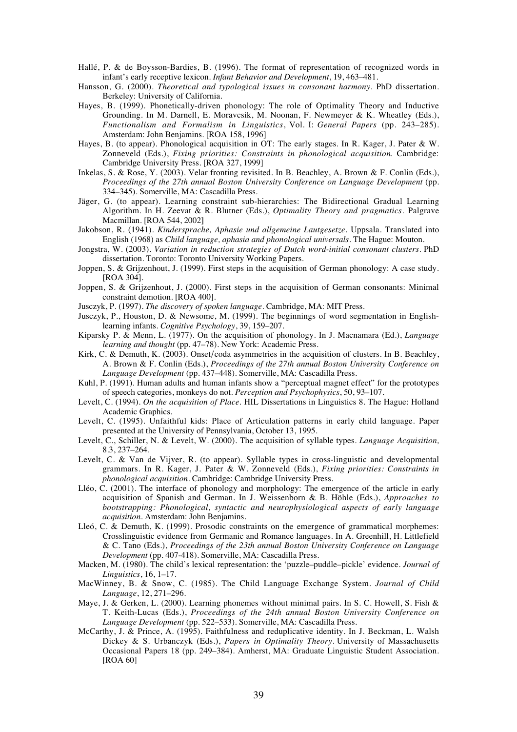Hallé, P. & de Boysson-Bardies, B. (1996). The format of representation of recognized words in infant's early receptive lexicon. *Infant Behavior and Development*, 19, 463–481.

Hansson, G. (2000). *Theoretical and typological issues in consonant harmony*. PhD dissertation. Berkeley: University of California.

Hayes, B. (1999). Phonetically-driven phonology: The role of Optimality Theory and Inductive Grounding. In M. Darnell, E. Moravcsik, M. Noonan, F. Newmeyer & K. Wheatley (Eds.), *Functionalism and Formalism in Linguistics*, Vol. I: *General Papers* (pp. 243–285). Amsterdam: John Benjamins. [ROA 158, 1996]

Hayes, B. (to appear). Phonological acquisition in OT: The early stages. In R. Kager, J. Pater & W. Zonneveld (Eds.), *Fixing priorities: Constraints in phonological acquisition.* Cambridge: Cambridge University Press. [ROA 327, 1999]

Inkelas, S. & Rose, Y. (2003). Velar fronting revisited. In B. Beachley, A. Brown & F. Conlin (Eds.), *Proceedings of the 27th annual Boston University Conference on Language Development* (pp. 334–345). Somerville, MA: Cascadilla Press.

Jäger, G. (to appear). Learning constraint sub-hierarchies: The Bidirectional Gradual Learning Algorithm. In H. Zeevat & R. Blutner (Eds.), *Optimality Theory and pragmatics*. Palgrave Macmillan. [ROA 544, 2002]

Jakobson, R. (1941). *Kindersprache, Aphasie und allgemeine Lautgesetze*. Uppsala. Translated into English (1968) as *Child language, aphasia and phonological universals*. The Hague: Mouton.

Jongstra, W. (2003). *Variation in reduction strategies of Dutch word-initial consonant clusters*. PhD dissertation. Toronto: Toronto University Working Papers.

Joppen, S. & Grijzenhout, J. (1999). First steps in the acquisition of German phonology: A case study. [ROA 304].

Joppen, S. & Grijzenhout, J. (2000). First steps in the acquisition of German consonants: Minimal constraint demotion. [ROA 400].

Jusczyk, P. (1997). *The discovery of spoken language*. Cambridge, MA: MIT Press.

Jusczyk, P., Houston, D. & Newsome, M. (1999). The beginnings of word segmentation in English-learning infants. *Cognitive Psychology*, 39, 159–207.

Kiparsky P. & Menn, L. (1977). On the acquisition of phonology. In J. Macnamara (Ed.), *Language learning and thought* (pp. 47–78). New York: Academic Press.

Kirk, C. & Demuth, K. (2003). Onset/coda asymmetries in the acquisition of clusters. In B. Beachley, A. Brown & F. Conlin (Eds.), *Proceedings of the 27th annual Boston University Conference on Language Development* (pp. 437–448). Somerville, MA: Cascadilla Press.

Kuhl, P. (1991). Human adults and human infants show a "perceptual magnet effect" for the prototypes of speech categories, monkeys do not. *Perception and Psychophysics*, 50, 93–107.

Levelt, C. (1994). *On the acquisition of Place*. HIL Dissertations in Linguistics 8. The Hague: Holland Academic Graphics.

Levelt, C. (1995). Unfaithful kids: Place of Articulation patterns in early child language. Paper presented at the University of Pennsylvania, October 13, 1995.

Levelt, C., Schiller, N. & Levelt, W. (2000). The acquisition of syllable types. *Language Acquisition,* 8.3, 237–264.

Levelt, C. & Van de Vijver, R. (to appear). Syllable types in cross-linguistic and developmental grammars. In R. Kager, J. Pater & W. Zonneveld (Eds.), *Fixing priorities: Constraints in phonological acquisition*. Cambridge: Cambridge University Press.

Lléo, C. (2001). The interface of phonology and morphology: The emergence of the article in early acquisition of Spanish and German. In J. Weissenborn & B. Höhle (Eds.), *Approaches to bootstrapping: Phonological, syntactic and neurophysiological aspects of early language acquisition*. Amsterdam: John Benjamins.

Lleó, C. & Demuth, K. (1999). Prosodic constraints on the emergence of grammatical morphemes: Crosslinguistic evidence from Germanic and Romance languages. In A. Greenhill, H. Littlefield & C. Tano (Eds.), *Proceedings of the 23th annual Boston University Conference on Language Development* (pp. 407-418). Somerville, MA: Cascadilla Press.

Macken, M. (1980). The child's lexical representation: the 'puzzle–puddle–pickle' evidence. *Journal of Linguistics*, 16, 1–17.

MacWinney, B. & Snow, C. (1985). The Child Language Exchange System. *Journal of Child Language*, 12, 271–296.

Maye, J. & Gerken, L. (2000). Learning phonemes without minimal pairs. In S. C. Howell, S. Fish & T. Keith-Lucas (Eds.), *Proceedings of the 24th annual Boston University Conference on Language Development* (pp. 522–533). Somerville, MA: Cascadilla Press.

McCarthy, J. & Prince, A. (1995). Faithfulness and reduplicative identity. In J. Beckman, L. Walsh Dickey & S. Urbanczyk (Eds.), *Papers in Optimality Theory*. University of Massachusetts Occasional Papers 18 (pp. 249–384). Amherst, MA: Graduate Linguistic Student Association. [ROA 60]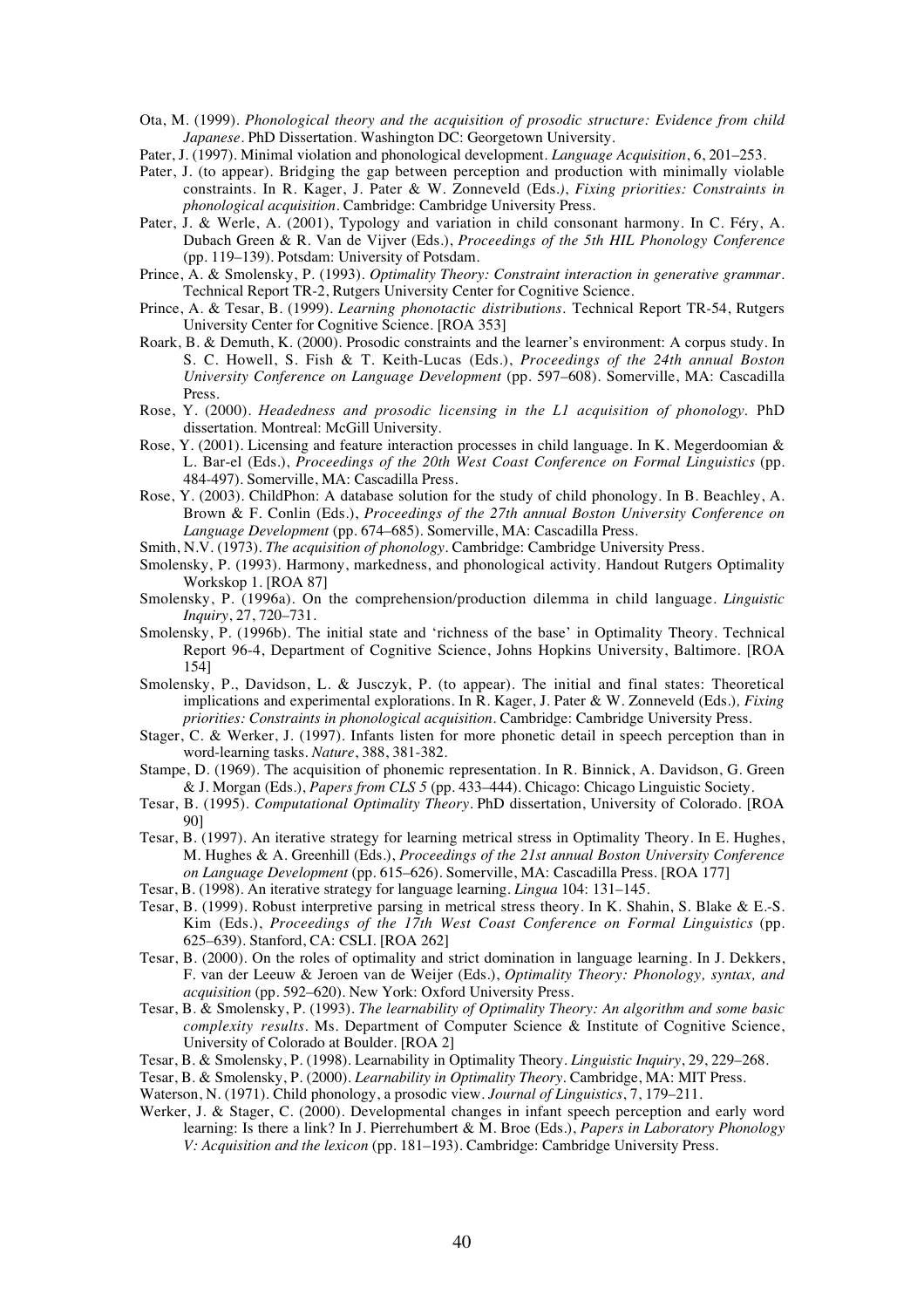Ota, M. (1999). *Phonological theory and the acquisition of prosodic structure: Evidence from child Japanese*. PhD Dissertation. Washington DC: Georgetown University.

Pater, J. (1997). Minimal violation and phonological development. *Language Acquisition*, 6, 201–253.

Pater, J. (to appear). Bridging the gap between perception and production with minimally violable constraints. In R. Kager, J. Pater & W. Zonneveld (Eds.), *Fixing priorities: Constraints in phonological acquisition*. Cambridge: Cambridge University Press.

Pater, J. & Werle, A. (2001), Typology and variation in child consonant harmony. In C. Féry, A. Dubach Green & R. Van de Vijver (Eds.), *Proceedings of the 5th HIL Phonology Conference* (pp. 119–139). Potsdam: University of Potsdam.

Prince, A. & Smolensky, P. (1993). *Optimality Theory: Constraint interaction in generative grammar*. Technical Report TR-2, Rutgers University Center for Cognitive Science.

Prince, A. & Tesar, B. (1999). *Learning phonotactic distributions*. Technical Report TR-54, Rutgers University Center for Cognitive Science. [ROA 353]

Roark, B. & Demuth, K. (2000). Prosodic constraints and the learner's environment: A corpus study. In S. C. Howell, S. Fish & T. Keith-Lucas (Eds.), *Proceedings of the 24th annual Boston University Conference on Language Development* (pp. 597–608). Somerville, MA: Cascadilla Press.

Rose, Y. (2000). *Headedness and prosodic licensing in the L1 acquisition of phonology*. PhD dissertation. Montreal: McGill University.

Rose, Y. (2001). Licensing and feature interaction processes in child language. In K. Megerdoomian & L. Bar-el (Eds.), *Proceedings of the 20th West Coast Conference on Formal Linguistics* (pp. 484-497). Somerville, MA: Cascadilla Press.

Rose, Y. (2003). ChildPhon: A database solution for the study of child phonology. In B. Beachley, A. Brown & F. Conlin (Eds.), *Proceedings of the 27th annual Boston University Conference on Language Development* (pp. 674–685). Somerville, MA: Cascadilla Press.

Smith, N.V. (1973). *The acquisition of phonology*. Cambridge: Cambridge University Press.

Smolensky, P. (1993). Harmony, markedness, and phonological activity. Handout Rutgers Optimality Workskop 1. [ROA 87]

Smolensky, P. (1996a). On the comprehension/production dilemma in child language. *Linguistic Inquiry*, 27, 720–731.

Smolensky, P. (1996b). The initial state and 'richness of the base' in Optimality Theory. Technical Report 96-4, Department of Cognitive Science, Johns Hopkins University, Baltimore. [ROA 154]

Smolensky, P., Davidson, L. & Jusczyk, P. (to appear). The initial and final states: Theoretical implications and experimental explorations. In R. Kager, J. Pater & W. Zonneveld (Eds.)*, Fixing priorities: Constraints in phonological acquisition*. Cambridge: Cambridge University Press.

Stager, C. & Werker, J. (1997). Infants listen for more phonetic detail in speech perception than in word-learning tasks. *Nature*, 388, 381-382.

Stampe, D. (1969). The acquisition of phonemic representation. In R. Binnick, A. Davidson, G. Green & J. Morgan (Eds.), *Papers from CLS 5* (pp. 433–444). Chicago: Chicago Linguistic Society.

Tesar, B. (1995). *Computational Optimality Theory*. PhD dissertation, University of Colorado. [ROA 90]

Tesar, B. (1997). An iterative strategy for learning metrical stress in Optimality Theory. In E. Hughes, M. Hughes & A. Greenhill (Eds.), *Proceedings of the 21st annual Boston University Conference on Language Development* (pp. 615–626). Somerville, MA: Cascadilla Press. [ROA 177]

Tesar, B. (1998). An iterative strategy for language learning. *Lingua* 104: 131–145.

Tesar, B. (1999). Robust interpretive parsing in metrical stress theory. In K. Shahin, S. Blake & E.-S. Kim (Eds.), *Proceedings of the 17th West Coast Conference on Formal Linguistics* (pp. 625–639). Stanford, CA: CSLI. [ROA 262]

Tesar, B. (2000). On the roles of optimality and strict domination in language learning. In J. Dekkers, F. van der Leeuw & Jeroen van de Weijer (Eds.), *Optimality Theory: Phonology, syntax, and acquisition* (pp. 592–620). New York: Oxford University Press.

Tesar, B. & Smolensky, P. (1993). *The learnability of Optimality Theory: An algorithm and some basic complexity results*. Ms. Department of Computer Science & Institute of Cognitive Science, University of Colorado at Boulder. [ROA 2]

Tesar, B. & Smolensky, P. (1998). Learnability in Optimality Theory. *Linguistic Inquiry*, 29, 229–268.

Tesar, B. & Smolensky, P. (2000). *Learnability in Optimality Theory*. Cambridge, MA: MIT Press.

Waterson, N. (1971). Child phonology, a prosodic view. *Journal of Linguistics*, 7, 179–211.

Werker, J. & Stager, C. (2000). Developmental changes in infant speech perception and early word learning: Is there a link? In J. Pierrehumbert & M. Broe (Eds.), *Papers in Laboratory Phonology V: Acquisition and the lexicon* (pp. 181–193). Cambridge: Cambridge University Press.